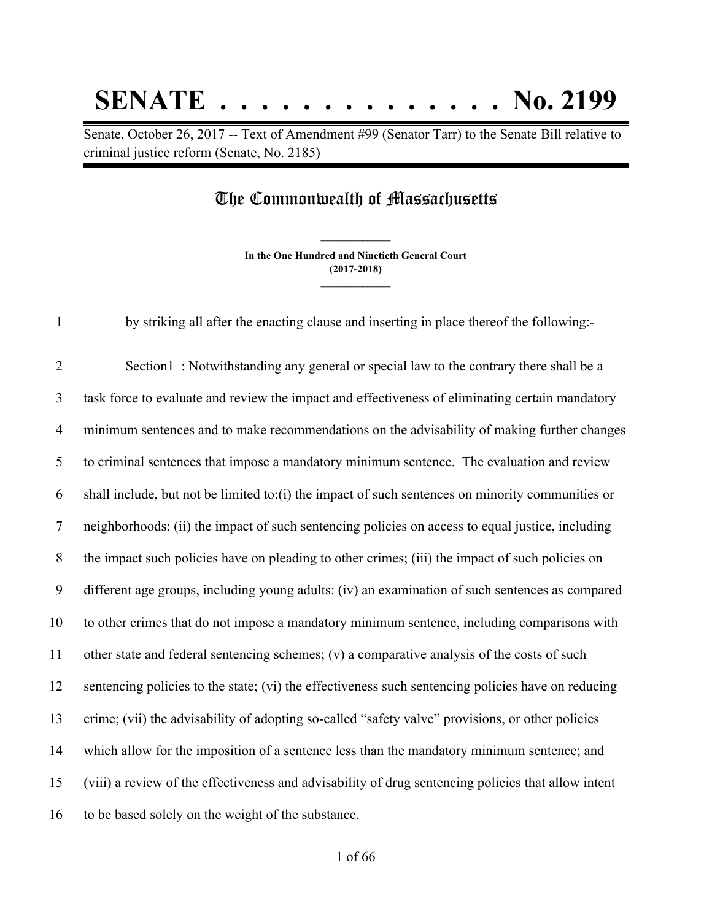# SENATE . . . . . . . . . . . . . . No. 2199

Senate, October 26, 2017 -- Text of Amendment #99 (Senator Tarr) to the Senate Bill relative to criminal justice reform (Senate, No. 2185)

## The Commonwealth of Massachusetts

**In the One Hundred and Ninetieth General Court**
**(2017-2018)**

by striking all after the enacting clause and inserting in place thereof the following:-

Section1 : Notwithstanding any general or special law to the contrary there shall be a task force to evaluate and review the impact and effectiveness of eliminating certain mandatory minimum sentences and to make recommendations on the advisability of making further changes to criminal sentences that impose a mandatory minimum sentence. The evaluation and review shall include, but not be limited to:(i) the impact of such sentences on minority communities or neighborhoods; (ii) the impact of such sentencing policies on access to equal justice, including the impact such policies have on pleading to other crimes; (iii) the impact of such policies on different age groups, including young adults: (iv) an examination of such sentences as compared to other crimes that do not impose a mandatory minimum sentence, including comparisons with other state and federal sentencing schemes; (v) a comparative analysis of the costs of such sentencing policies to the state; (vi) the effectiveness such sentencing policies have on reducing crime; (vii) the advisability of adopting so-called "safety valve" provisions, or other policies which allow for the imposition of a sentence less than the mandatory minimum sentence; and (viii) a review of the effectiveness and advisability of drug sentencing policies that allow intent to be based solely on the weight of the substance.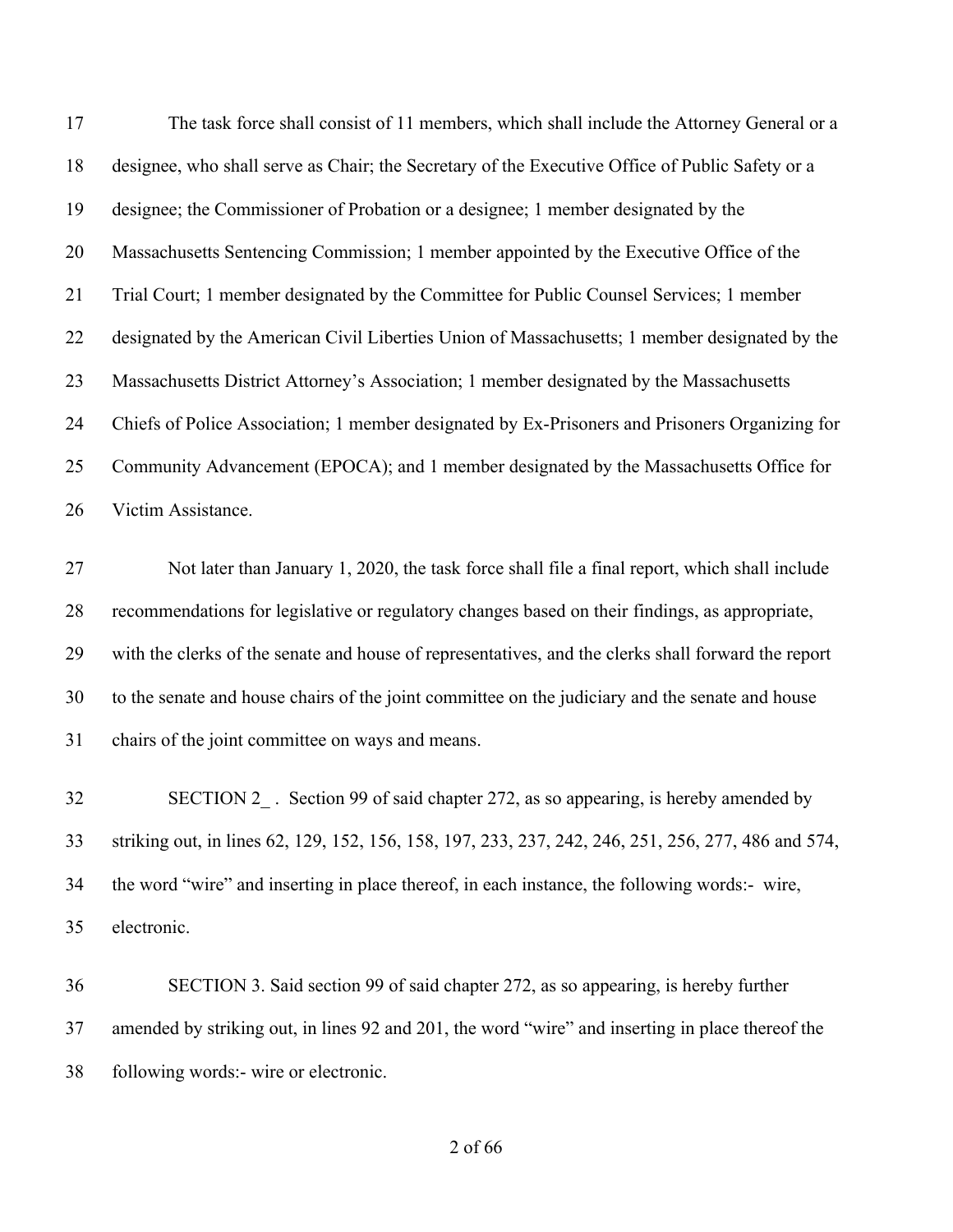The task force shall consist of 11 members, which shall include the Attorney General or a designee, who shall serve as Chair; the Secretary of the Executive Office of Public Safety or a designee; the Commissioner of Probation or a designee; 1 member designated by the Massachusetts Sentencing Commission; 1 member appointed by the Executive Office of the Trial Court; 1 member designated by the Committee for Public Counsel Services; 1 member designated by the American Civil Liberties Union of Massachusetts; 1 member designated by the Massachusetts District Attorney's Association; 1 member designated by the Massachusetts Chiefs of Police Association; 1 member designated by Ex-Prisoners and Prisoners Organizing for Community Advancement (EPOCA); and 1 member designated by the Massachusetts Office for Victim Assistance.

Not later than January 1, 2020, the task force shall file a final report, which shall include recommendations for legislative or regulatory changes based on their findings, as appropriate, with the clerks of the senate and house of representatives, and the clerks shall forward the report to the senate and house chairs of the joint committee on the judiciary and the senate and house chairs of the joint committee on ways and means.

SECTION 2_ . Section 99 of said chapter 272, as so appearing, is hereby amended by striking out, in lines 62, 129, 152, 156, 158, 197, 233, 237, 242, 246, 251, 256, 277, 486 and 574, the word "wire" and inserting in place thereof, in each instance, the following words:- wire, electronic.

SECTION 3. Said section 99 of said chapter 272, as so appearing, is hereby further amended by striking out, in lines 92 and 201, the word "wire" and inserting in place thereof the following words:- wire or electronic.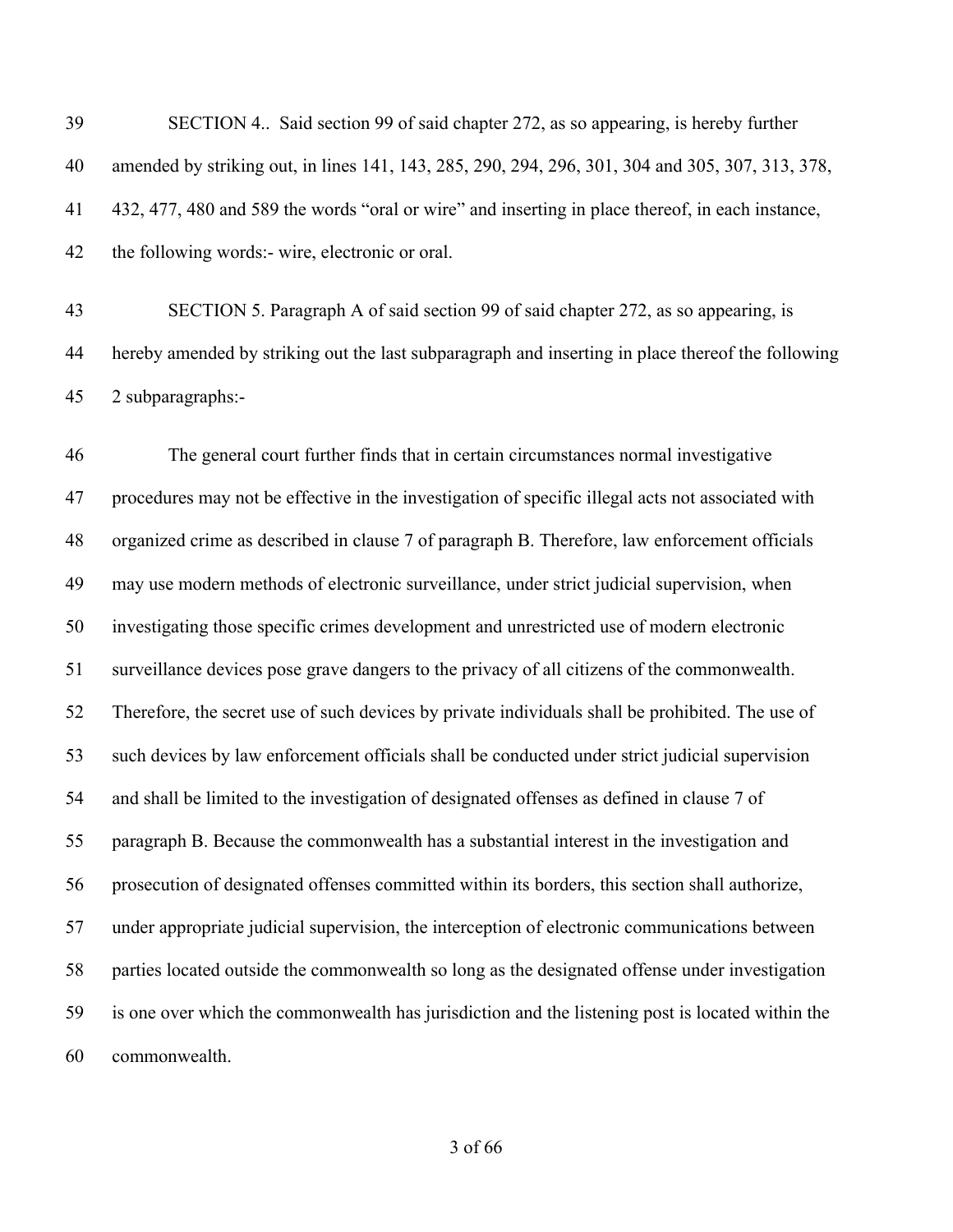SECTION 4.. Said section 99 of said chapter 272, as so appearing, is hereby further amended by striking out, in lines 141, 143, 285, 290, 294, 296, 301, 304 and 305, 307, 313, 378, 432, 477, 480 and 589 the words "oral or wire" and inserting in place thereof, in each instance, the following words:- wire, electronic or oral.

SECTION 5. Paragraph A of said section 99 of said chapter 272, as so appearing, is hereby amended by striking out the last subparagraph and inserting in place thereof the following 2 subparagraphs:-

The general court further finds that in certain circumstances normal investigative procedures may not be effective in the investigation of specific illegal acts not associated with organized crime as described in clause 7 of paragraph B. Therefore, law enforcement officials may use modern methods of electronic surveillance, under strict judicial supervision, when investigating those specific crimes development and unrestricted use of modern electronic surveillance devices pose grave dangers to the privacy of all citizens of the commonwealth. Therefore, the secret use of such devices by private individuals shall be prohibited. The use of such devices by law enforcement officials shall be conducted under strict judicial supervision and shall be limited to the investigation of designated offenses as defined in clause 7 of paragraph B. Because the commonwealth has a substantial interest in the investigation and prosecution of designated offenses committed within its borders, this section shall authorize, under appropriate judicial supervision, the interception of electronic communications between parties located outside the commonwealth so long as the designated offense under investigation is one over which the commonwealth has jurisdiction and the listening post is located within the commonwealth.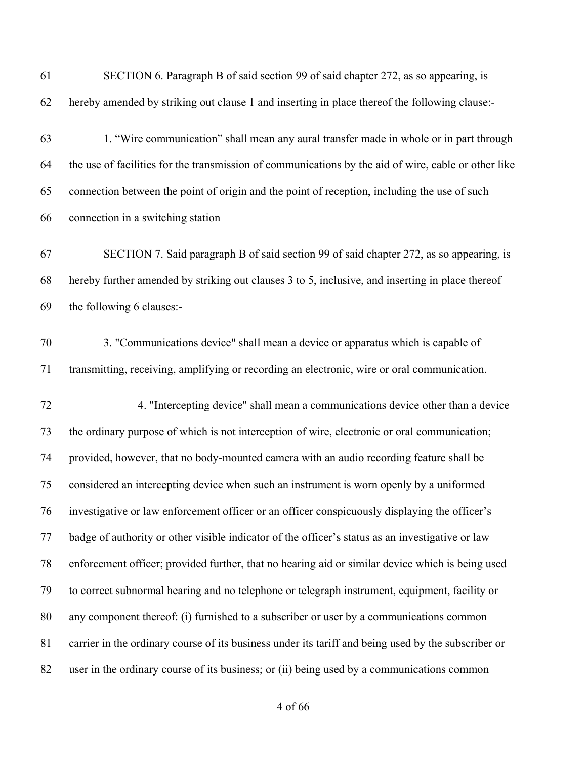SECTION 6. Paragraph B of said section 99 of said chapter 272, as so appearing, is hereby amended by striking out clause 1 and inserting in place thereof the following clause:-

1. "Wire communication" shall mean any aural transfer made in whole or in part through the use of facilities for the transmission of communications by the aid of wire, cable or other like connection between the point of origin and the point of reception, including the use of such connection in a switching station

SECTION 7. Said paragraph B of said section 99 of said chapter 272, as so appearing, is hereby further amended by striking out clauses 3 to 5, inclusive, and inserting in place thereof the following 6 clauses:-

3. "Communications device" shall mean a device or apparatus which is capable of transmitting, receiving, amplifying or recording an electronic, wire or oral communication.

4. "Intercepting device" shall mean a communications device other than a device the ordinary purpose of which is not interception of wire, electronic or oral communication; provided, however, that no body-mounted camera with an audio recording feature shall be considered an intercepting device when such an instrument is worn openly by a uniformed investigative or law enforcement officer or an officer conspicuously displaying the officer's badge of authority or other visible indicator of the officer's status as an investigative or law enforcement officer; provided further, that no hearing aid or similar device which is being used to correct subnormal hearing and no telephone or telegraph instrument, equipment, facility or any component thereof: (i) furnished to a subscriber or user by a communications common carrier in the ordinary course of its business under its tariff and being used by the subscriber or user in the ordinary course of its business; or (ii) being used by a communications common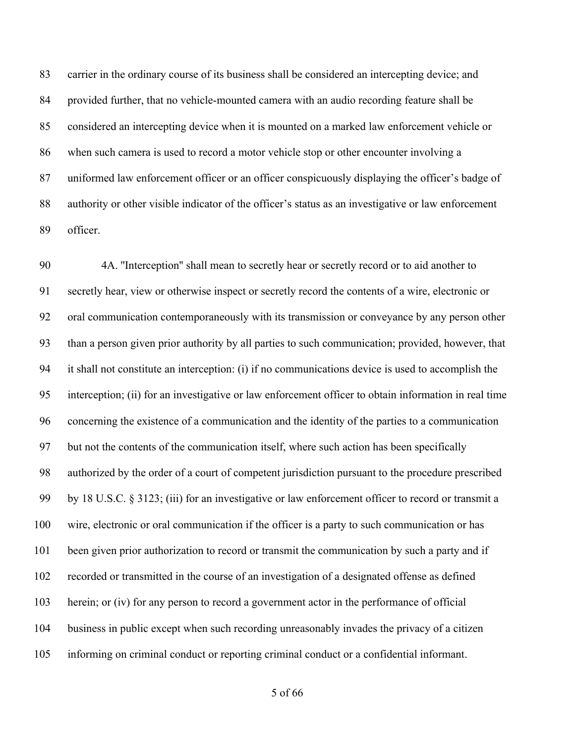carrier in the ordinary course of its business shall be considered an intercepting device; and provided further, that no vehicle-mounted camera with an audio recording feature shall be considered an intercepting device when it is mounted on a marked law enforcement vehicle or when such camera is used to record a motor vehicle stop or other encounter involving a uniformed law enforcement officer or an officer conspicuously displaying the officer's badge of authority or other visible indicator of the officer's status as an investigative or law enforcement officer.

4A. "Interception" shall mean to secretly hear or secretly record or to aid another to secretly hear, view or otherwise inspect or secretly record the contents of a wire, electronic or oral communication contemporaneously with its transmission or conveyance by any person other than a person given prior authority by all parties to such communication; provided, however, that it shall not constitute an interception: (i) if no communications device is used to accomplish the interception; (ii) for an investigative or law enforcement officer to obtain information in real time concerning the existence of a communication and the identity of the parties to a communication but not the contents of the communication itself, where such action has been specifically authorized by the order of a court of competent jurisdiction pursuant to the procedure prescribed by 18 U.S.C. § 3123; (iii) for an investigative or law enforcement officer to record or transmit a wire, electronic or oral communication if the officer is a party to such communication or has been given prior authorization to record or transmit the communication by such a party and if recorded or transmitted in the course of an investigation of a designated offense as defined herein; or (iv) for any person to record a government actor in the performance of official business in public except when such recording unreasonably invades the privacy of a citizen informing on criminal conduct or reporting criminal conduct or a confidential informant.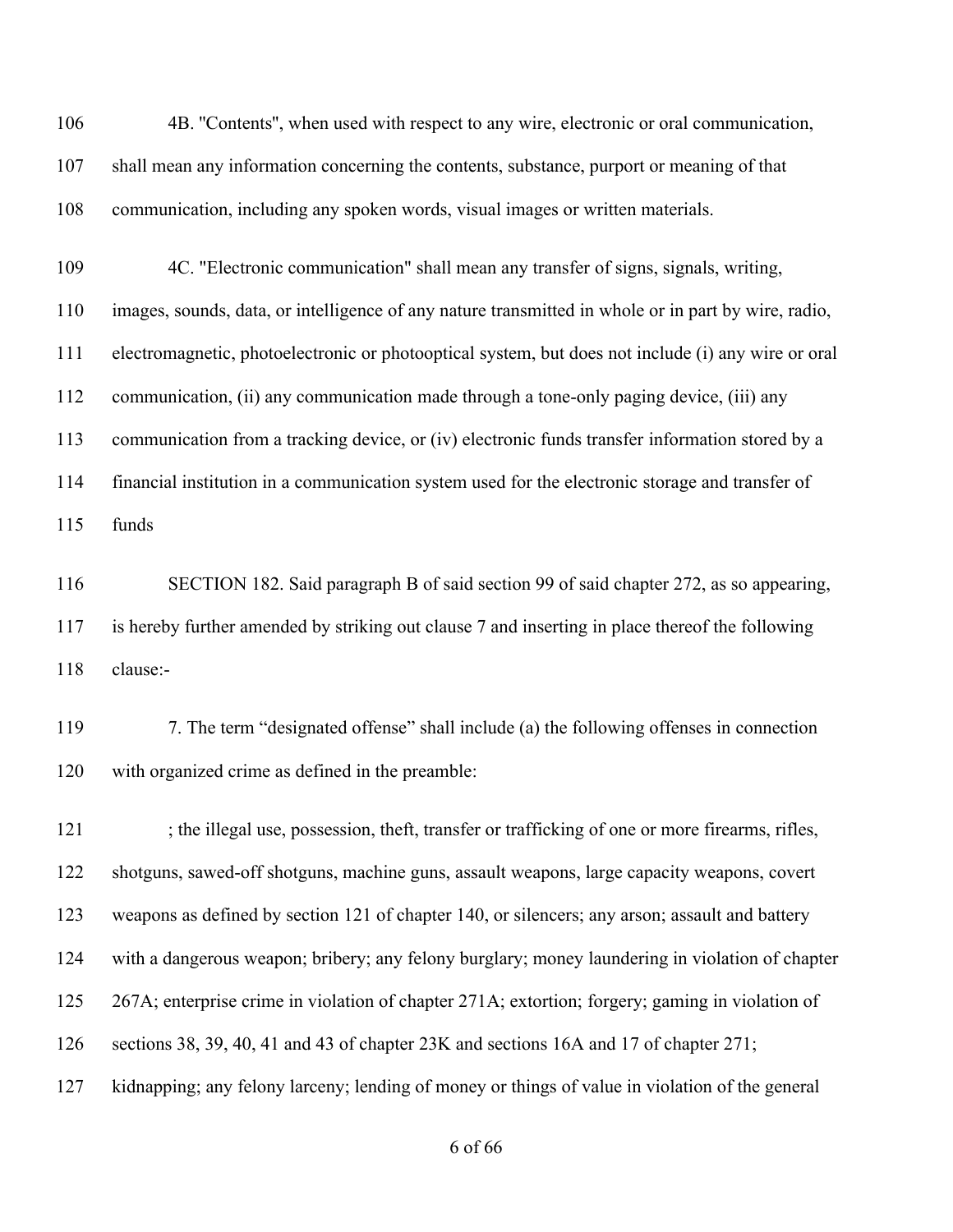4B. "Contents", when used with respect to any wire, electronic or oral communication, shall mean any information concerning the contents, substance, purport or meaning of that communication, including any spoken words, visual images or written materials.

4C. "Electronic communication" shall mean any transfer of signs, signals, writing, images, sounds, data, or intelligence of any nature transmitted in whole or in part by wire, radio, electromagnetic, photoelectronic or photooptical system, but does not include (i) any wire or oral communication, (ii) any communication made through a tone-only paging device, (iii) any communication from a tracking device, or (iv) electronic funds transfer information stored by a financial institution in a communication system used for the electronic storage and transfer of funds

SECTION 182. Said paragraph B of said section 99 of said chapter 272, as so appearing, is hereby further amended by striking out clause 7 and inserting in place thereof the following clause:-

7. The term "designated offense" shall include (a) the following offenses in connection with organized crime as defined in the preamble:

; the illegal use, possession, theft, transfer or trafficking of one or more firearms, rifles, shotguns, sawed-off shotguns, machine guns, assault weapons, large capacity weapons, covert weapons as defined by section 121 of chapter 140, or silencers; any arson; assault and battery with a dangerous weapon; bribery; any felony burglary; money laundering in violation of chapter 267A; enterprise crime in violation of chapter 271A; extortion; forgery; gaming in violation of sections 38, 39, 40, 41 and 43 of chapter 23K and sections 16A and 17 of chapter 271; kidnapping; any felony larceny; lending of money or things of value in violation of the general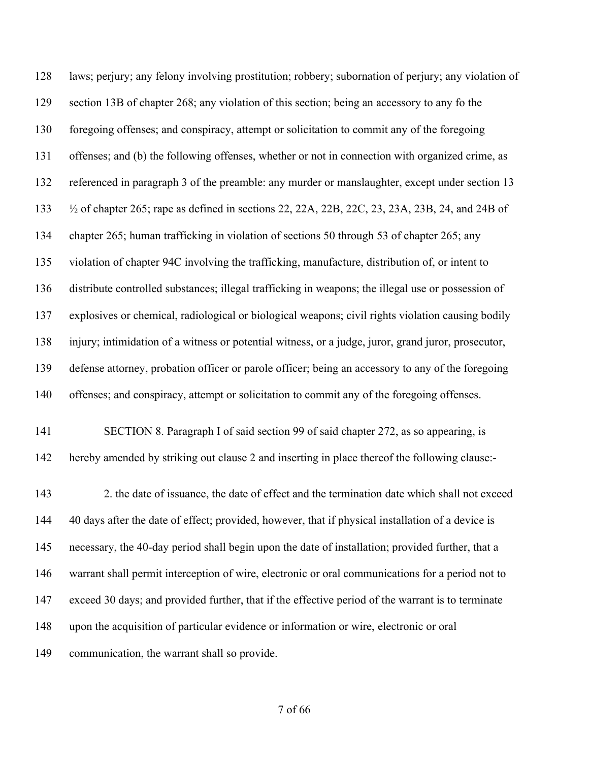laws; perjury; any felony involving prostitution; robbery; subornation of perjury; any violation of section 13B of chapter 268; any violation of this section; being an accessory to any fo the foregoing offenses; and conspiracy, attempt or solicitation to commit any of the foregoing offenses; and (b) the following offenses, whether or not in connection with organized crime, as referenced in paragraph 3 of the preamble: any murder or manslaughter, except under section 13 ½ of chapter 265; rape as defined in sections 22, 22A, 22B, 22C, 23, 23A, 23B, 24, and 24B of chapter 265; human trafficking in violation of sections 50 through 53 of chapter 265; any violation of chapter 94C involving the trafficking, manufacture, distribution of, or intent to distribute controlled substances; illegal trafficking in weapons; the illegal use or possession of explosives or chemical, radiological or biological weapons; civil rights violation causing bodily injury; intimidation of a witness or potential witness, or a judge, juror, grand juror, prosecutor, defense attorney, probation officer or parole officer; being an accessory to any of the foregoing offenses; and conspiracy, attempt or solicitation to commit any of the foregoing offenses.

SECTION 8. Paragraph I of said section 99 of said chapter 272, as so appearing, is hereby amended by striking out clause 2 and inserting in place thereof the following clause:-

2. the date of issuance, the date of effect and the termination date which shall not exceed 40 days after the date of effect; provided, however, that if physical installation of a device is necessary, the 40-day period shall begin upon the date of installation; provided further, that a warrant shall permit interception of wire, electronic or oral communications for a period not to exceed 30 days; and provided further, that if the effective period of the warrant is to terminate upon the acquisition of particular evidence or information or wire, electronic or oral communication, the warrant shall so provide.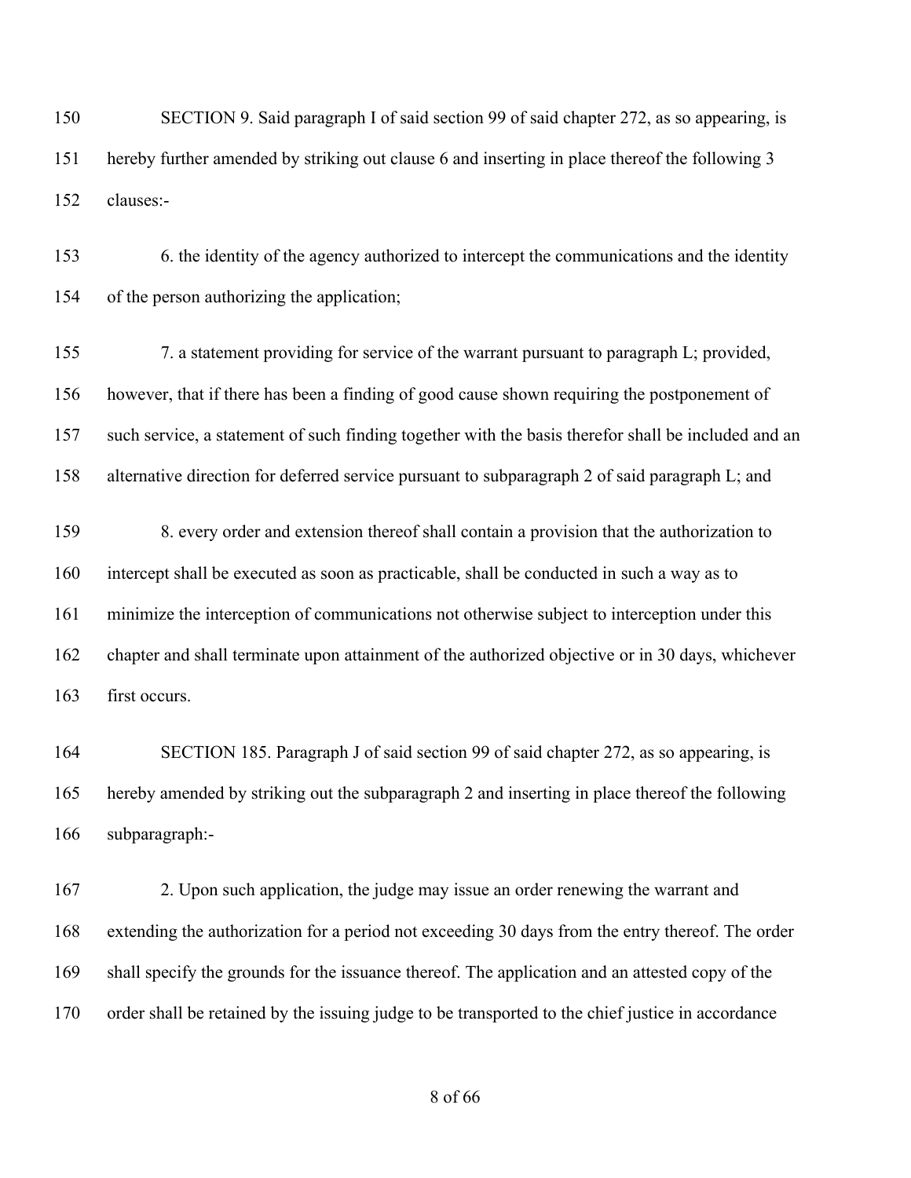SECTION 9. Said paragraph I of said section 99 of said chapter 272, as so appearing, is hereby further amended by striking out clause 6 and inserting in place thereof the following 3 clauses:-

6. the identity of the agency authorized to intercept the communications and the identity of the person authorizing the application;

7. a statement providing for service of the warrant pursuant to paragraph L; provided, however, that if there has been a finding of good cause shown requiring the postponement of such service, a statement of such finding together with the basis therefor shall be included and an alternative direction for deferred service pursuant to subparagraph 2 of said paragraph L; and

8. every order and extension thereof shall contain a provision that the authorization to intercept shall be executed as soon as practicable, shall be conducted in such a way as to minimize the interception of communications not otherwise subject to interception under this chapter and shall terminate upon attainment of the authorized objective or in 30 days, whichever first occurs.

SECTION 185. Paragraph J of said section 99 of said chapter 272, as so appearing, is hereby amended by striking out the subparagraph 2 and inserting in place thereof the following subparagraph:-

2. Upon such application, the judge may issue an order renewing the warrant and extending the authorization for a period not exceeding 30 days from the entry thereof. The order shall specify the grounds for the issuance thereof. The application and an attested copy of the order shall be retained by the issuing judge to be transported to the chief justice in accordance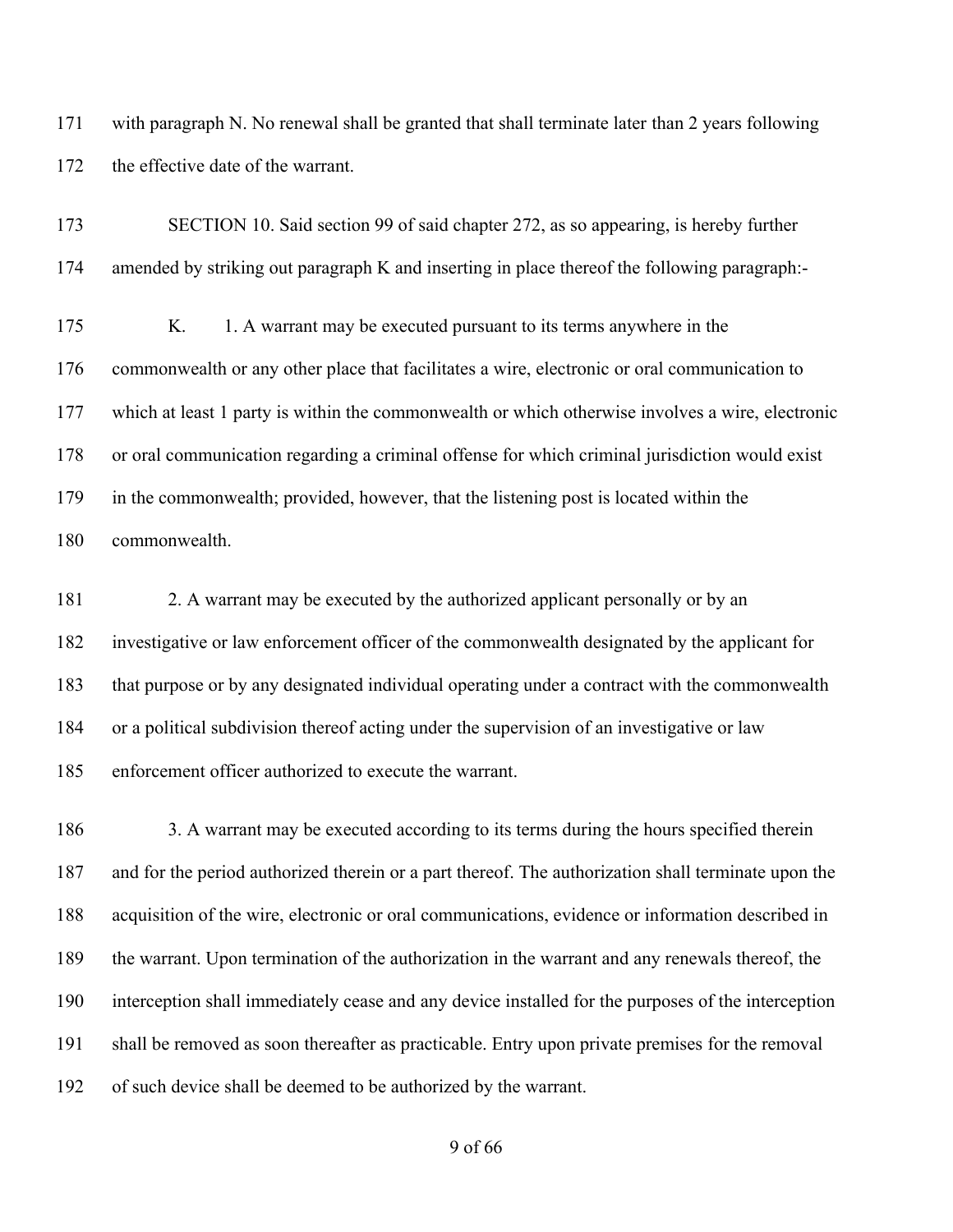with paragraph N. No renewal shall be granted that shall terminate later than 2 years following the effective date of the warrant.

SECTION 10. Said section 99 of said chapter 272, as so appearing, is hereby further amended by striking out paragraph K and inserting in place thereof the following paragraph:-

K. 1. A warrant may be executed pursuant to its terms anywhere in the commonwealth or any other place that facilitates a wire, electronic or oral communication to which at least 1 party is within the commonwealth or which otherwise involves a wire, electronic or oral communication regarding a criminal offense for which criminal jurisdiction would exist in the commonwealth; provided, however, that the listening post is located within the commonwealth.

2. A warrant may be executed by the authorized applicant personally or by an investigative or law enforcement officer of the commonwealth designated by the applicant for that purpose or by any designated individual operating under a contract with the commonwealth or a political subdivision thereof acting under the supervision of an investigative or law enforcement officer authorized to execute the warrant.

3. A warrant may be executed according to its terms during the hours specified therein and for the period authorized therein or a part thereof. The authorization shall terminate upon the acquisition of the wire, electronic or oral communications, evidence or information described in the warrant. Upon termination of the authorization in the warrant and any renewals thereof, the interception shall immediately cease and any device installed for the purposes of the interception shall be removed as soon thereafter as practicable. Entry upon private premises for the removal of such device shall be deemed to be authorized by the warrant.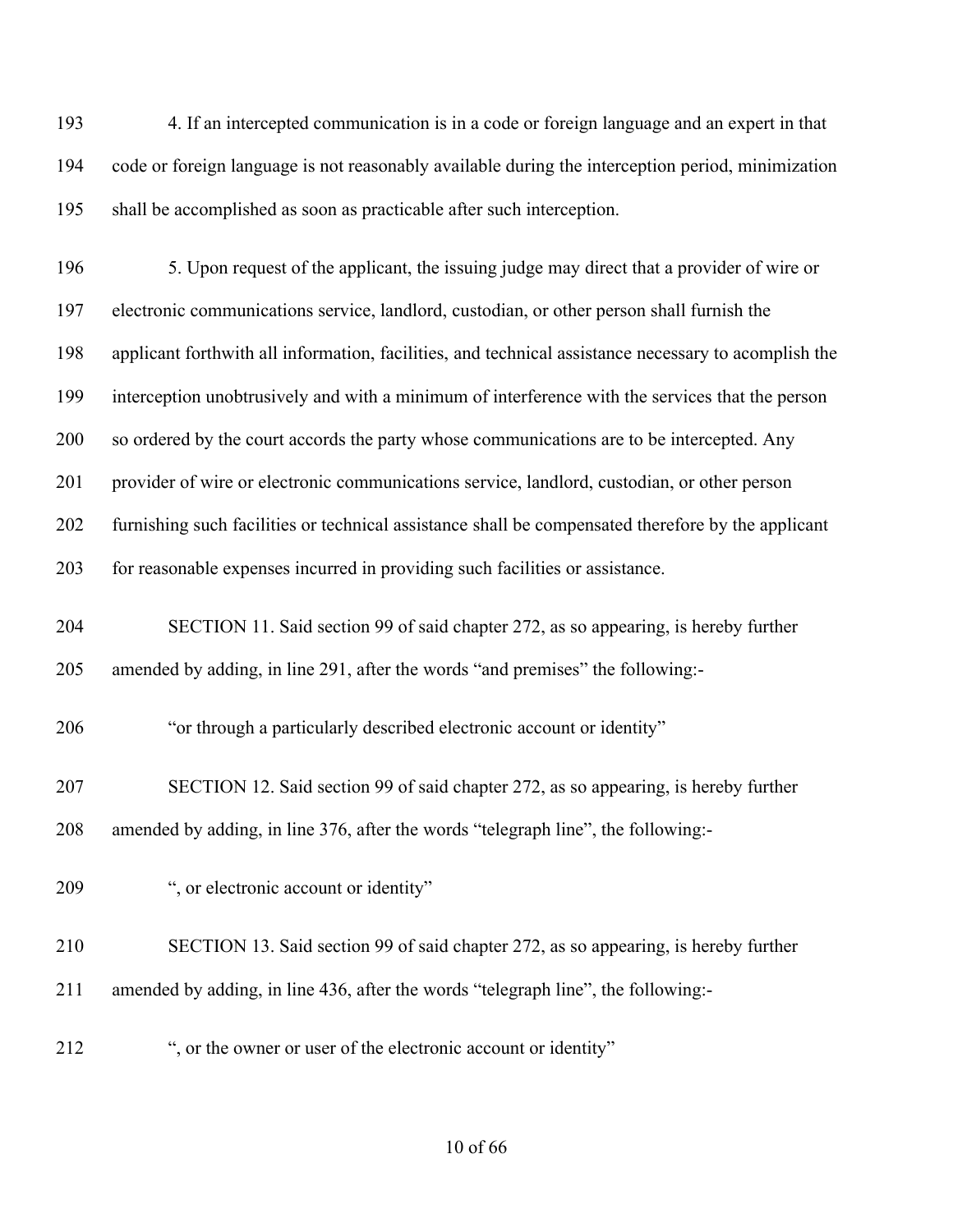4. If an intercepted communication is in a code or foreign language and an expert in that code or foreign language is not reasonably available during the interception period, minimization shall be accomplished as soon as practicable after such interception.

5. Upon request of the applicant, the issuing judge may direct that a provider of wire or electronic communications service, landlord, custodian, or other person shall furnish the applicant forthwith all information, facilities, and technical assistance necessary to acomplish the interception unobtrusively and with a minimum of interference with the services that the person so ordered by the court accords the party whose communications are to be intercepted. Any provider of wire or electronic communications service, landlord, custodian, or other person furnishing such facilities or technical assistance shall be compensated therefore by the applicant for reasonable expenses incurred in providing such facilities or assistance.

SECTION 11. Said section 99 of said chapter 272, as so appearing, is hereby further amended by adding, in line 291, after the words "and premises" the following:-

"or through a particularly described electronic account or identity"

SECTION 12. Said section 99 of said chapter 272, as so appearing, is hereby further amended by adding, in line 376, after the words "telegraph line", the following:-

", or electronic account or identity"

SECTION 13. Said section 99 of said chapter 272, as so appearing, is hereby further amended by adding, in line 436, after the words "telegraph line", the following:-

", or the owner or user of the electronic account or identity"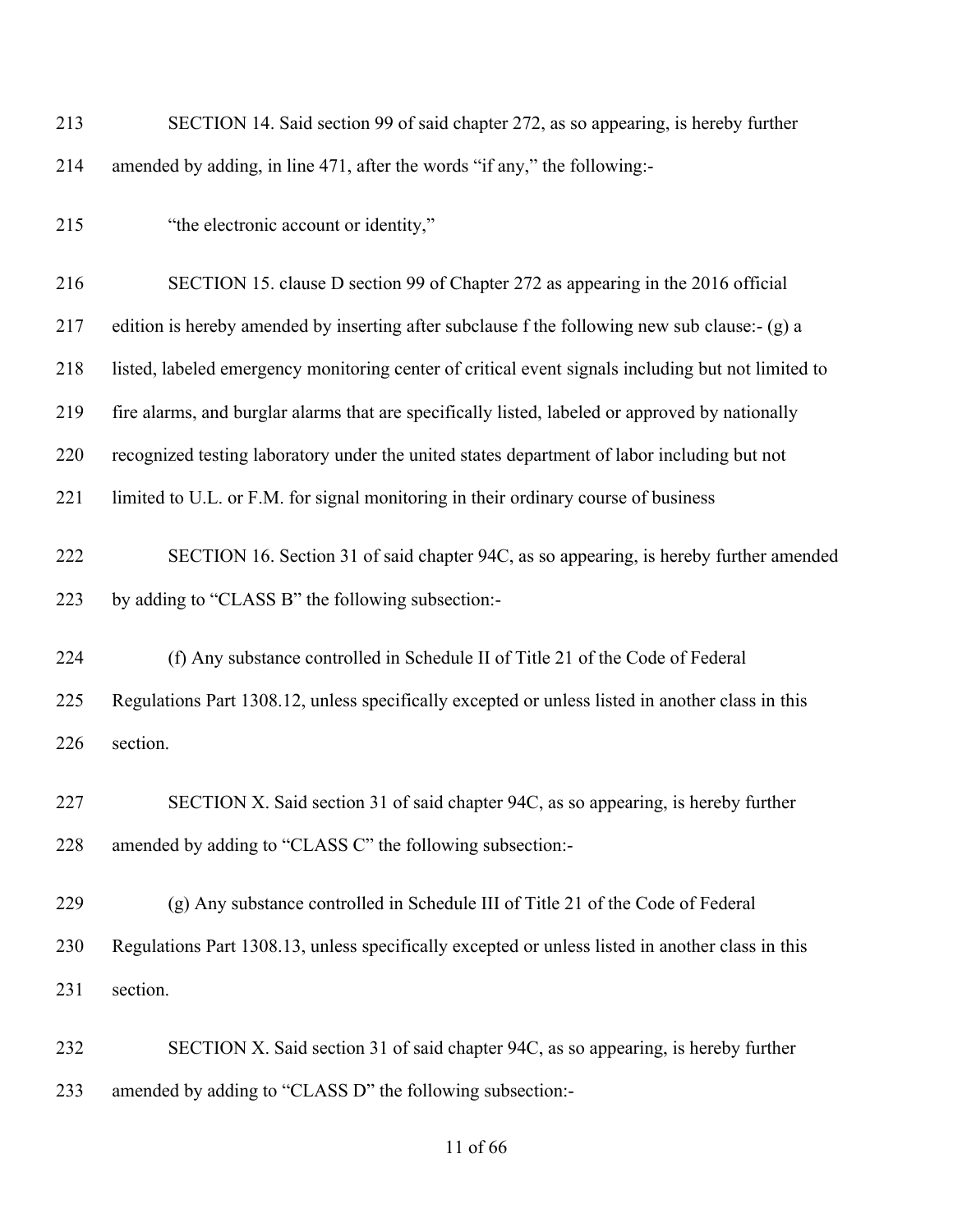SECTION 14. Said section 99 of said chapter 272, as so appearing, is hereby further amended by adding, in line 471, after the words "if any," the following:-

"the electronic account or identity,"

SECTION 15. clause D section 99 of Chapter 272 as appearing in the 2016 official edition is hereby amended by inserting after subclause f the following new sub clause:- (g) a listed, labeled emergency monitoring center of critical event signals including but not limited to fire alarms, and burglar alarms that are specifically listed, labeled or approved by nationally recognized testing laboratory under the united states department of labor including but not limited to U.L. or F.M. for signal monitoring in their ordinary course of business

SECTION 16. Section 31 of said chapter 94C, as so appearing, is hereby further amended by adding to "CLASS B" the following subsection:-

(f) Any substance controlled in Schedule II of Title 21 of the Code of Federal Regulations Part 1308.12, unless specifically excepted or unless listed in another class in this section.

SECTION X. Said section 31 of said chapter 94C, as so appearing, is hereby further amended by adding to "CLASS C" the following subsection:-

(g) Any substance controlled in Schedule III of Title 21 of the Code of Federal Regulations Part 1308.13, unless specifically excepted or unless listed in another class in this section.

SECTION X. Said section 31 of said chapter 94C, as so appearing, is hereby further amended by adding to "CLASS D" the following subsection:-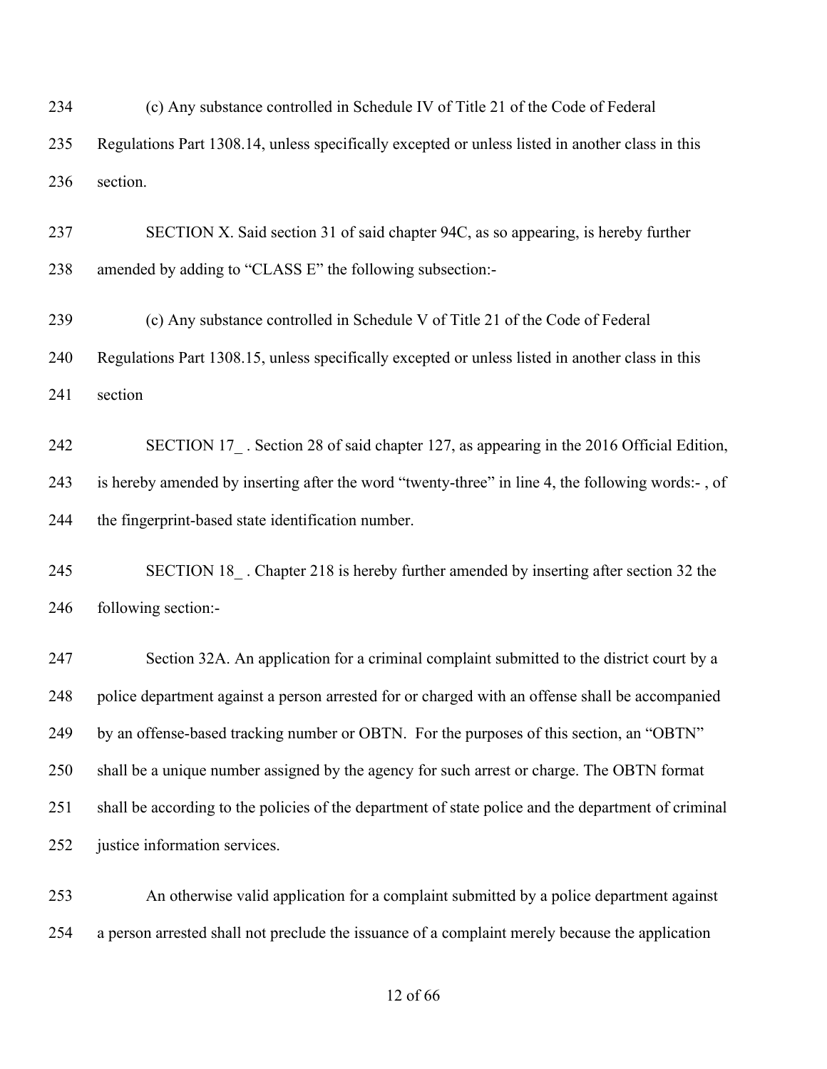(c) Any substance controlled in Schedule IV of Title 21 of the Code of Federal Regulations Part 1308.14, unless specifically excepted or unless listed in another class in this section.

SECTION X. Said section 31 of said chapter 94C, as so appearing, is hereby further amended by adding to "CLASS E" the following subsection:-

(c) Any substance controlled in Schedule V of Title 21 of the Code of Federal Regulations Part 1308.15, unless specifically excepted or unless listed in another class in this section

SECTION 17_ . Section 28 of said chapter 127, as appearing in the 2016 Official Edition, is hereby amended by inserting after the word "twenty-three" in line 4, the following words:- , of the fingerprint-based state identification number.

SECTION 18_ . Chapter 218 is hereby further amended by inserting after section 32 the following section:-

Section 32A. An application for a criminal complaint submitted to the district court by a police department against a person arrested for or charged with an offense shall be accompanied by an offense-based tracking number or OBTN. For the purposes of this section, an "OBTN" shall be a unique number assigned by the agency for such arrest or charge. The OBTN format shall be according to the policies of the department of state police and the department of criminal justice information services.

An otherwise valid application for a complaint submitted by a police department against a person arrested shall not preclude the issuance of a complaint merely because the application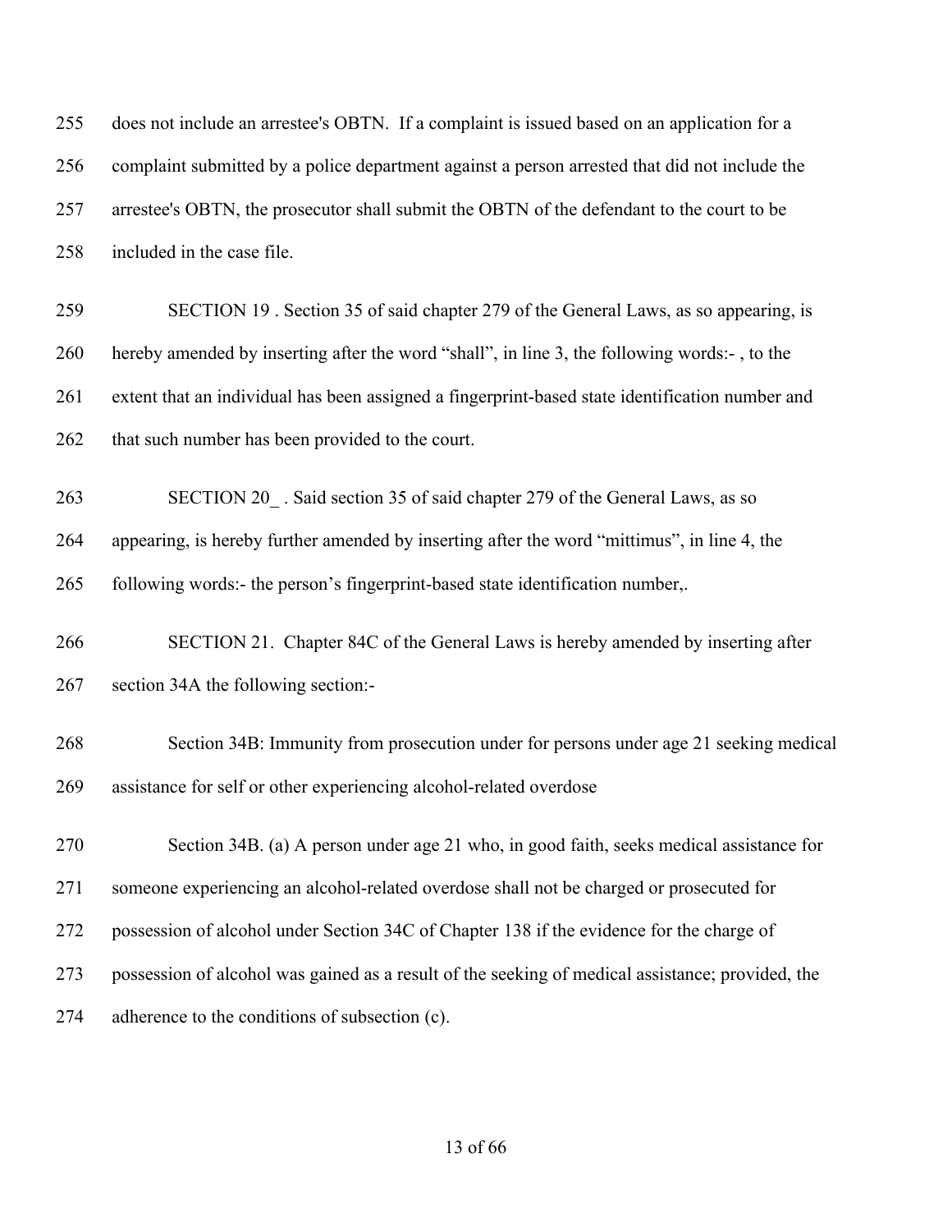does not include an arrestee's OBTN. If a complaint is issued based on an application for a complaint submitted by a police department against a person arrested that did not include the arrestee's OBTN, the prosecutor shall submit the OBTN of the defendant to the court to be included in the case file.

SECTION 19 . Section 35 of said chapter 279 of the General Laws, as so appearing, is hereby amended by inserting after the word "shall", in line 3, the following words:- , to the extent that an individual has been assigned a fingerprint-based state identification number and that such number has been provided to the court.

SECTION 20_ . Said section 35 of said chapter 279 of the General Laws, as so appearing, is hereby further amended by inserting after the word "mittimus", in line 4, the following words:- the person's fingerprint-based state identification number,.

SECTION 21. Chapter 84C of the General Laws is hereby amended by inserting after section 34A the following section:-

Section 34B: Immunity from prosecution under for persons under age 21 seeking medical assistance for self or other experiencing alcohol-related overdose

Section 34B. (a) A person under age 21 who, in good faith, seeks medical assistance for someone experiencing an alcohol-related overdose shall not be charged or prosecuted for possession of alcohol under Section 34C of Chapter 138 if the evidence for the charge of possession of alcohol was gained as a result of the seeking of medical assistance; provided, the adherence to the conditions of subsection (c).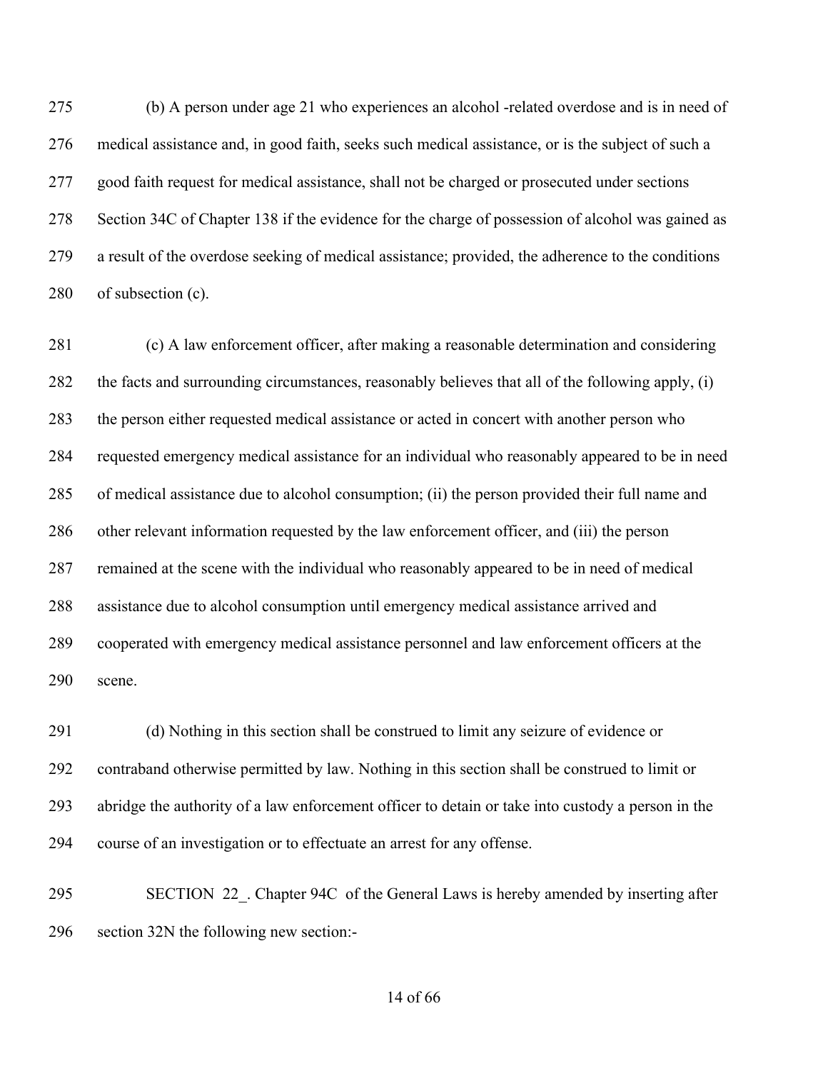(b) A person under age 21 who experiences an alcohol -related overdose and is in need of medical assistance and, in good faith, seeks such medical assistance, or is the subject of such a good faith request for medical assistance, shall not be charged or prosecuted under sections Section 34C of Chapter 138 if the evidence for the charge of possession of alcohol was gained as a result of the overdose seeking of medical assistance; provided, the adherence to the conditions of subsection (c).

(c) A law enforcement officer, after making a reasonable determination and considering the facts and surrounding circumstances, reasonably believes that all of the following apply, (i) the person either requested medical assistance or acted in concert with another person who requested emergency medical assistance for an individual who reasonably appeared to be in need of medical assistance due to alcohol consumption; (ii) the person provided their full name and other relevant information requested by the law enforcement officer, and (iii) the person remained at the scene with the individual who reasonably appeared to be in need of medical assistance due to alcohol consumption until emergency medical assistance arrived and cooperated with emergency medical assistance personnel and law enforcement officers at the scene.

(d) Nothing in this section shall be construed to limit any seizure of evidence or contraband otherwise permitted by law. Nothing in this section shall be construed to limit or abridge the authority of a law enforcement officer to detain or take into custody a person in the course of an investigation or to effectuate an arrest for any offense.

SECTION 22_. Chapter 94C of the General Laws is hereby amended by inserting after section 32N the following new section:-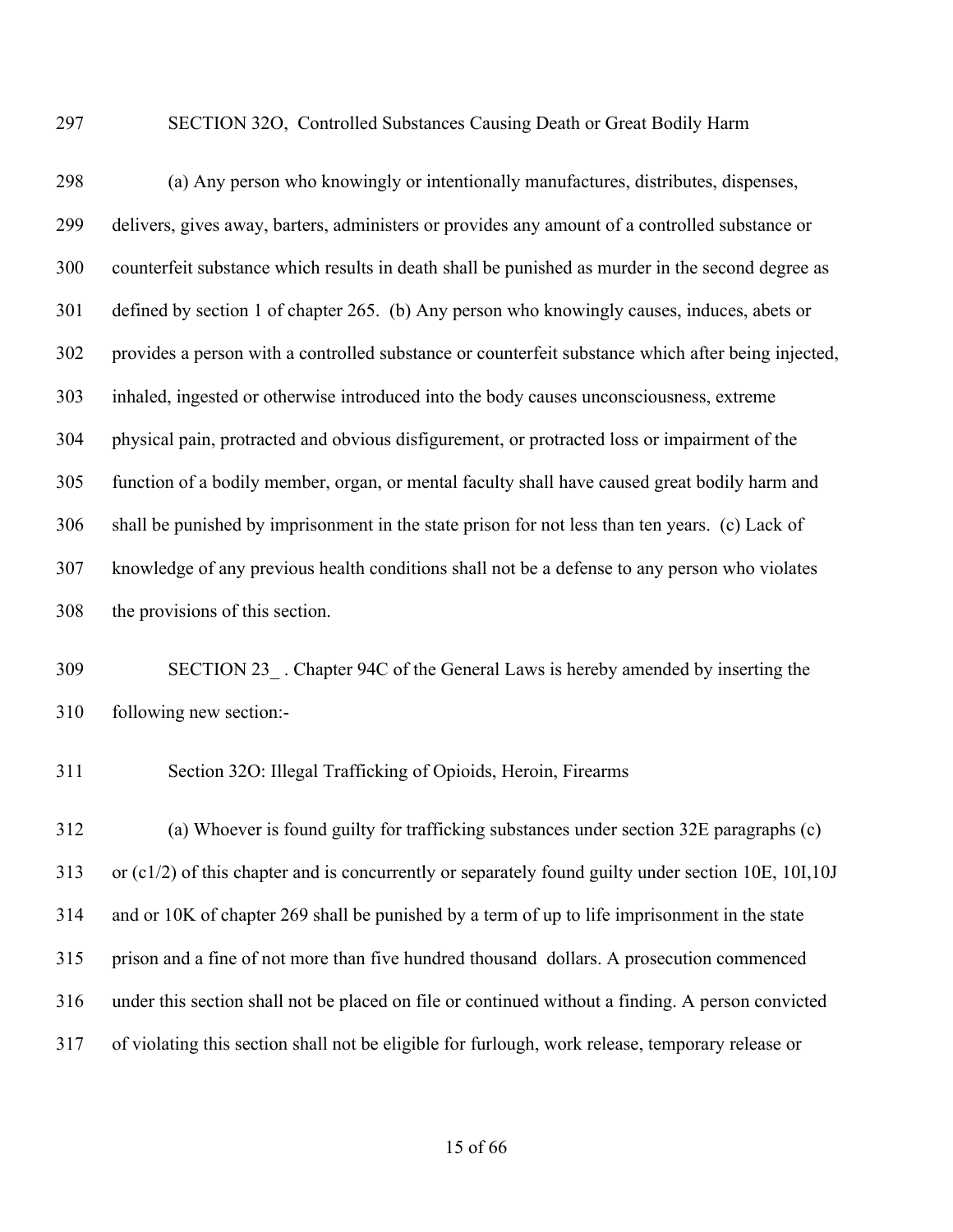SECTION 32O, Controlled Substances Causing Death or Great Bodily Harm

(a) Any person who knowingly or intentionally manufactures, distributes, dispenses, delivers, gives away, barters, administers or provides any amount of a controlled substance or counterfeit substance which results in death shall be punished as murder in the second degree as defined by section 1 of chapter 265. (b) Any person who knowingly causes, induces, abets or provides a person with a controlled substance or counterfeit substance which after being injected, inhaled, ingested or otherwise introduced into the body causes unconsciousness, extreme physical pain, protracted and obvious disfigurement, or protracted loss or impairment of the function of a bodily member, organ, or mental faculty shall have caused great bodily harm and shall be punished by imprisonment in the state prison for not less than ten years. (c) Lack of knowledge of any previous health conditions shall not be a defense to any person who violates the provisions of this section.

SECTION 23_ . Chapter 94C of the General Laws is hereby amended by inserting the following new section:-

Section 32O: Illegal Trafficking of Opioids, Heroin, Firearms

(a) Whoever is found guilty for trafficking substances under section 32E paragraphs (c) or (c1/2) of this chapter and is concurrently or separately found guilty under section 10E, 10I,10J and or 10K of chapter 269 shall be punished by a term of up to life imprisonment in the state prison and a fine of not more than five hundred thousand dollars. A prosecution commenced under this section shall not be placed on file or continued without a finding. A person convicted of violating this section shall not be eligible for furlough, work release, temporary release or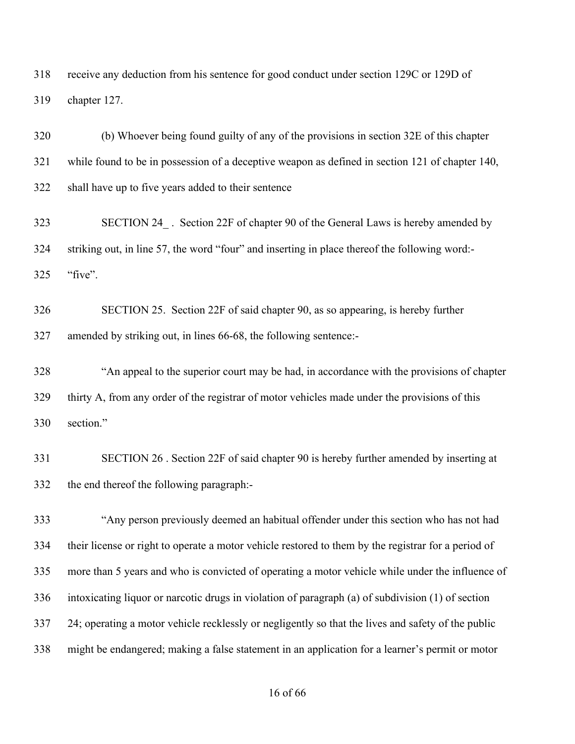receive any deduction from his sentence for good conduct under section 129C or 129D of chapter 127.

(b) Whoever being found guilty of any of the provisions in section 32E of this chapter while found to be in possession of a deceptive weapon as defined in section 121 of chapter 140, shall have up to five years added to their sentence

SECTION 24_ . Section 22F of chapter 90 of the General Laws is hereby amended by striking out, in line 57, the word "four" and inserting in place thereof the following word:- "five".

SECTION 25. Section 22F of said chapter 90, as so appearing, is hereby further amended by striking out, in lines 66-68, the following sentence:-

"An appeal to the superior court may be had, in accordance with the provisions of chapter thirty A, from any order of the registrar of motor vehicles made under the provisions of this section."

SECTION 26 . Section 22F of said chapter 90 is hereby further amended by inserting at the end thereof the following paragraph:-

"Any person previously deemed an habitual offender under this section who has not had their license or right to operate a motor vehicle restored to them by the registrar for a period of more than 5 years and who is convicted of operating a motor vehicle while under the influence of intoxicating liquor or narcotic drugs in violation of paragraph (a) of subdivision (1) of section 24; operating a motor vehicle recklessly or negligently so that the lives and safety of the public might be endangered; making a false statement in an application for a learner's permit or motor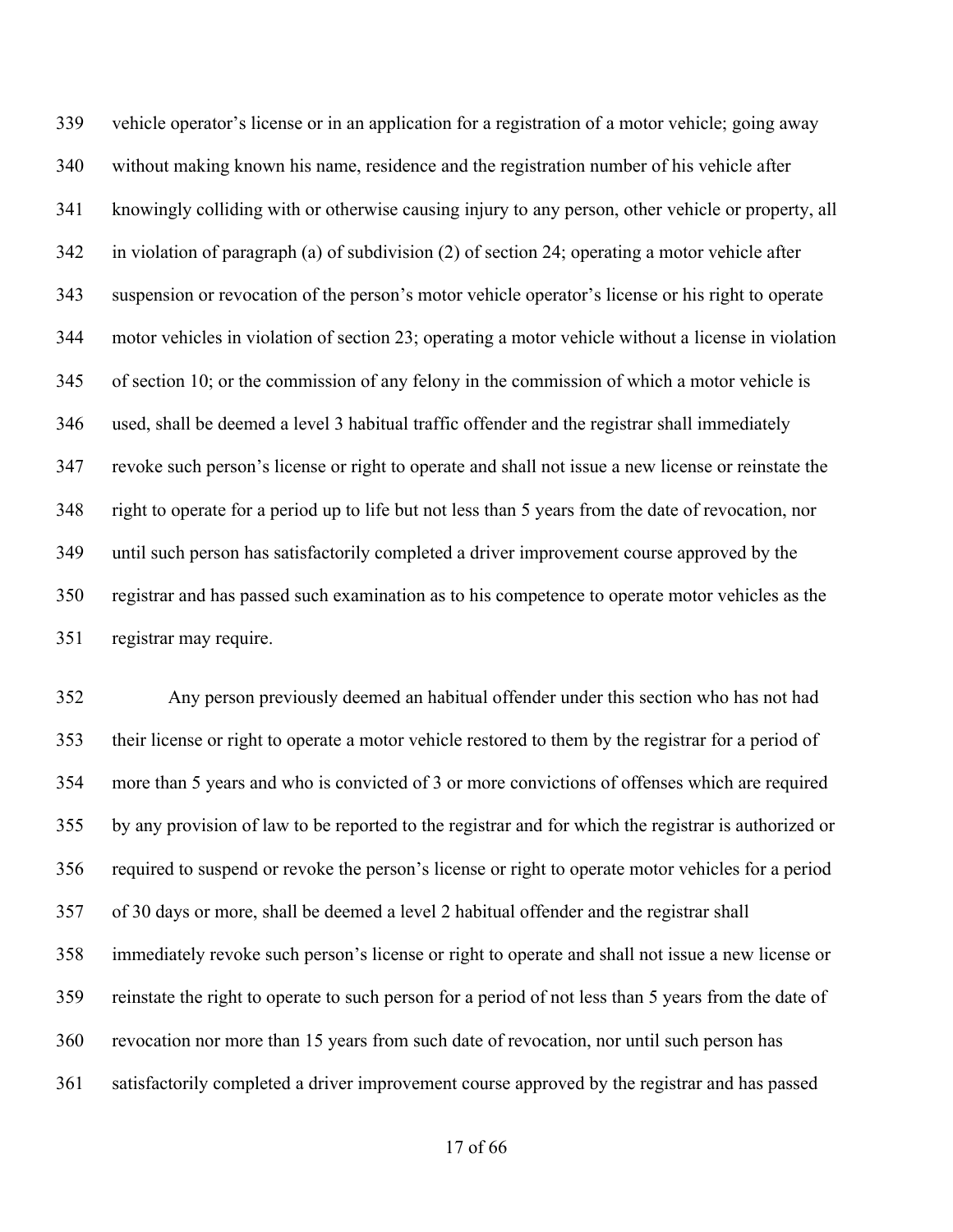vehicle operator's license or in an application for a registration of a motor vehicle; going away without making known his name, residence and the registration number of his vehicle after knowingly colliding with or otherwise causing injury to any person, other vehicle or property, all in violation of paragraph (a) of subdivision (2) of section 24; operating a motor vehicle after suspension or revocation of the person's motor vehicle operator's license or his right to operate motor vehicles in violation of section 23; operating a motor vehicle without a license in violation of section 10; or the commission of any felony in the commission of which a motor vehicle is used, shall be deemed a level 3 habitual traffic offender and the registrar shall immediately revoke such person's license or right to operate and shall not issue a new license or reinstate the right to operate for a period up to life but not less than 5 years from the date of revocation, nor until such person has satisfactorily completed a driver improvement course approved by the registrar and has passed such examination as to his competence to operate motor vehicles as the registrar may require.

Any person previously deemed an habitual offender under this section who has not had their license or right to operate a motor vehicle restored to them by the registrar for a period of more than 5 years and who is convicted of 3 or more convictions of offenses which are required by any provision of law to be reported to the registrar and for which the registrar is authorized or required to suspend or revoke the person's license or right to operate motor vehicles for a period of 30 days or more, shall be deemed a level 2 habitual offender and the registrar shall immediately revoke such person's license or right to operate and shall not issue a new license or reinstate the right to operate to such person for a period of not less than 5 years from the date of revocation nor more than 15 years from such date of revocation, nor until such person has satisfactorily completed a driver improvement course approved by the registrar and has passed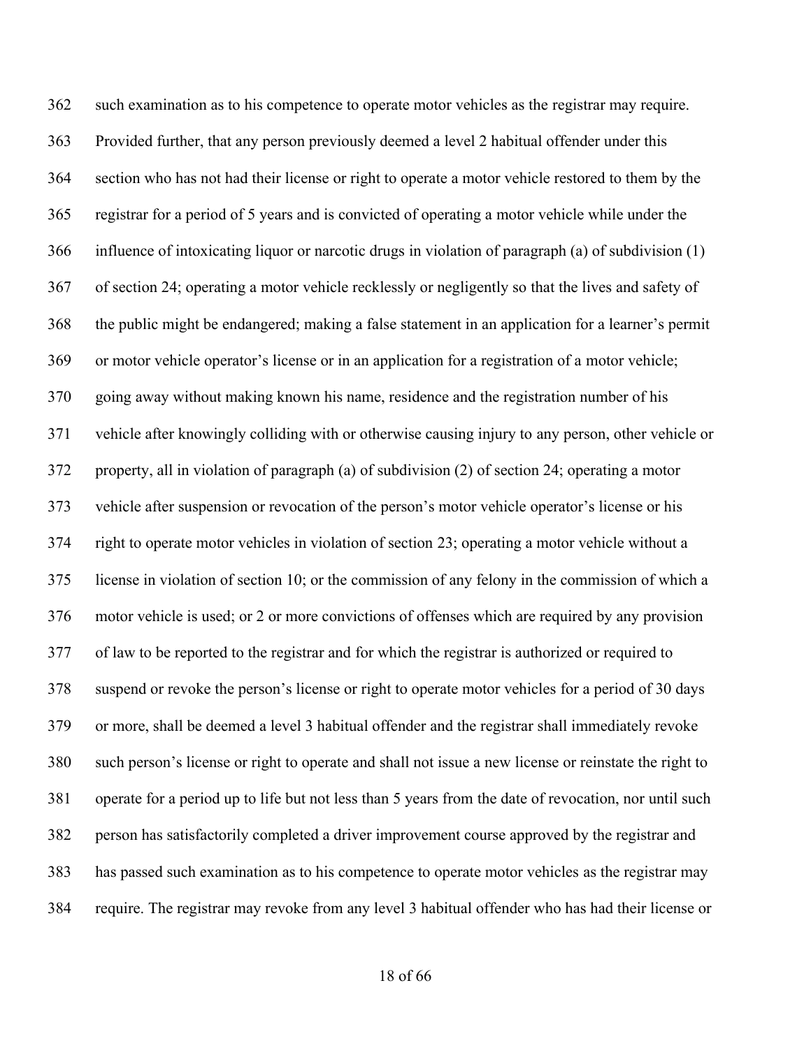such examination as to his competence to operate motor vehicles as the registrar may require. Provided further, that any person previously deemed a level 2 habitual offender under this section who has not had their license or right to operate a motor vehicle restored to them by the registrar for a period of 5 years and is convicted of operating a motor vehicle while under the influence of intoxicating liquor or narcotic drugs in violation of paragraph (a) of subdivision (1) of section 24; operating a motor vehicle recklessly or negligently so that the lives and safety of the public might be endangered; making a false statement in an application for a learner's permit or motor vehicle operator's license or in an application for a registration of a motor vehicle; going away without making known his name, residence and the registration number of his vehicle after knowingly colliding with or otherwise causing injury to any person, other vehicle or property, all in violation of paragraph (a) of subdivision (2) of section 24; operating a motor vehicle after suspension or revocation of the person's motor vehicle operator's license or his right to operate motor vehicles in violation of section 23; operating a motor vehicle without a license in violation of section 10; or the commission of any felony in the commission of which a motor vehicle is used; or 2 or more convictions of offenses which are required by any provision of law to be reported to the registrar and for which the registrar is authorized or required to suspend or revoke the person's license or right to operate motor vehicles for a period of 30 days or more, shall be deemed a level 3 habitual offender and the registrar shall immediately revoke such person's license or right to operate and shall not issue a new license or reinstate the right to operate for a period up to life but not less than 5 years from the date of revocation, nor until such person has satisfactorily completed a driver improvement course approved by the registrar and has passed such examination as to his competence to operate motor vehicles as the registrar may require. The registrar may revoke from any level 3 habitual offender who has had their license or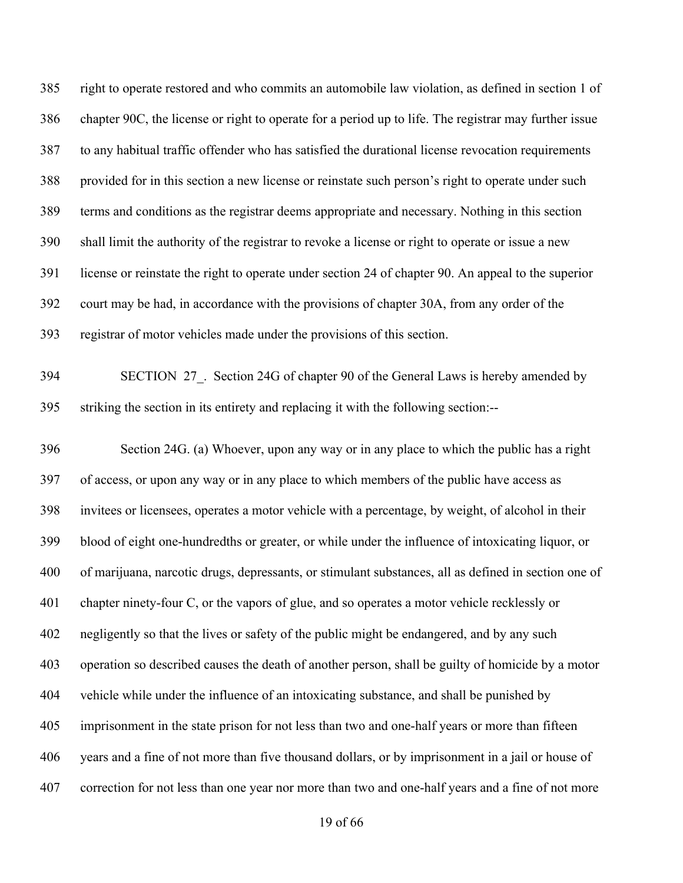right to operate restored and who commits an automobile law violation, as defined in section 1 of chapter 90C, the license or right to operate for a period up to life. The registrar may further issue to any habitual traffic offender who has satisfied the durational license revocation requirements provided for in this section a new license or reinstate such person's right to operate under such terms and conditions as the registrar deems appropriate and necessary. Nothing in this section shall limit the authority of the registrar to revoke a license or right to operate or issue a new license or reinstate the right to operate under section 24 of chapter 90. An appeal to the superior court may be had, in accordance with the provisions of chapter 30A, from any order of the registrar of motor vehicles made under the provisions of this section.

SECTION 27_. Section 24G of chapter 90 of the General Laws is hereby amended by striking the section in its entirety and replacing it with the following section:--

Section 24G. (a) Whoever, upon any way or in any place to which the public has a right of access, or upon any way or in any place to which members of the public have access as invitees or licensees, operates a motor vehicle with a percentage, by weight, of alcohol in their blood of eight one-hundredths or greater, or while under the influence of intoxicating liquor, or of marijuana, narcotic drugs, depressants, or stimulant substances, all as defined in section one of chapter ninety-four C, or the vapors of glue, and so operates a motor vehicle recklessly or negligently so that the lives or safety of the public might be endangered, and by any such operation so described causes the death of another person, shall be guilty of homicide by a motor vehicle while under the influence of an intoxicating substance, and shall be punished by imprisonment in the state prison for not less than two and one-half years or more than fifteen years and a fine of not more than five thousand dollars, or by imprisonment in a jail or house of correction for not less than one year nor more than two and one-half years and a fine of not more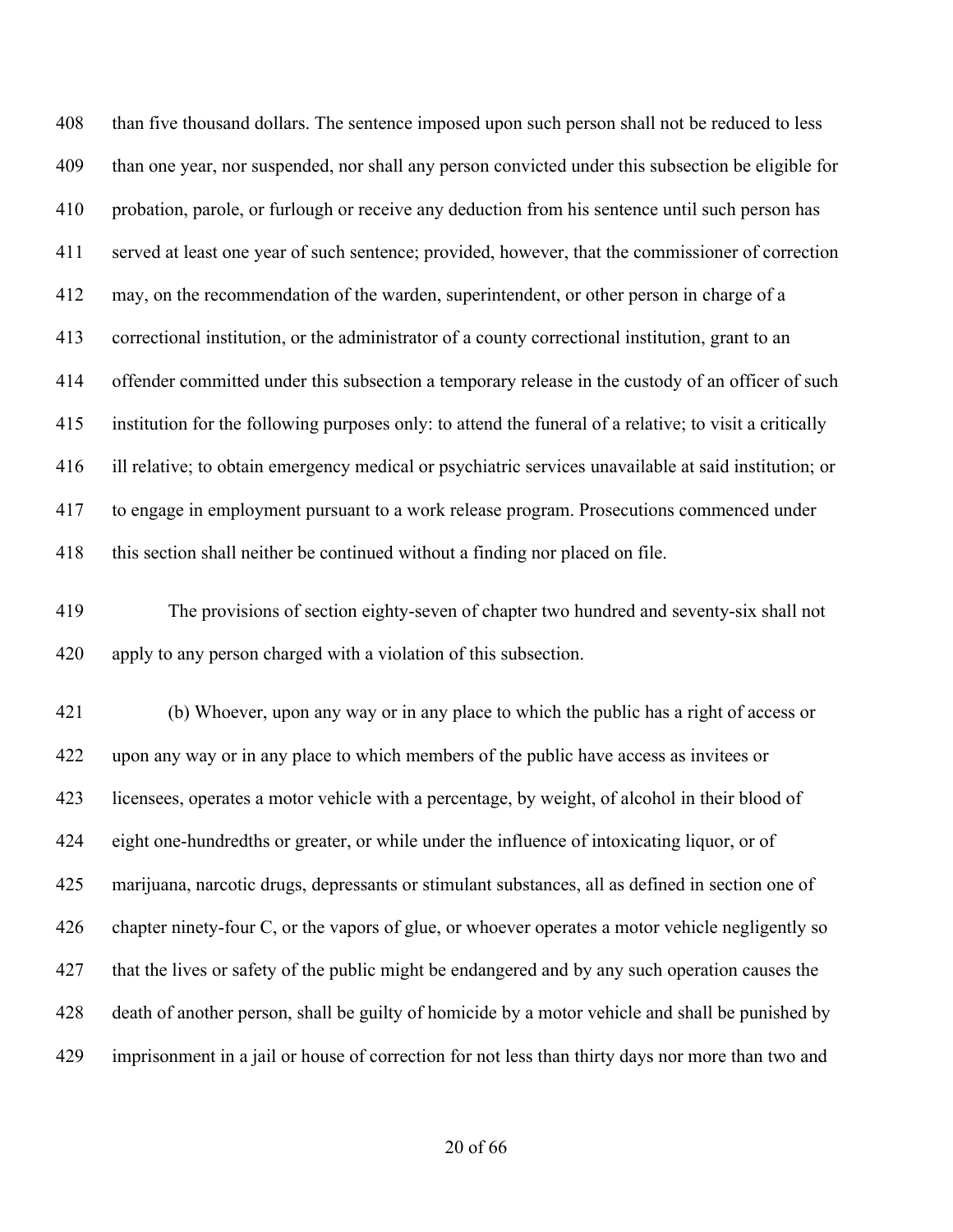than five thousand dollars. The sentence imposed upon such person shall not be reduced to less than one year, nor suspended, nor shall any person convicted under this subsection be eligible for probation, parole, or furlough or receive any deduction from his sentence until such person has served at least one year of such sentence; provided, however, that the commissioner of correction may, on the recommendation of the warden, superintendent, or other person in charge of a correctional institution, or the administrator of a county correctional institution, grant to an offender committed under this subsection a temporary release in the custody of an officer of such institution for the following purposes only: to attend the funeral of a relative; to visit a critically ill relative; to obtain emergency medical or psychiatric services unavailable at said institution; or to engage in employment pursuant to a work release program. Prosecutions commenced under this section shall neither be continued without a finding nor placed on file.

The provisions of section eighty-seven of chapter two hundred and seventy-six shall not apply to any person charged with a violation of this subsection.

(b) Whoever, upon any way or in any place to which the public has a right of access or upon any way or in any place to which members of the public have access as invitees or licensees, operates a motor vehicle with a percentage, by weight, of alcohol in their blood of eight one-hundredths or greater, or while under the influence of intoxicating liquor, or of marijuana, narcotic drugs, depressants or stimulant substances, all as defined in section one of chapter ninety-four C, or the vapors of glue, or whoever operates a motor vehicle negligently so that the lives or safety of the public might be endangered and by any such operation causes the death of another person, shall be guilty of homicide by a motor vehicle and shall be punished by imprisonment in a jail or house of correction for not less than thirty days nor more than two and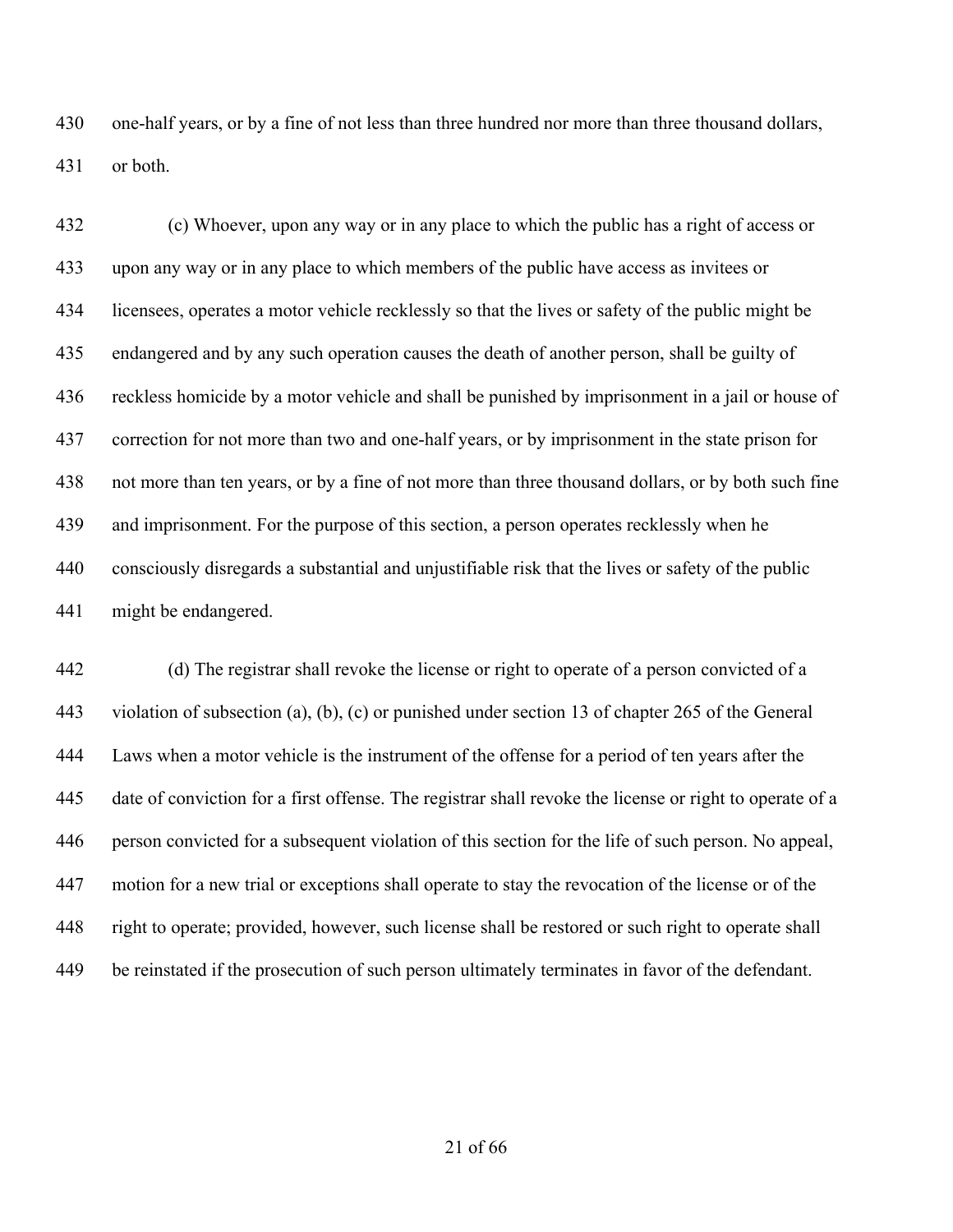one-half years, or by a fine of not less than three hundred nor more than three thousand dollars, or both.

(c) Whoever, upon any way or in any place to which the public has a right of access or upon any way or in any place to which members of the public have access as invitees or licensees, operates a motor vehicle recklessly so that the lives or safety of the public might be endangered and by any such operation causes the death of another person, shall be guilty of reckless homicide by a motor vehicle and shall be punished by imprisonment in a jail or house of correction for not more than two and one-half years, or by imprisonment in the state prison for not more than ten years, or by a fine of not more than three thousand dollars, or by both such fine and imprisonment. For the purpose of this section, a person operates recklessly when he consciously disregards a substantial and unjustifiable risk that the lives or safety of the public might be endangered.

(d) The registrar shall revoke the license or right to operate of a person convicted of a violation of subsection (a), (b), (c) or punished under section 13 of chapter 265 of the General Laws when a motor vehicle is the instrument of the offense for a period of ten years after the date of conviction for a first offense. The registrar shall revoke the license or right to operate of a person convicted for a subsequent violation of this section for the life of such person. No appeal, motion for a new trial or exceptions shall operate to stay the revocation of the license or of the right to operate; provided, however, such license shall be restored or such right to operate shall be reinstated if the prosecution of such person ultimately terminates in favor of the defendant.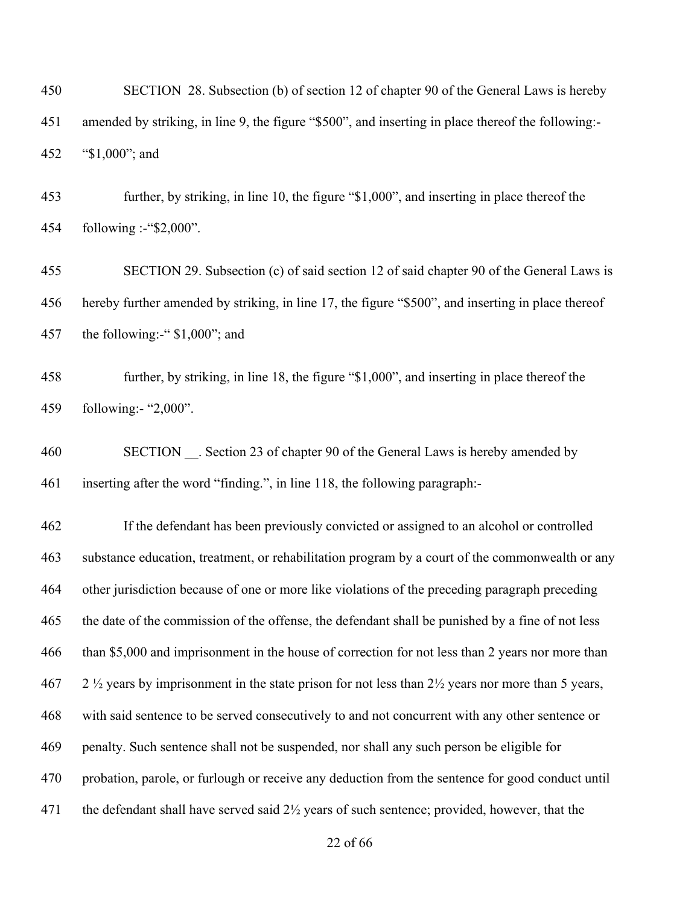SECTION 28. Subsection (b) of section 12 of chapter 90 of the General Laws is hereby amended by striking, in line 9, the figure "$500", and inserting in place thereof the following:- "$1,000"; and

further, by striking, in line 10, the figure "$1,000", and inserting in place thereof the following :-"$2,000".

SECTION 29. Subsection (c) of said section 12 of said chapter 90 of the General Laws is hereby further amended by striking, in line 17, the figure "$500", and inserting in place thereof the following:-" $1,000"; and

further, by striking, in line 18, the figure "$1,000", and inserting in place thereof the following:- "2,000".

SECTION __. Section 23 of chapter 90 of the General Laws is hereby amended by inserting after the word "finding.", in line 118, the following paragraph:-

If the defendant has been previously convicted or assigned to an alcohol or controlled substance education, treatment, or rehabilitation program by a court of the commonwealth or any other jurisdiction because of one or more like violations of the preceding paragraph preceding the date of the commission of the offense, the defendant shall be punished by a fine of not less than $5,000 and imprisonment in the house of correction for not less than 2 years nor more than 2 ½ years by imprisonment in the state prison for not less than 2½ years nor more than 5 years, with said sentence to be served consecutively to and not concurrent with any other sentence or penalty. Such sentence shall not be suspended, nor shall any such person be eligible for probation, parole, or furlough or receive any deduction from the sentence for good conduct until the defendant shall have served said 2½ years of such sentence; provided, however, that the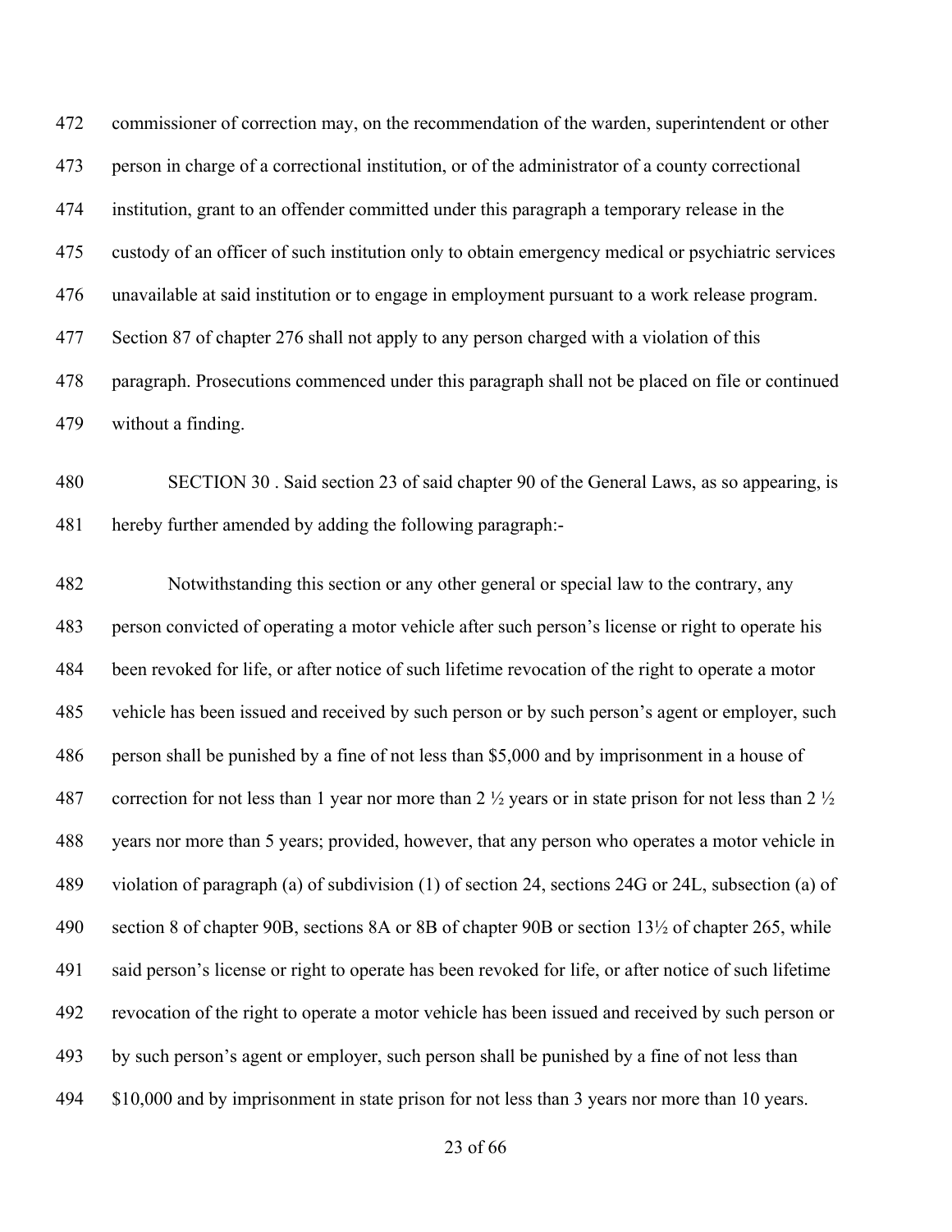commissioner of correction may, on the recommendation of the warden, superintendent or other person in charge of a correctional institution, or of the administrator of a county correctional institution, grant to an offender committed under this paragraph a temporary release in the custody of an officer of such institution only to obtain emergency medical or psychiatric services unavailable at said institution or to engage in employment pursuant to a work release program. Section 87 of chapter 276 shall not apply to any person charged with a violation of this paragraph. Prosecutions commenced under this paragraph shall not be placed on file or continued without a finding.

SECTION 30 . Said section 23 of said chapter 90 of the General Laws, as so appearing, is hereby further amended by adding the following paragraph:-

Notwithstanding this section or any other general or special law to the contrary, any person convicted of operating a motor vehicle after such person's license or right to operate his been revoked for life, or after notice of such lifetime revocation of the right to operate a motor vehicle has been issued and received by such person or by such person's agent or employer, such person shall be punished by a fine of not less than $5,000 and by imprisonment in a house of correction for not less than 1 year nor more than 2 ½ years or in state prison for not less than 2 ½ years nor more than 5 years; provided, however, that any person who operates a motor vehicle in violation of paragraph (a) of subdivision (1) of section 24, sections 24G or 24L, subsection (a) of section 8 of chapter 90B, sections 8A or 8B of chapter 90B or section 13½ of chapter 265, while said person's license or right to operate has been revoked for life, or after notice of such lifetime revocation of the right to operate a motor vehicle has been issued and received by such person or by such person's agent or employer, such person shall be punished by a fine of not less than $10,000 and by imprisonment in state prison for not less than 3 years nor more than 10 years.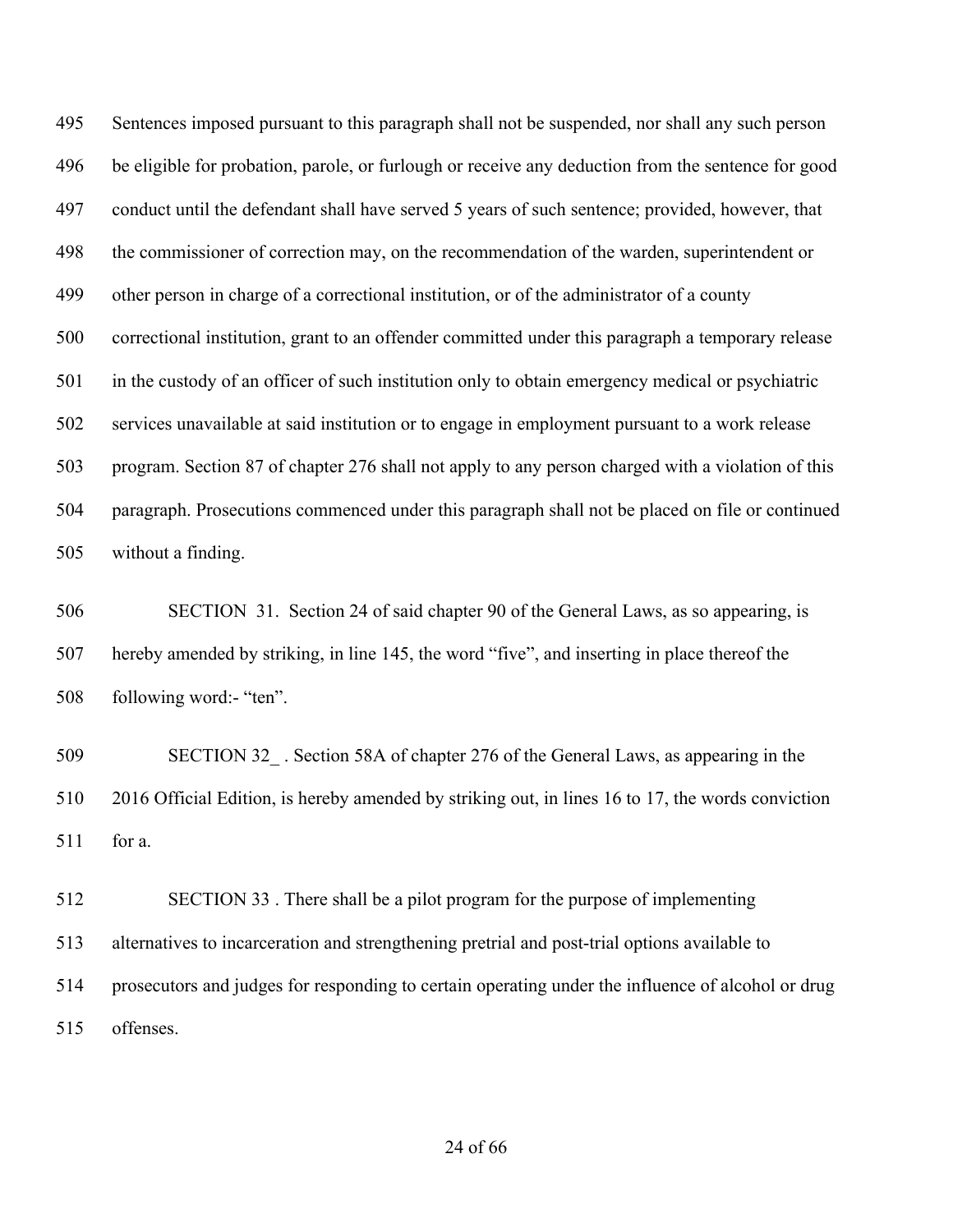Sentences imposed pursuant to this paragraph shall not be suspended, nor shall any such person be eligible for probation, parole, or furlough or receive any deduction from the sentence for good conduct until the defendant shall have served 5 years of such sentence; provided, however, that the commissioner of correction may, on the recommendation of the warden, superintendent or other person in charge of a correctional institution, or of the administrator of a county correctional institution, grant to an offender committed under this paragraph a temporary release in the custody of an officer of such institution only to obtain emergency medical or psychiatric services unavailable at said institution or to engage in employment pursuant to a work release program. Section 87 of chapter 276 shall not apply to any person charged with a violation of this paragraph. Prosecutions commenced under this paragraph shall not be placed on file or continued without a finding.

SECTION 31. Section 24 of said chapter 90 of the General Laws, as so appearing, is hereby amended by striking, in line 145, the word "five", and inserting in place thereof the following word:- "ten".

SECTION 32_ . Section 58A of chapter 276 of the General Laws, as appearing in the 2016 Official Edition, is hereby amended by striking out, in lines 16 to 17, the words conviction for a.

SECTION 33 . There shall be a pilot program for the purpose of implementing alternatives to incarceration and strengthening pretrial and post-trial options available to prosecutors and judges for responding to certain operating under the influence of alcohol or drug offenses.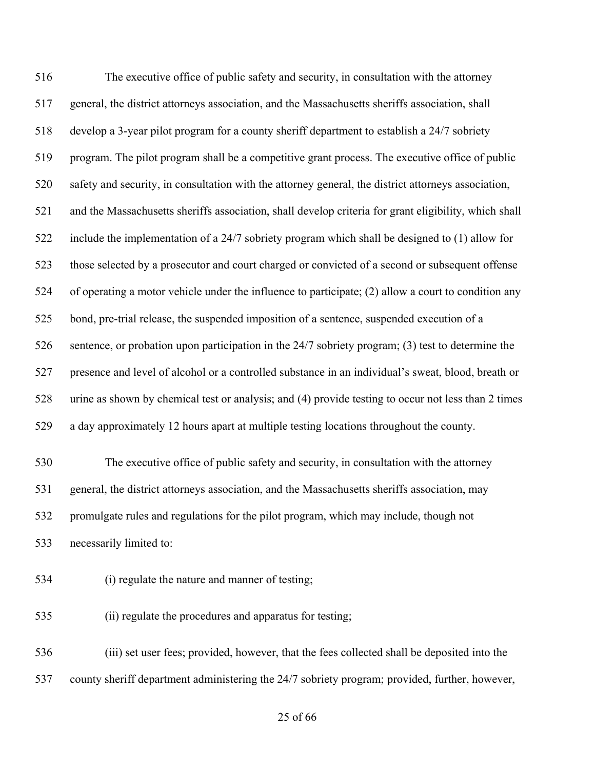The executive office of public safety and security, in consultation with the attorney general, the district attorneys association, and the Massachusetts sheriffs association, shall develop a 3-year pilot program for a county sheriff department to establish a 24/7 sobriety program. The pilot program shall be a competitive grant process. The executive office of public safety and security, in consultation with the attorney general, the district attorneys association, and the Massachusetts sheriffs association, shall develop criteria for grant eligibility, which shall include the implementation of a 24/7 sobriety program which shall be designed to (1) allow for those selected by a prosecutor and court charged or convicted of a second or subsequent offense of operating a motor vehicle under the influence to participate; (2) allow a court to condition any bond, pre-trial release, the suspended imposition of a sentence, suspended execution of a sentence, or probation upon participation in the 24/7 sobriety program; (3) test to determine the presence and level of alcohol or a controlled substance in an individual's sweat, blood, breath or urine as shown by chemical test or analysis; and (4) provide testing to occur not less than 2 times a day approximately 12 hours apart at multiple testing locations throughout the county.

The executive office of public safety and security, in consultation with the attorney general, the district attorneys association, and the Massachusetts sheriffs association, may promulgate rules and regulations for the pilot program, which may include, though not necessarily limited to:

(i) regulate the nature and manner of testing;

(ii) regulate the procedures and apparatus for testing;

(iii) set user fees; provided, however, that the fees collected shall be deposited into the county sheriff department administering the 24/7 sobriety program; provided, further, however,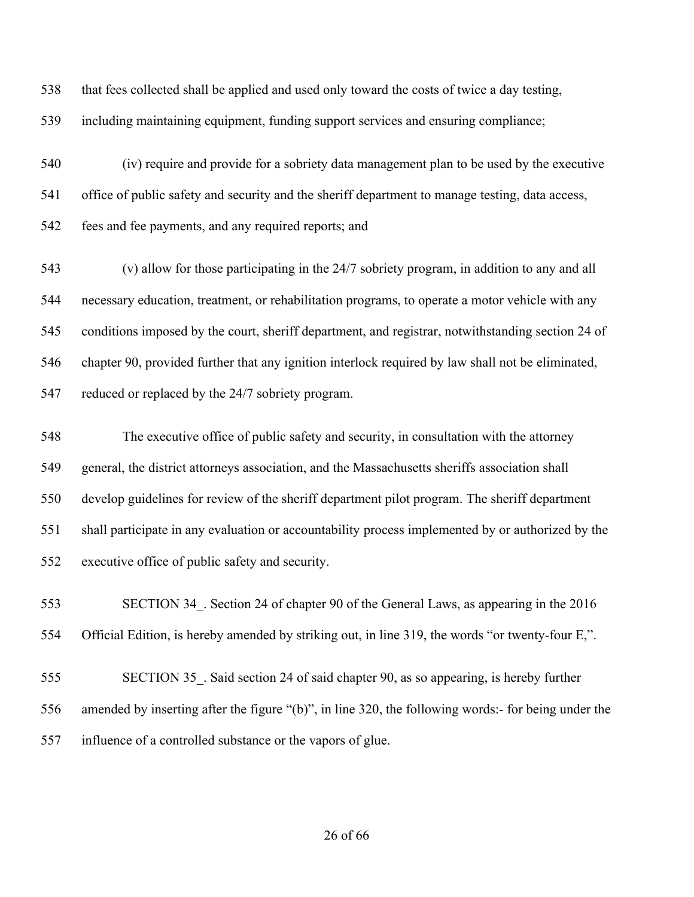that fees collected shall be applied and used only toward the costs of twice a day testing, including maintaining equipment, funding support services and ensuring compliance;

(iv) require and provide for a sobriety data management plan to be used by the executive office of public safety and security and the sheriff department to manage testing, data access, fees and fee payments, and any required reports; and

(v) allow for those participating in the 24/7 sobriety program, in addition to any and all necessary education, treatment, or rehabilitation programs, to operate a motor vehicle with any conditions imposed by the court, sheriff department, and registrar, notwithstanding section 24 of chapter 90, provided further that any ignition interlock required by law shall not be eliminated, reduced or replaced by the 24/7 sobriety program.

The executive office of public safety and security, in consultation with the attorney general, the district attorneys association, and the Massachusetts sheriffs association shall develop guidelines for review of the sheriff department pilot program. The sheriff department shall participate in any evaluation or accountability process implemented by or authorized by the executive office of public safety and security.

SECTION 34_. Section 24 of chapter 90 of the General Laws, as appearing in the 2016 Official Edition, is hereby amended by striking out, in line 319, the words "or twenty-four E,".

SECTION 35_. Said section 24 of said chapter 90, as so appearing, is hereby further amended by inserting after the figure "(b)", in line 320, the following words:- for being under the influence of a controlled substance or the vapors of glue.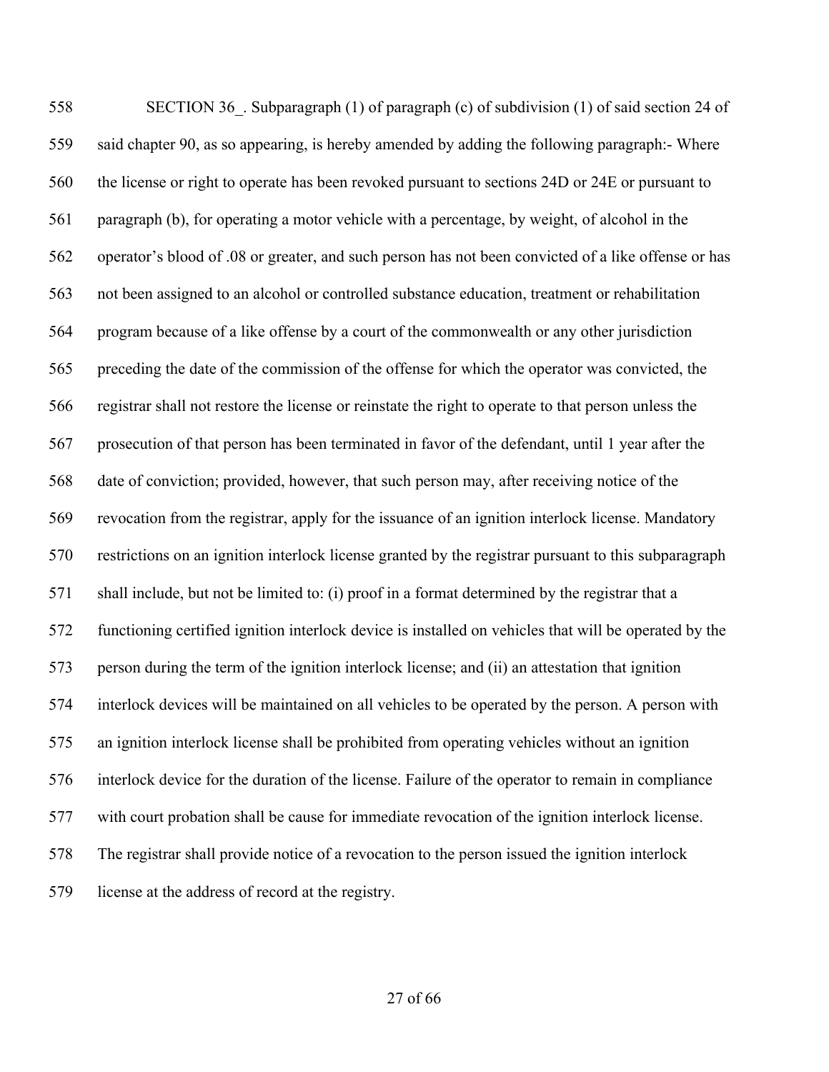SECTION 36_. Subparagraph (1) of paragraph (c) of subdivision (1) of said section 24 of said chapter 90, as so appearing, is hereby amended by adding the following paragraph:- Where the license or right to operate has been revoked pursuant to sections 24D or 24E or pursuant to paragraph (b), for operating a motor vehicle with a percentage, by weight, of alcohol in the operator's blood of .08 or greater, and such person has not been convicted of a like offense or has not been assigned to an alcohol or controlled substance education, treatment or rehabilitation program because of a like offense by a court of the commonwealth or any other jurisdiction preceding the date of the commission of the offense for which the operator was convicted, the registrar shall not restore the license or reinstate the right to operate to that person unless the prosecution of that person has been terminated in favor of the defendant, until 1 year after the date of conviction; provided, however, that such person may, after receiving notice of the revocation from the registrar, apply for the issuance of an ignition interlock license. Mandatory restrictions on an ignition interlock license granted by the registrar pursuant to this subparagraph shall include, but not be limited to: (i) proof in a format determined by the registrar that a functioning certified ignition interlock device is installed on vehicles that will be operated by the person during the term of the ignition interlock license; and (ii) an attestation that ignition interlock devices will be maintained on all vehicles to be operated by the person. A person with an ignition interlock license shall be prohibited from operating vehicles without an ignition interlock device for the duration of the license. Failure of the operator to remain in compliance with court probation shall be cause for immediate revocation of the ignition interlock license. The registrar shall provide notice of a revocation to the person issued the ignition interlock license at the address of record at the registry.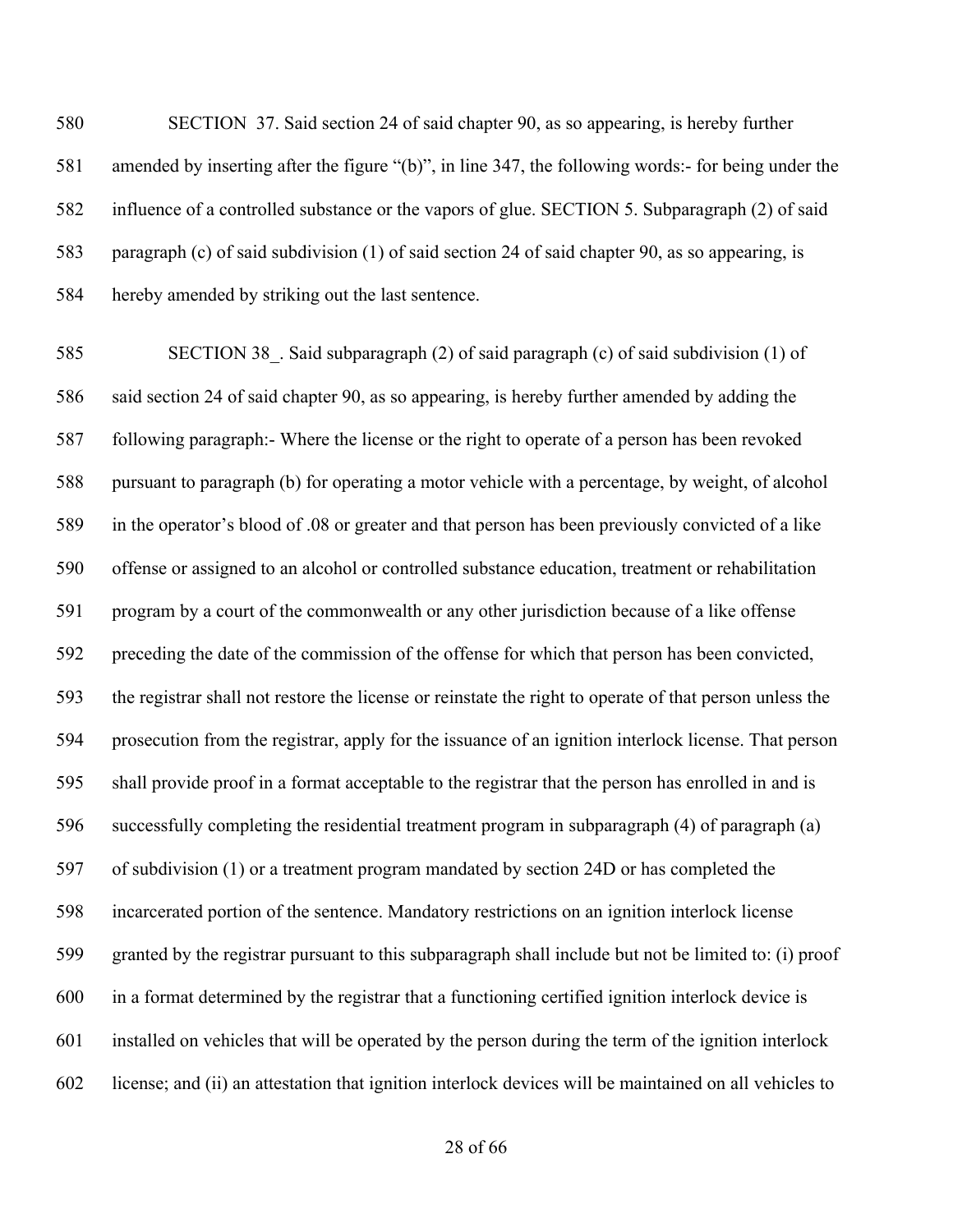580 SECTION 37. Said section 24 of said chapter 90, as so appearing, is hereby further
581 amended by inserting after the figure "(b)", in line 347, the following words:- for being under the
582 influence of a controlled substance or the vapors of glue. SECTION 5. Subparagraph (2) of said
583 paragraph (c) of said subdivision (1) of said section 24 of said chapter 90, as so appearing, is
584 hereby amended by striking out the last sentence.

585 SECTION 38_. Said subparagraph (2) of said paragraph (c) of said subdivision (1) of
586 said section 24 of said chapter 90, as so appearing, is hereby further amended by adding the
587 following paragraph:- Where the license or the right to operate of a person has been revoked
588 pursuant to paragraph (b) for operating a motor vehicle with a percentage, by weight, of alcohol
589 in the operator's blood of .08 or greater and that person has been previously convicted of a like
590 offense or assigned to an alcohol or controlled substance education, treatment or rehabilitation
591 program by a court of the commonwealth or any other jurisdiction because of a like offense
592 preceding the date of the commission of the offense for which that person has been convicted,
593 the registrar shall not restore the license or reinstate the right to operate of that person unless the
594 prosecution from the registrar, apply for the issuance of an ignition interlock license. That person
595 shall provide proof in a format acceptable to the registrar that the person has enrolled in and is
596 successfully completing the residential treatment program in subparagraph (4) of paragraph (a)
597 of subdivision (1) or a treatment program mandated by section 24D or has completed the
598 incarcerated portion of the sentence. Mandatory restrictions on an ignition interlock license
599 granted by the registrar pursuant to this subparagraph shall include but not be limited to: (i) proof
600 in a format determined by the registrar that a functioning certified ignition interlock device is
601 installed on vehicles that will be operated by the person during the term of the ignition interlock
602 license; and (ii) an attestation that ignition interlock devices will be maintained on all vehicles to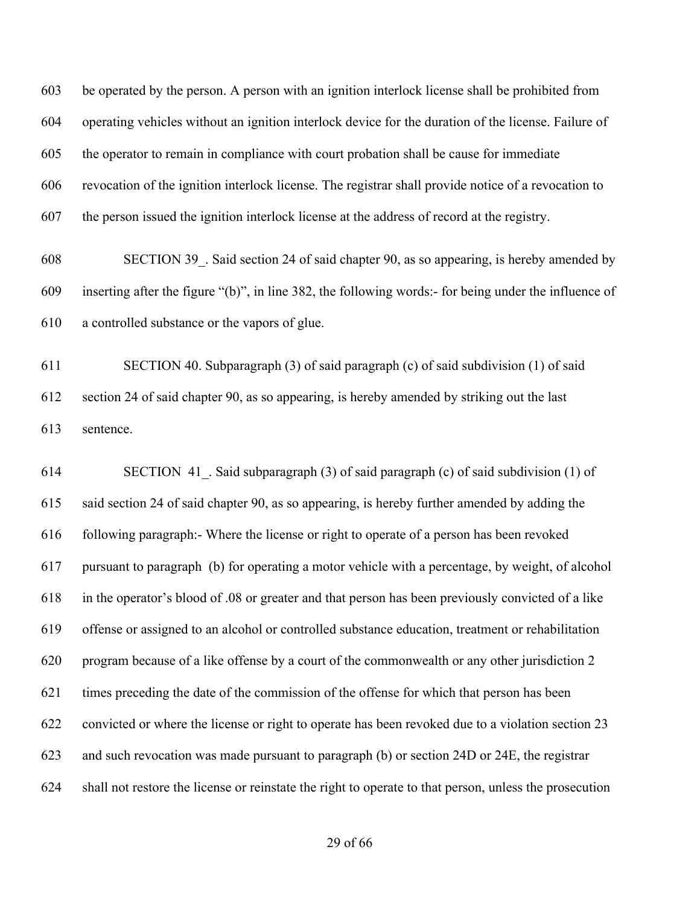be operated by the person. A person with an ignition interlock license shall be prohibited from operating vehicles without an ignition interlock device for the duration of the license. Failure of the operator to remain in compliance with court probation shall be cause for immediate revocation of the ignition interlock license. The registrar shall provide notice of a revocation to the person issued the ignition interlock license at the address of record at the registry.

SECTION 39_. Said section 24 of said chapter 90, as so appearing, is hereby amended by inserting after the figure "(b)", in line 382, the following words:- for being under the influence of a controlled substance or the vapors of glue.

SECTION 40. Subparagraph (3) of said paragraph (c) of said subdivision (1) of said section 24 of said chapter 90, as so appearing, is hereby amended by striking out the last sentence.

SECTION 41_. Said subparagraph (3) of said paragraph (c) of said subdivision (1) of said section 24 of said chapter 90, as so appearing, is hereby further amended by adding the following paragraph:- Where the license or right to operate of a person has been revoked pursuant to paragraph (b) for operating a motor vehicle with a percentage, by weight, of alcohol in the operator's blood of .08 or greater and that person has been previously convicted of a like offense or assigned to an alcohol or controlled substance education, treatment or rehabilitation program because of a like offense by a court of the commonwealth or any other jurisdiction 2 times preceding the date of the commission of the offense for which that person has been convicted or where the license or right to operate has been revoked due to a violation section 23 and such revocation was made pursuant to paragraph (b) or section 24D or 24E, the registrar shall not restore the license or reinstate the right to operate to that person, unless the prosecution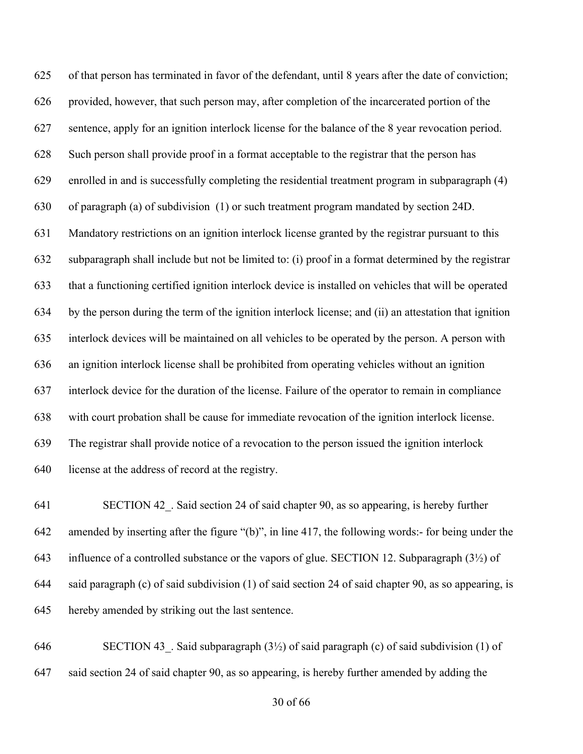625 of that person has terminated in favor of the defendant, until 8 years after the date of conviction;
626 provided, however, that such person may, after completion of the incarcerated portion of the
627 sentence, apply for an ignition interlock license for the balance of the 8 year revocation period.
628 Such person shall provide proof in a format acceptable to the registrar that the person has
629 enrolled in and is successfully completing the residential treatment program in subparagraph (4)
630 of paragraph (a) of subdivision (1) or such treatment program mandated by section 24D.
631 Mandatory restrictions on an ignition interlock license granted by the registrar pursuant to this
632 subparagraph shall include but not be limited to: (i) proof in a format determined by the registrar
633 that a functioning certified ignition interlock device is installed on vehicles that will be operated
634 by the person during the term of the ignition interlock license; and (ii) an attestation that ignition
635 interlock devices will be maintained on all vehicles to be operated by the person. A person with
636 an ignition interlock license shall be prohibited from operating vehicles without an ignition
637 interlock device for the duration of the license. Failure of the operator to remain in compliance
638 with court probation shall be cause for immediate revocation of the ignition interlock license.
639 The registrar shall provide notice of a revocation to the person issued the ignition interlock
640 license at the address of record at the registry.

641 SECTION 42_. Said section 24 of said chapter 90, as so appearing, is hereby further
642 amended by inserting after the figure "(b)", in line 417, the following words:- for being under the
643 influence of a controlled substance or the vapors of glue. SECTION 12. Subparagraph (3½) of
644 said paragraph (c) of said subdivision (1) of said section 24 of said chapter 90, as so appearing, is
645 hereby amended by striking out the last sentence.

646 SECTION 43_. Said subparagraph (3½) of said paragraph (c) of said subdivision (1) of
647 said section 24 of said chapter 90, as so appearing, is hereby further amended by adding the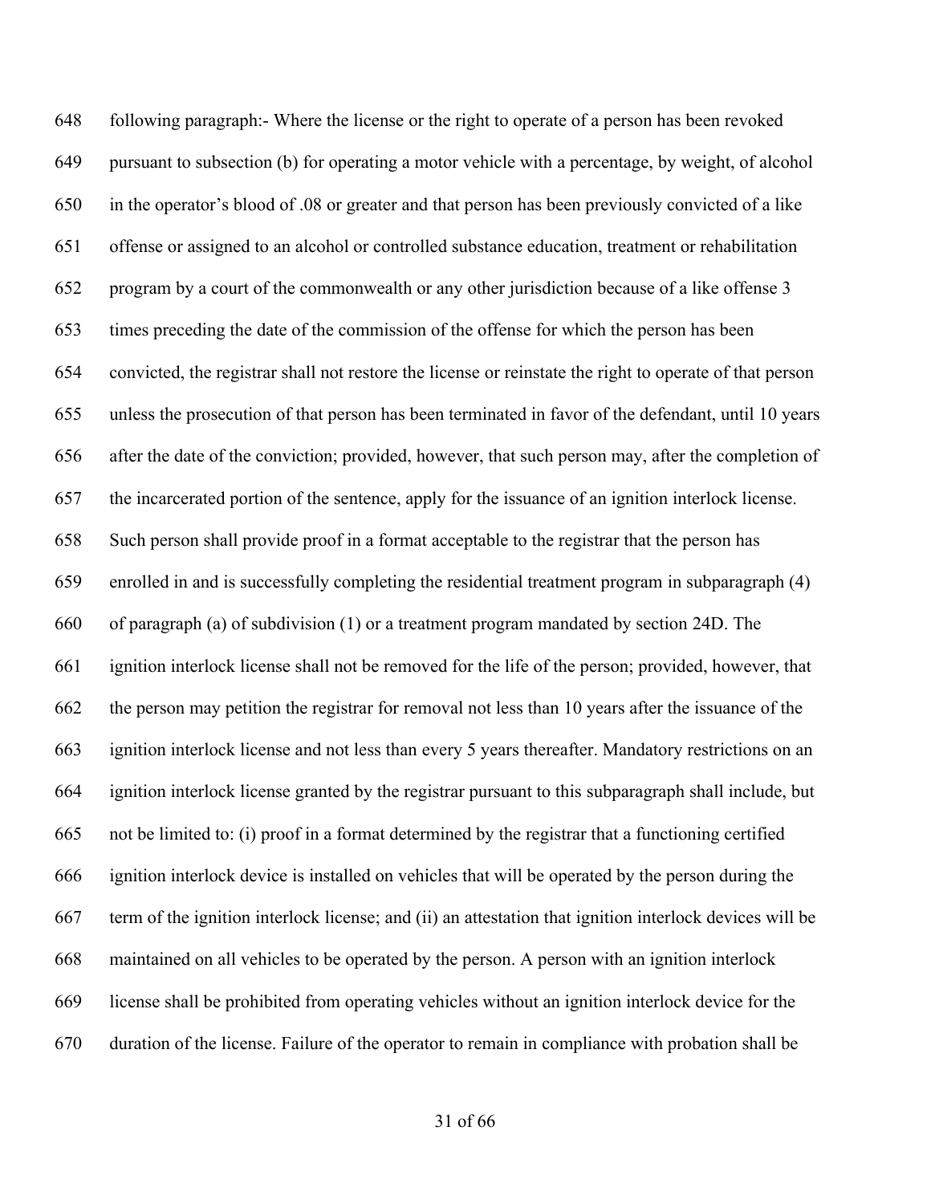following paragraph:- Where the license or the right to operate of a person has been revoked pursuant to subsection (b) for operating a motor vehicle with a percentage, by weight, of alcohol in the operator's blood of .08 or greater and that person has been previously convicted of a like offense or assigned to an alcohol or controlled substance education, treatment or rehabilitation program by a court of the commonwealth or any other jurisdiction because of a like offense 3 times preceding the date of the commission of the offense for which the person has been convicted, the registrar shall not restore the license or reinstate the right to operate of that person unless the prosecution of that person has been terminated in favor of the defendant, until 10 years after the date of the conviction; provided, however, that such person may, after the completion of the incarcerated portion of the sentence, apply for the issuance of an ignition interlock license. Such person shall provide proof in a format acceptable to the registrar that the person has enrolled in and is successfully completing the residential treatment program in subparagraph (4) of paragraph (a) of subdivision (1) or a treatment program mandated by section 24D. The ignition interlock license shall not be removed for the life of the person; provided, however, that the person may petition the registrar for removal not less than 10 years after the issuance of the ignition interlock license and not less than every 5 years thereafter. Mandatory restrictions on an ignition interlock license granted by the registrar pursuant to this subparagraph shall include, but not be limited to: (i) proof in a format determined by the registrar that a functioning certified ignition interlock device is installed on vehicles that will be operated by the person during the term of the ignition interlock license; and (ii) an attestation that ignition interlock devices will be maintained on all vehicles to be operated by the person. A person with an ignition interlock license shall be prohibited from operating vehicles without an ignition interlock device for the duration of the license. Failure of the operator to remain in compliance with probation shall be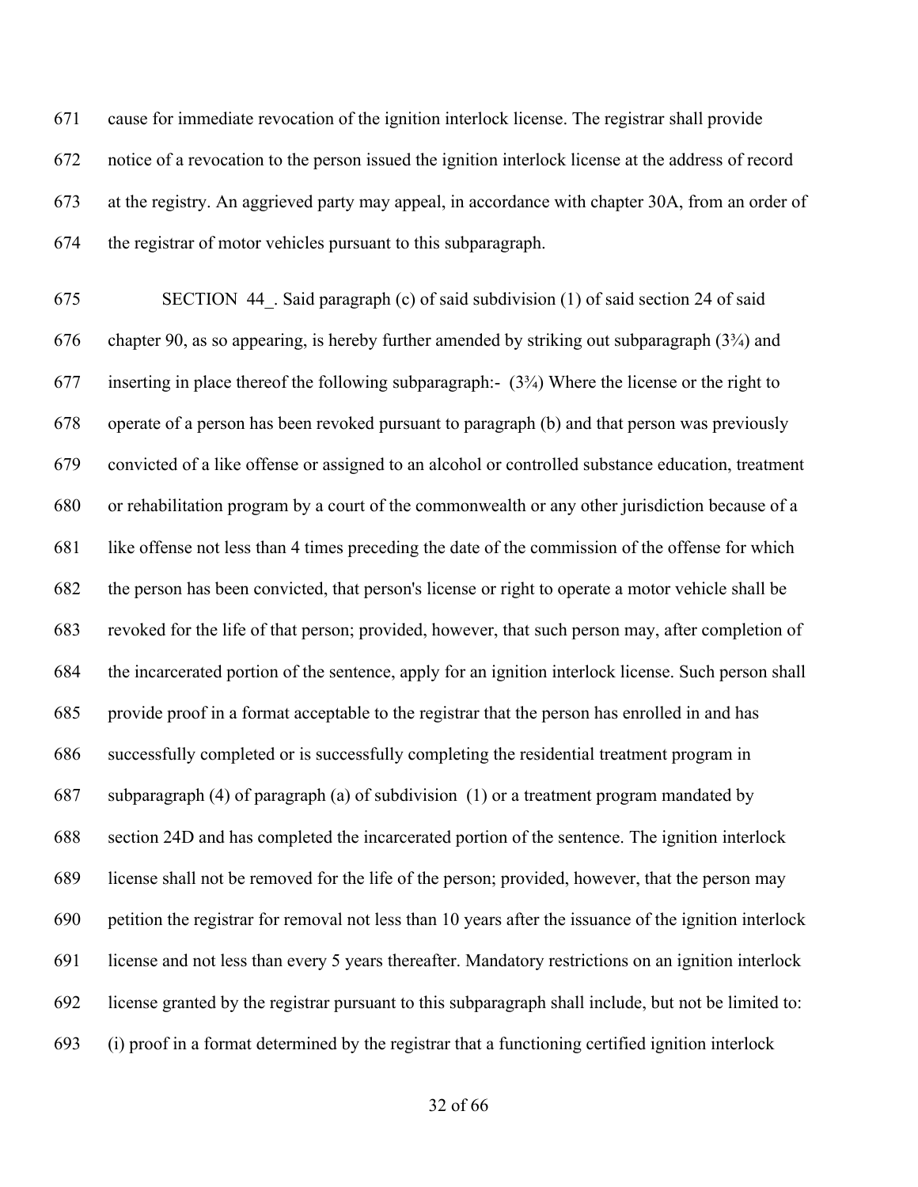cause for immediate revocation of the ignition interlock license. The registrar shall provide notice of a revocation to the person issued the ignition interlock license at the address of record at the registry. An aggrieved party may appeal, in accordance with chapter 30A, from an order of the registrar of motor vehicles pursuant to this subparagraph.

SECTION 44_. Said paragraph (c) of said subdivision (1) of said section 24 of said chapter 90, as so appearing, is hereby further amended by striking out subparagraph (3¾) and inserting in place thereof the following subparagraph:- (3¾) Where the license or the right to operate of a person has been revoked pursuant to paragraph (b) and that person was previously convicted of a like offense or assigned to an alcohol or controlled substance education, treatment or rehabilitation program by a court of the commonwealth or any other jurisdiction because of a like offense not less than 4 times preceding the date of the commission of the offense for which the person has been convicted, that person's license or right to operate a motor vehicle shall be revoked for the life of that person; provided, however, that such person may, after completion of the incarcerated portion of the sentence, apply for an ignition interlock license. Such person shall provide proof in a format acceptable to the registrar that the person has enrolled in and has successfully completed or is successfully completing the residential treatment program in subparagraph (4) of paragraph (a) of subdivision (1) or a treatment program mandated by section 24D and has completed the incarcerated portion of the sentence. The ignition interlock license shall not be removed for the life of the person; provided, however, that the person may petition the registrar for removal not less than 10 years after the issuance of the ignition interlock license and not less than every 5 years thereafter. Mandatory restrictions on an ignition interlock license granted by the registrar pursuant to this subparagraph shall include, but not be limited to: (i) proof in a format determined by the registrar that a functioning certified ignition interlock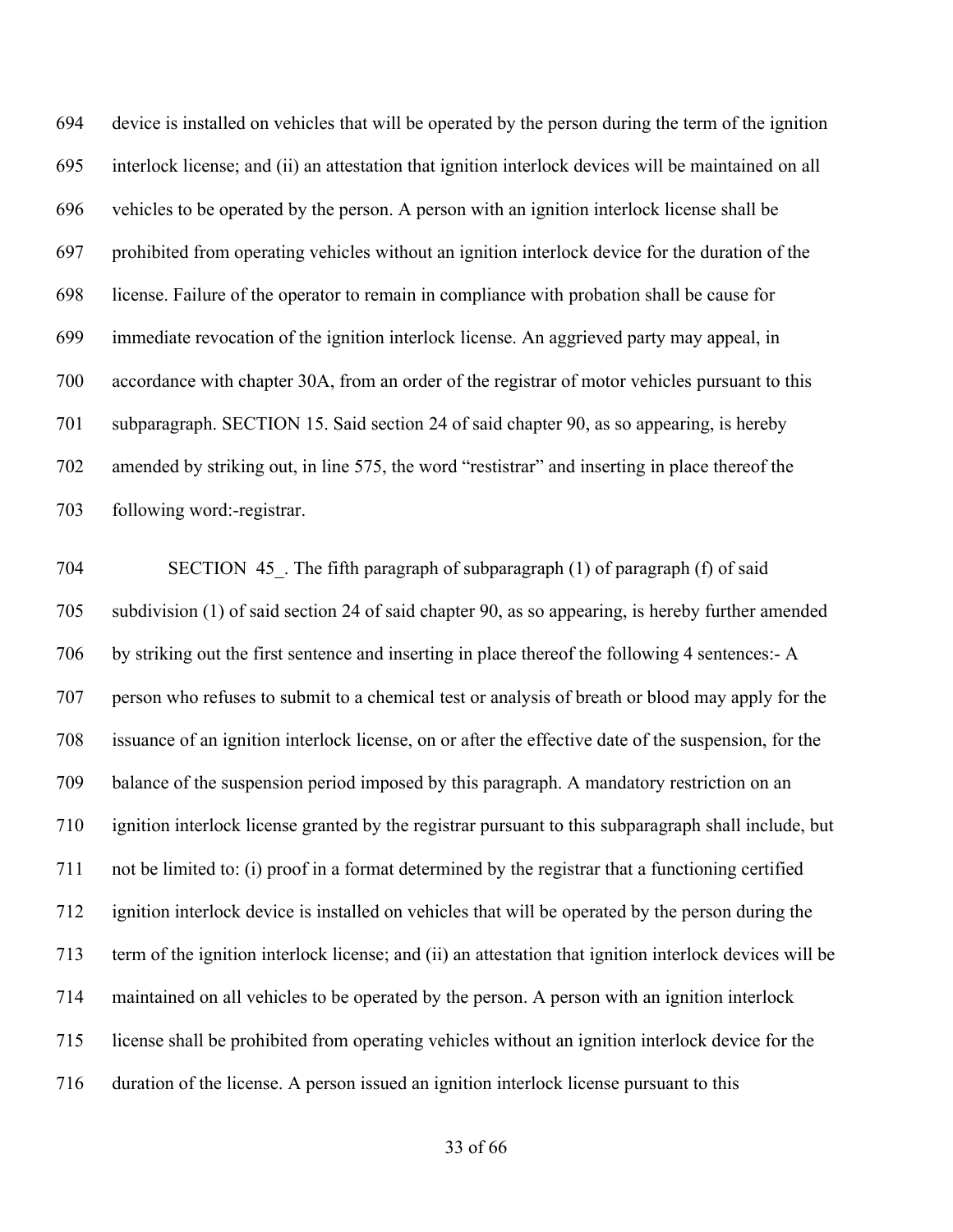device is installed on vehicles that will be operated by the person during the term of the ignition interlock license; and (ii) an attestation that ignition interlock devices will be maintained on all vehicles to be operated by the person. A person with an ignition interlock license shall be prohibited from operating vehicles without an ignition interlock device for the duration of the license. Failure of the operator to remain in compliance with probation shall be cause for immediate revocation of the ignition interlock license. An aggrieved party may appeal, in accordance with chapter 30A, from an order of the registrar of motor vehicles pursuant to this subparagraph. SECTION 15. Said section 24 of said chapter 90, as so appearing, is hereby amended by striking out, in line 575, the word "restistrar" and inserting in place thereof the following word:-registrar.

SECTION 45_. The fifth paragraph of subparagraph (1) of paragraph (f) of said subdivision (1) of said section 24 of said chapter 90, as so appearing, is hereby further amended by striking out the first sentence and inserting in place thereof the following 4 sentences:- A person who refuses to submit to a chemical test or analysis of breath or blood may apply for the issuance of an ignition interlock license, on or after the effective date of the suspension, for the balance of the suspension period imposed by this paragraph. A mandatory restriction on an ignition interlock license granted by the registrar pursuant to this subparagraph shall include, but not be limited to: (i) proof in a format determined by the registrar that a functioning certified ignition interlock device is installed on vehicles that will be operated by the person during the term of the ignition interlock license; and (ii) an attestation that ignition interlock devices will be maintained on all vehicles to be operated by the person. A person with an ignition interlock license shall be prohibited from operating vehicles without an ignition interlock device for the duration of the license. A person issued an ignition interlock license pursuant to this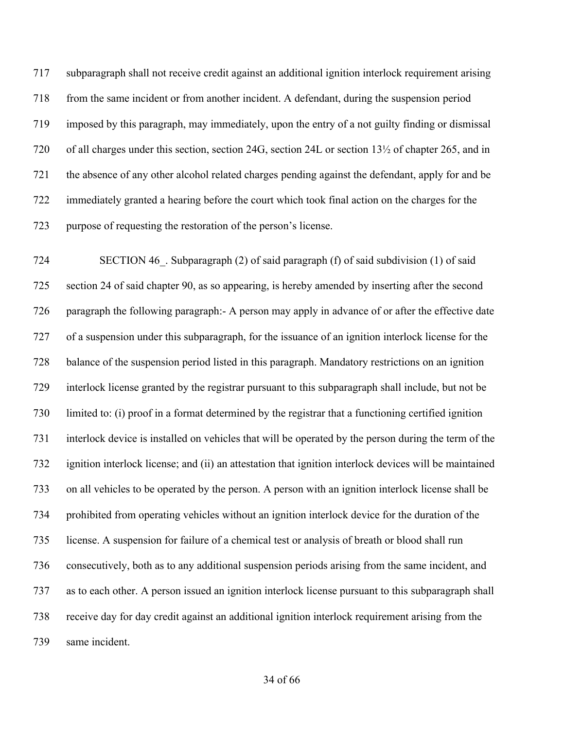subparagraph shall not receive credit against an additional ignition interlock requirement arising from the same incident or from another incident. A defendant, during the suspension period imposed by this paragraph, may immediately, upon the entry of a not guilty finding or dismissal of all charges under this section, section 24G, section 24L or section 13½ of chapter 265, and in the absence of any other alcohol related charges pending against the defendant, apply for and be immediately granted a hearing before the court which took final action on the charges for the purpose of requesting the restoration of the person's license.

SECTION 46_. Subparagraph (2) of said paragraph (f) of said subdivision (1) of said section 24 of said chapter 90, as so appearing, is hereby amended by inserting after the second paragraph the following paragraph:- A person may apply in advance of or after the effective date of a suspension under this subparagraph, for the issuance of an ignition interlock license for the balance of the suspension period listed in this paragraph. Mandatory restrictions on an ignition interlock license granted by the registrar pursuant to this subparagraph shall include, but not be limited to: (i) proof in a format determined by the registrar that a functioning certified ignition interlock device is installed on vehicles that will be operated by the person during the term of the ignition interlock license; and (ii) an attestation that ignition interlock devices will be maintained on all vehicles to be operated by the person. A person with an ignition interlock license shall be prohibited from operating vehicles without an ignition interlock device for the duration of the license. A suspension for failure of a chemical test or analysis of breath or blood shall run consecutively, both as to any additional suspension periods arising from the same incident, and as to each other. A person issued an ignition interlock license pursuant to this subparagraph shall receive day for day credit against an additional ignition interlock requirement arising from the same incident.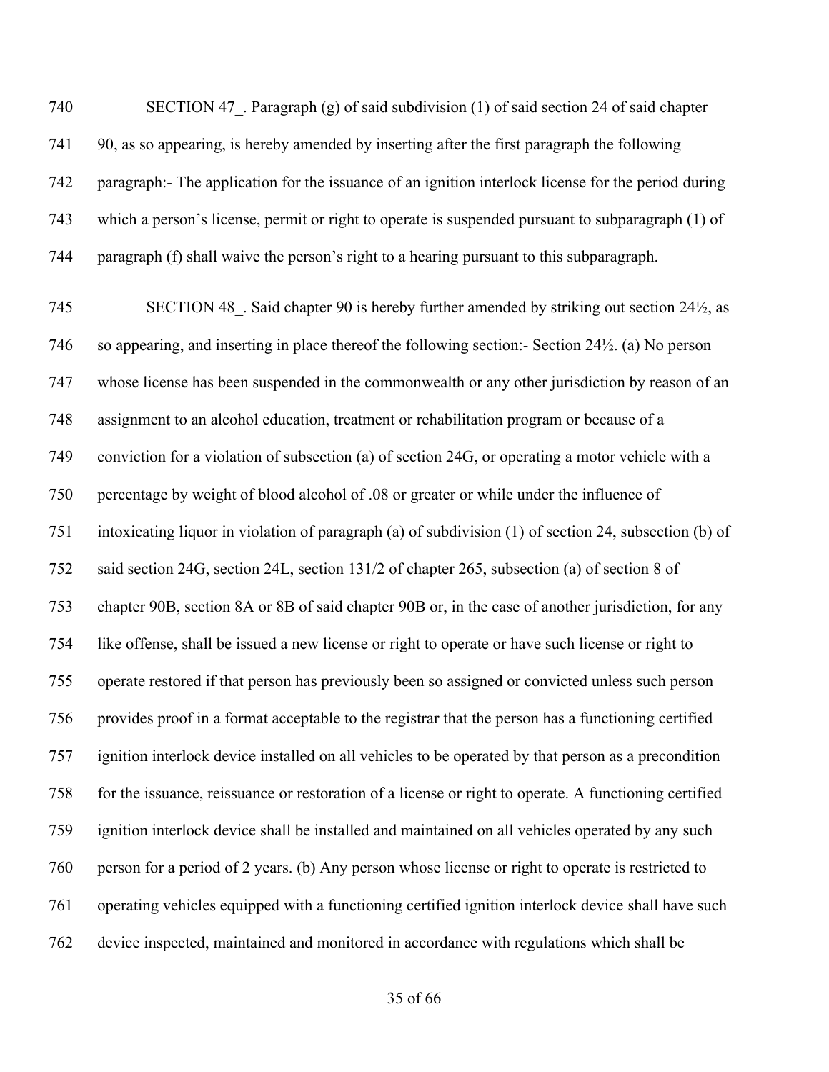SECTION 47_. Paragraph (g) of said subdivision (1) of said section 24 of said chapter 90, as so appearing, is hereby amended by inserting after the first paragraph the following paragraph:- The application for the issuance of an ignition interlock license for the period during which a person's license, permit or right to operate is suspended pursuant to subparagraph (1) of paragraph (f) shall waive the person's right to a hearing pursuant to this subparagraph.

SECTION 48_. Said chapter 90 is hereby further amended by striking out section 24½, as so appearing, and inserting in place thereof the following section:- Section 24½. (a) No person whose license has been suspended in the commonwealth or any other jurisdiction by reason of an assignment to an alcohol education, treatment or rehabilitation program or because of a conviction for a violation of subsection (a) of section 24G, or operating a motor vehicle with a percentage by weight of blood alcohol of .08 or greater or while under the influence of intoxicating liquor in violation of paragraph (a) of subdivision (1) of section 24, subsection (b) of said section 24G, section 24L, section 131/2 of chapter 265, subsection (a) of section 8 of chapter 90B, section 8A or 8B of said chapter 90B or, in the case of another jurisdiction, for any like offense, shall be issued a new license or right to operate or have such license or right to operate restored if that person has previously been so assigned or convicted unless such person provides proof in a format acceptable to the registrar that the person has a functioning certified ignition interlock device installed on all vehicles to be operated by that person as a precondition for the issuance, reissuance or restoration of a license or right to operate. A functioning certified ignition interlock device shall be installed and maintained on all vehicles operated by any such person for a period of 2 years. (b) Any person whose license or right to operate is restricted to operating vehicles equipped with a functioning certified ignition interlock device shall have such device inspected, maintained and monitored in accordance with regulations which shall be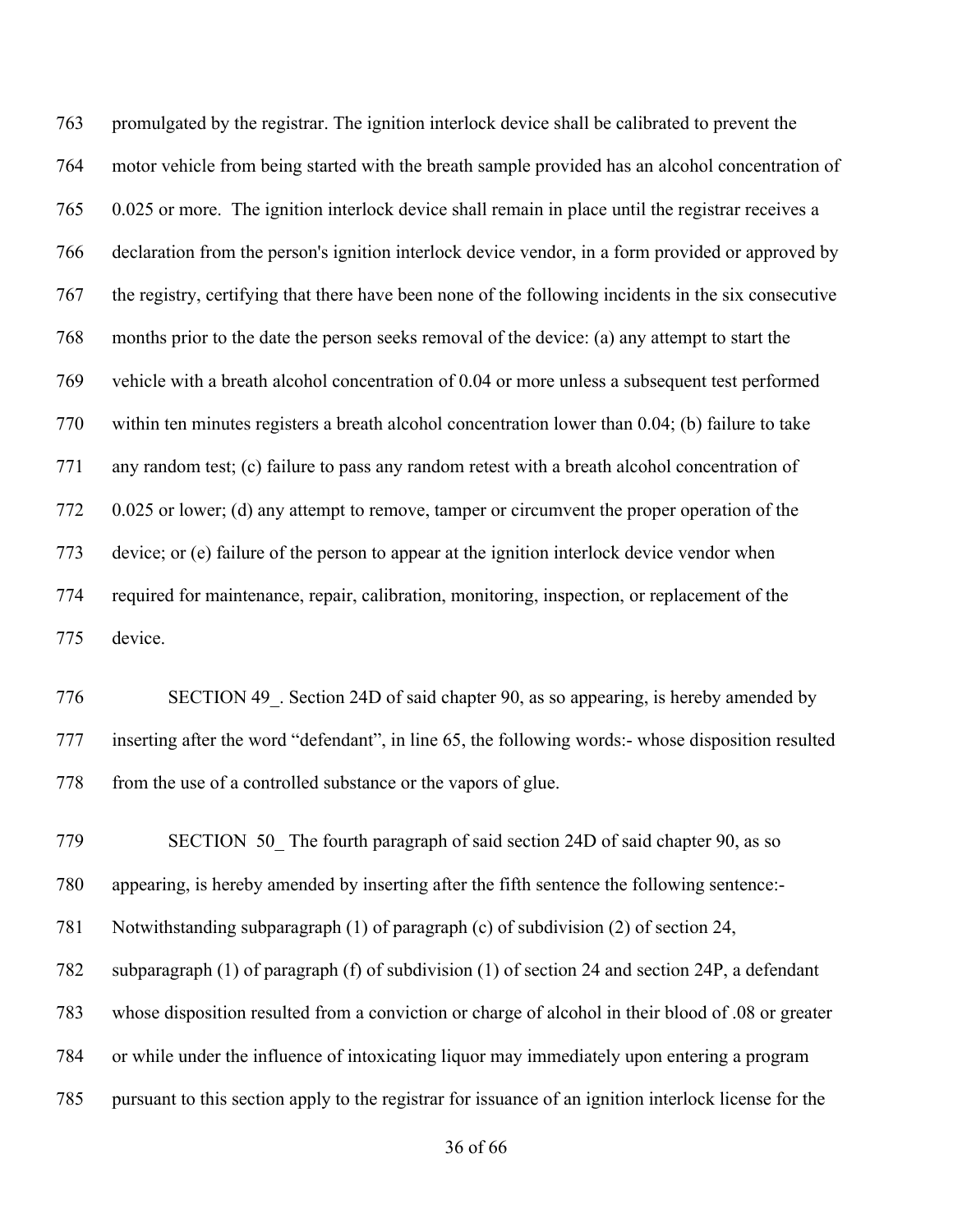promulgated by the registrar. The ignition interlock device shall be calibrated to prevent the motor vehicle from being started with the breath sample provided has an alcohol concentration of 0.025 or more. The ignition interlock device shall remain in place until the registrar receives a declaration from the person's ignition interlock device vendor, in a form provided or approved by the registry, certifying that there have been none of the following incidents in the six consecutive months prior to the date the person seeks removal of the device: (a) any attempt to start the vehicle with a breath alcohol concentration of 0.04 or more unless a subsequent test performed within ten minutes registers a breath alcohol concentration lower than 0.04; (b) failure to take any random test; (c) failure to pass any random retest with a breath alcohol concentration of 0.025 or lower; (d) any attempt to remove, tamper or circumvent the proper operation of the device; or (e) failure of the person to appear at the ignition interlock device vendor when required for maintenance, repair, calibration, monitoring, inspection, or replacement of the device.

SECTION 49_. Section 24D of said chapter 90, as so appearing, is hereby amended by inserting after the word "defendant", in line 65, the following words:- whose disposition resulted from the use of a controlled substance or the vapors of glue.

SECTION 50_ The fourth paragraph of said section 24D of said chapter 90, as so appearing, is hereby amended by inserting after the fifth sentence the following sentence:- Notwithstanding subparagraph (1) of paragraph (c) of subdivision (2) of section 24, subparagraph (1) of paragraph (f) of subdivision (1) of section 24 and section 24P, a defendant whose disposition resulted from a conviction or charge of alcohol in their blood of .08 or greater or while under the influence of intoxicating liquor may immediately upon entering a program pursuant to this section apply to the registrar for issuance of an ignition interlock license for the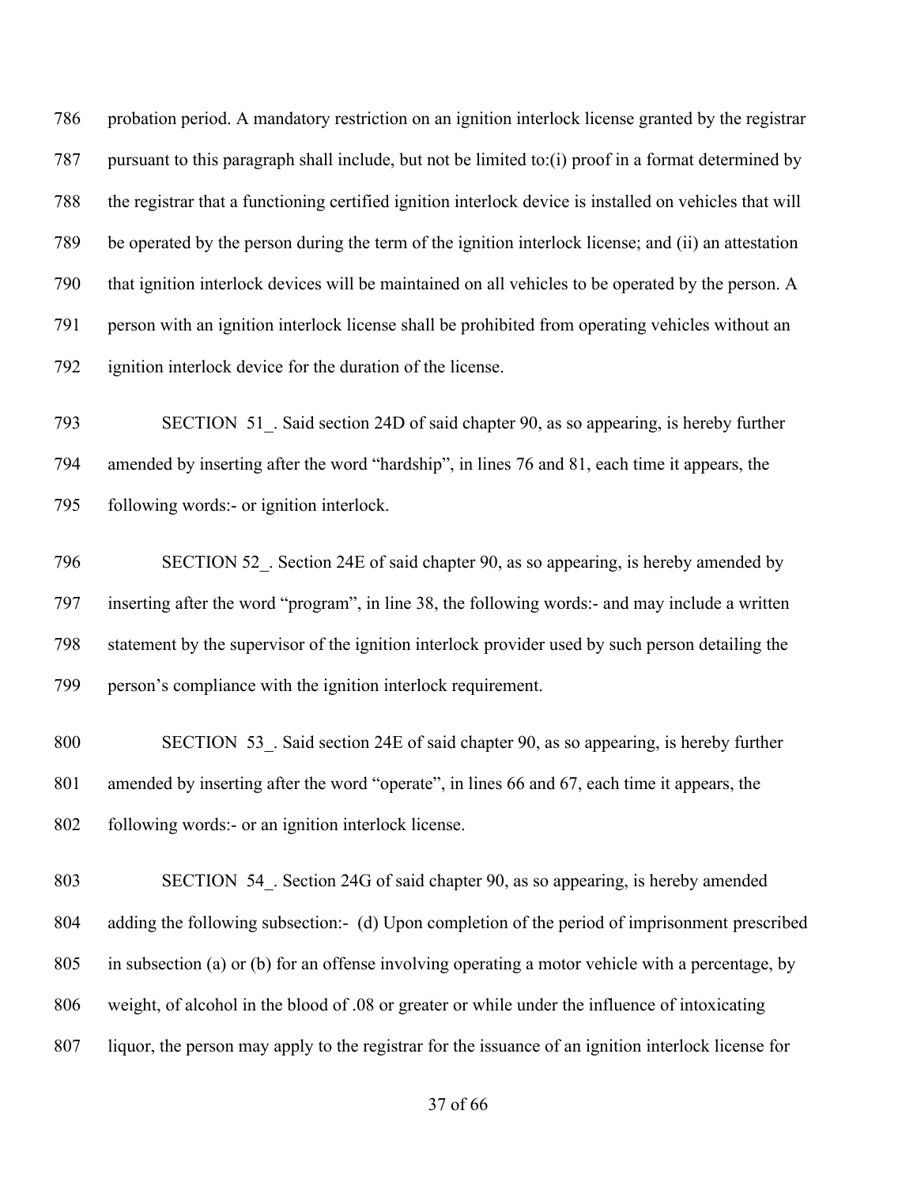probation period. A mandatory restriction on an ignition interlock license granted by the registrar pursuant to this paragraph shall include, but not be limited to:(i) proof in a format determined by the registrar that a functioning certified ignition interlock device is installed on vehicles that will be operated by the person during the term of the ignition interlock license; and (ii) an attestation that ignition interlock devices will be maintained on all vehicles to be operated by the person. A person with an ignition interlock license shall be prohibited from operating vehicles without an ignition interlock device for the duration of the license.

SECTION 51_. Said section 24D of said chapter 90, as so appearing, is hereby further amended by inserting after the word "hardship", in lines 76 and 81, each time it appears, the following words:- or ignition interlock.

SECTION 52_. Section 24E of said chapter 90, as so appearing, is hereby amended by inserting after the word "program", in line 38, the following words:- and may include a written statement by the supervisor of the ignition interlock provider used by such person detailing the person's compliance with the ignition interlock requirement.

SECTION 53_. Said section 24E of said chapter 90, as so appearing, is hereby further amended by inserting after the word "operate", in lines 66 and 67, each time it appears, the following words:- or an ignition interlock license.

SECTION 54_. Section 24G of said chapter 90, as so appearing, is hereby amended adding the following subsection:- (d) Upon completion of the period of imprisonment prescribed in subsection (a) or (b) for an offense involving operating a motor vehicle with a percentage, by weight, of alcohol in the blood of .08 or greater or while under the influence of intoxicating liquor, the person may apply to the registrar for the issuance of an ignition interlock license for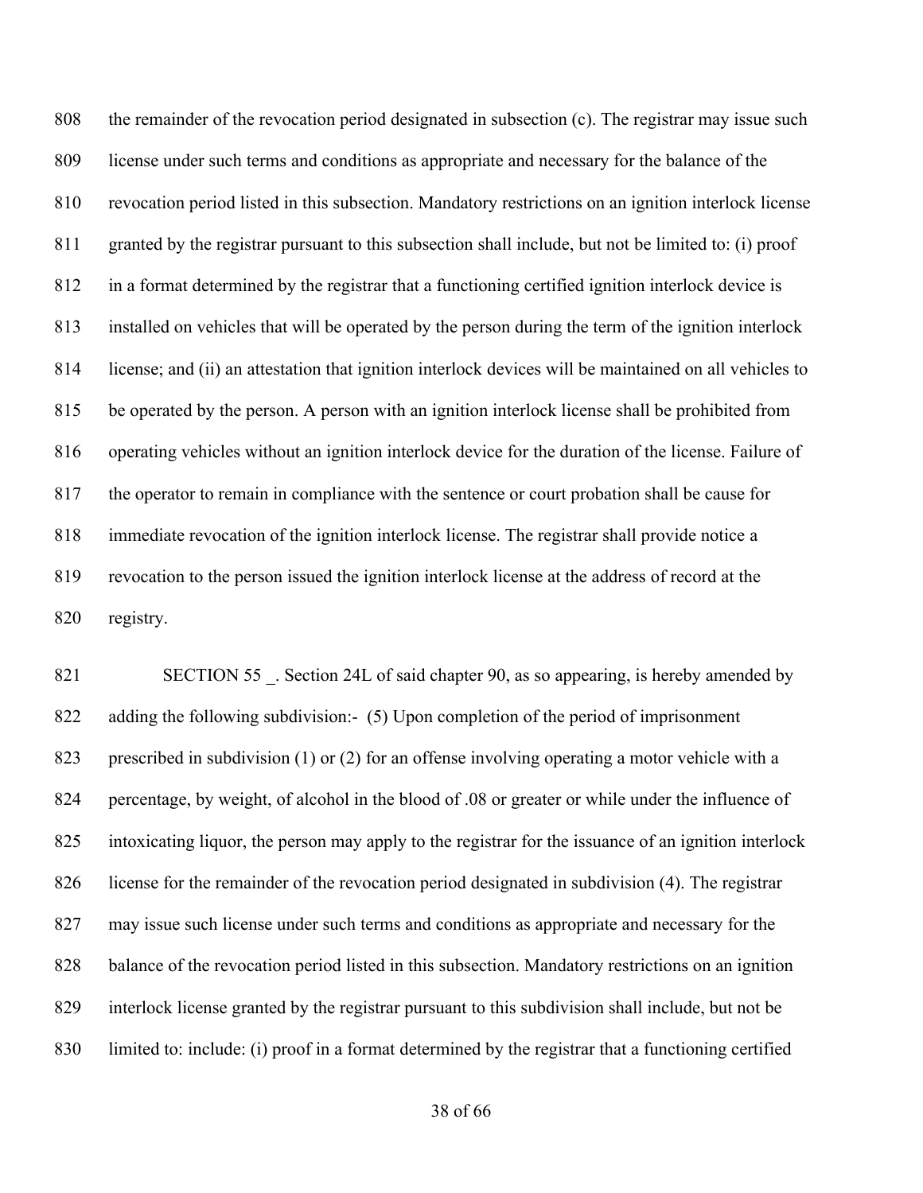the remainder of the revocation period designated in subsection (c). The registrar may issue such license under such terms and conditions as appropriate and necessary for the balance of the revocation period listed in this subsection. Mandatory restrictions on an ignition interlock license granted by the registrar pursuant to this subsection shall include, but not be limited to: (i) proof in a format determined by the registrar that a functioning certified ignition interlock device is installed on vehicles that will be operated by the person during the term of the ignition interlock license; and (ii) an attestation that ignition interlock devices will be maintained on all vehicles to be operated by the person. A person with an ignition interlock license shall be prohibited from operating vehicles without an ignition interlock device for the duration of the license. Failure of the operator to remain in compliance with the sentence or court probation shall be cause for immediate revocation of the ignition interlock license. The registrar shall provide notice a revocation to the person issued the ignition interlock license at the address of record at the registry.

SECTION 55 _. Section 24L of said chapter 90, as so appearing, is hereby amended by adding the following subdivision:- (5) Upon completion of the period of imprisonment prescribed in subdivision (1) or (2) for an offense involving operating a motor vehicle with a percentage, by weight, of alcohol in the blood of .08 or greater or while under the influence of intoxicating liquor, the person may apply to the registrar for the issuance of an ignition interlock license for the remainder of the revocation period designated in subdivision (4). The registrar may issue such license under such terms and conditions as appropriate and necessary for the balance of the revocation period listed in this subsection. Mandatory restrictions on an ignition interlock license granted by the registrar pursuant to this subdivision shall include, but not be limited to: include: (i) proof in a format determined by the registrar that a functioning certified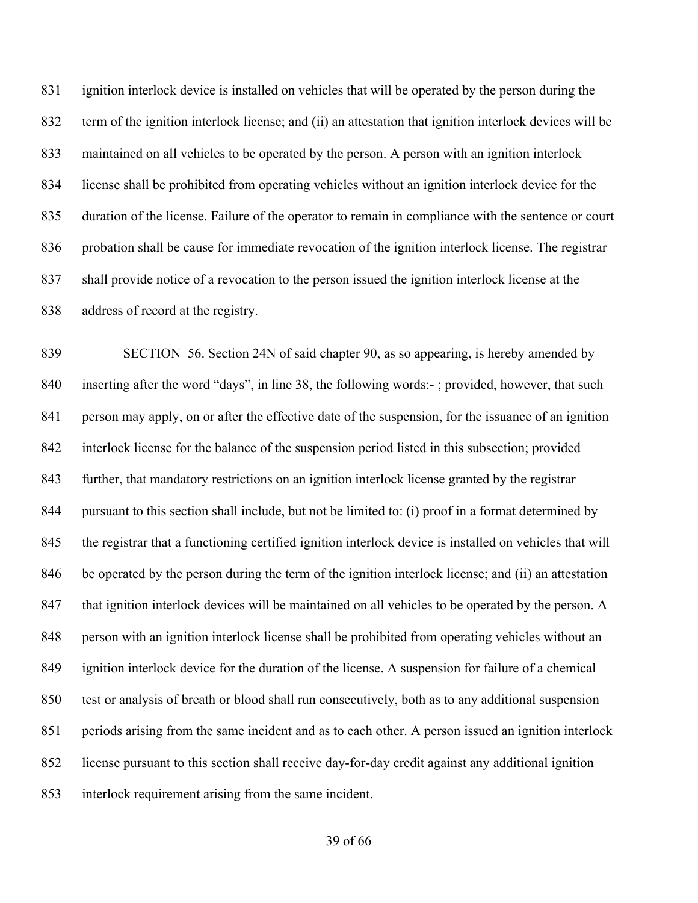ignition interlock device is installed on vehicles that will be operated by the person during the term of the ignition interlock license; and (ii) an attestation that ignition interlock devices will be maintained on all vehicles to be operated by the person. A person with an ignition interlock license shall be prohibited from operating vehicles without an ignition interlock device for the duration of the license. Failure of the operator to remain in compliance with the sentence or court probation shall be cause for immediate revocation of the ignition interlock license. The registrar shall provide notice of a revocation to the person issued the ignition interlock license at the address of record at the registry.

SECTION 56. Section 24N of said chapter 90, as so appearing, is hereby amended by inserting after the word "days", in line 38, the following words:- ; provided, however, that such person may apply, on or after the effective date of the suspension, for the issuance of an ignition interlock license for the balance of the suspension period listed in this subsection; provided further, that mandatory restrictions on an ignition interlock license granted by the registrar pursuant to this section shall include, but not be limited to: (i) proof in a format determined by the registrar that a functioning certified ignition interlock device is installed on vehicles that will be operated by the person during the term of the ignition interlock license; and (ii) an attestation that ignition interlock devices will be maintained on all vehicles to be operated by the person. A person with an ignition interlock license shall be prohibited from operating vehicles without an ignition interlock device for the duration of the license. A suspension for failure of a chemical test or analysis of breath or blood shall run consecutively, both as to any additional suspension periods arising from the same incident and as to each other. A person issued an ignition interlock license pursuant to this section shall receive day-for-day credit against any additional ignition interlock requirement arising from the same incident.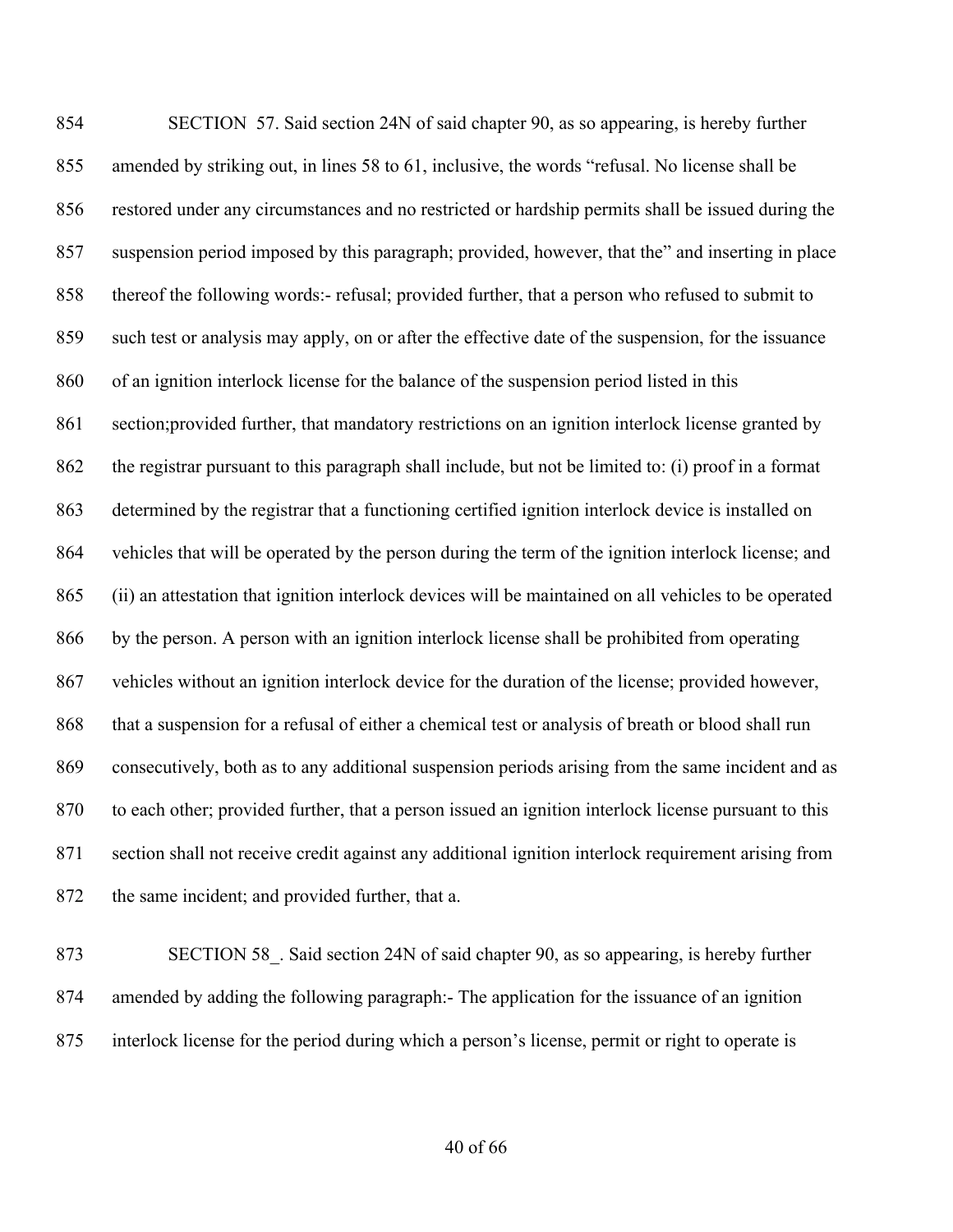SECTION 57. Said section 24N of said chapter 90, as so appearing, is hereby further amended by striking out, in lines 58 to 61, inclusive, the words "refusal. No license shall be restored under any circumstances and no restricted or hardship permits shall be issued during the suspension period imposed by this paragraph; provided, however, that the" and inserting in place thereof the following words:- refusal; provided further, that a person who refused to submit to such test or analysis may apply, on or after the effective date of the suspension, for the issuance of an ignition interlock license for the balance of the suspension period listed in this section;provided further, that mandatory restrictions on an ignition interlock license granted by the registrar pursuant to this paragraph shall include, but not be limited to: (i) proof in a format determined by the registrar that a functioning certified ignition interlock device is installed on vehicles that will be operated by the person during the term of the ignition interlock license; and (ii) an attestation that ignition interlock devices will be maintained on all vehicles to be operated by the person. A person with an ignition interlock license shall be prohibited from operating vehicles without an ignition interlock device for the duration of the license; provided however, that a suspension for a refusal of either a chemical test or analysis of breath or blood shall run consecutively, both as to any additional suspension periods arising from the same incident and as to each other; provided further, that a person issued an ignition interlock license pursuant to this section shall not receive credit against any additional ignition interlock requirement arising from the same incident; and provided further, that a.

SECTION 58_. Said section 24N of said chapter 90, as so appearing, is hereby further amended by adding the following paragraph:- The application for the issuance of an ignition interlock license for the period during which a person's license, permit or right to operate is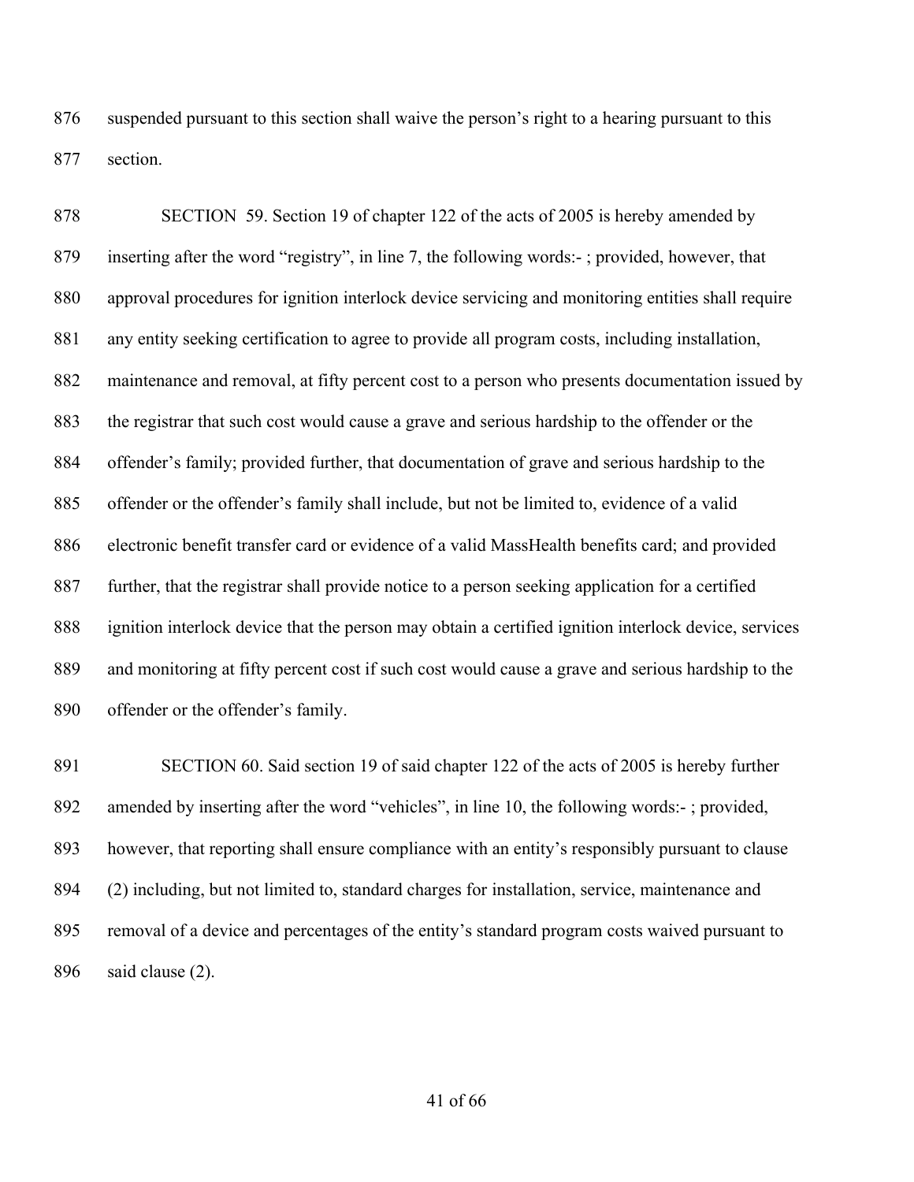suspended pursuant to this section shall waive the person's right to a hearing pursuant to this section.

SECTION 59. Section 19 of chapter 122 of the acts of 2005 is hereby amended by inserting after the word "registry", in line 7, the following words:- ; provided, however, that approval procedures for ignition interlock device servicing and monitoring entities shall require any entity seeking certification to agree to provide all program costs, including installation, maintenance and removal, at fifty percent cost to a person who presents documentation issued by the registrar that such cost would cause a grave and serious hardship to the offender or the offender's family; provided further, that documentation of grave and serious hardship to the offender or the offender's family shall include, but not be limited to, evidence of a valid electronic benefit transfer card or evidence of a valid MassHealth benefits card; and provided further, that the registrar shall provide notice to a person seeking application for a certified ignition interlock device that the person may obtain a certified ignition interlock device, services and monitoring at fifty percent cost if such cost would cause a grave and serious hardship to the offender or the offender's family.

SECTION 60. Said section 19 of said chapter 122 of the acts of 2005 is hereby further amended by inserting after the word "vehicles", in line 10, the following words:- ; provided, however, that reporting shall ensure compliance with an entity's responsibly pursuant to clause (2) including, but not limited to, standard charges for installation, service, maintenance and removal of a device and percentages of the entity's standard program costs waived pursuant to said clause (2).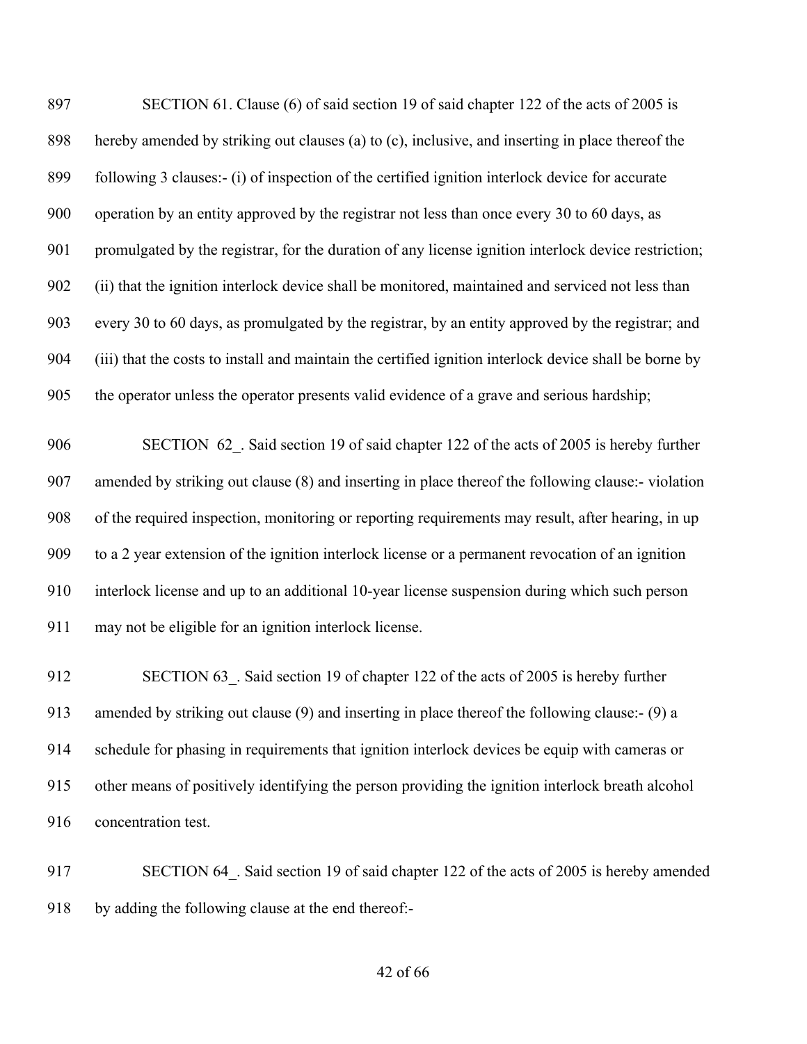SECTION 61. Clause (6) of said section 19 of said chapter 122 of the acts of 2005 is hereby amended by striking out clauses (a) to (c), inclusive, and inserting in place thereof the following 3 clauses:- (i) of inspection of the certified ignition interlock device for accurate operation by an entity approved by the registrar not less than once every 30 to 60 days, as promulgated by the registrar, for the duration of any license ignition interlock device restriction; (ii) that the ignition interlock device shall be monitored, maintained and serviced not less than every 30 to 60 days, as promulgated by the registrar, by an entity approved by the registrar; and (iii) that the costs to install and maintain the certified ignition interlock device shall be borne by the operator unless the operator presents valid evidence of a grave and serious hardship;

SECTION 62_. Said section 19 of said chapter 122 of the acts of 2005 is hereby further amended by striking out clause (8) and inserting in place thereof the following clause:- violation of the required inspection, monitoring or reporting requirements may result, after hearing, in up to a 2 year extension of the ignition interlock license or a permanent revocation of an ignition interlock license and up to an additional 10-year license suspension during which such person may not be eligible for an ignition interlock license.

SECTION 63_. Said section 19 of chapter 122 of the acts of 2005 is hereby further amended by striking out clause (9) and inserting in place thereof the following clause:- (9) a schedule for phasing in requirements that ignition interlock devices be equip with cameras or other means of positively identifying the person providing the ignition interlock breath alcohol concentration test.

SECTION 64_. Said section 19 of said chapter 122 of the acts of 2005 is hereby amended by adding the following clause at the end thereof:-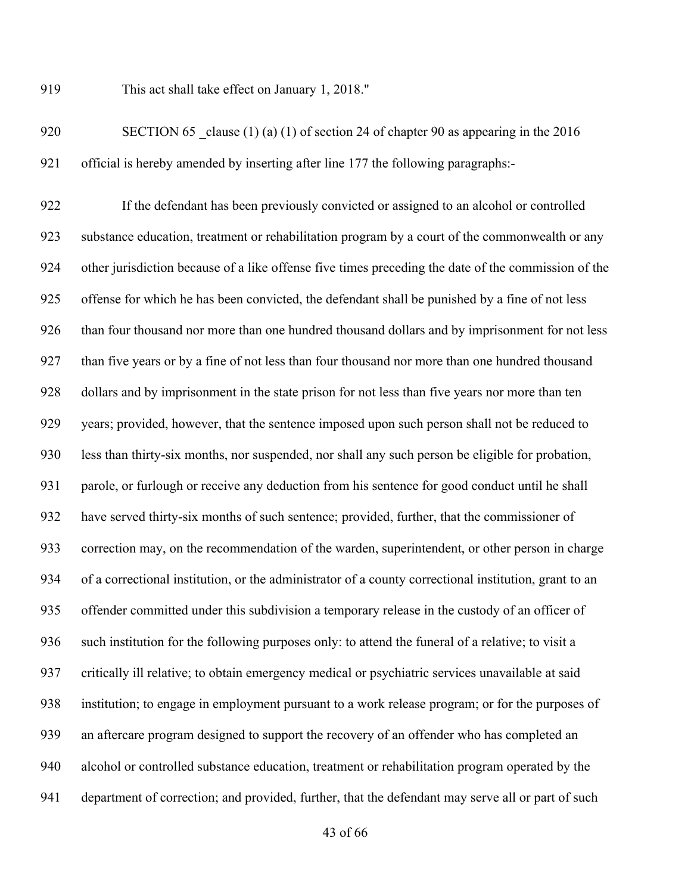919 This act shall take effect on January 1, 2018."

920 SECTION 65 _clause (1) (a) (1) of section 24 of chapter 90 as appearing in the 2016
921 official is hereby amended by inserting after line 177 the following paragraphs:-

922 If the defendant has been previously convicted or assigned to an alcohol or controlled
923 substance education, treatment or rehabilitation program by a court of the commonwealth or any
924 other jurisdiction because of a like offense five times preceding the date of the commission of the
925 offense for which he has been convicted, the defendant shall be punished by a fine of not less
926 than four thousand nor more than one hundred thousand dollars and by imprisonment for not less
927 than five years or by a fine of not less than four thousand nor more than one hundred thousand
928 dollars and by imprisonment in the state prison for not less than five years nor more than ten
929 years; provided, however, that the sentence imposed upon such person shall not be reduced to
930 less than thirty-six months, nor suspended, nor shall any such person be eligible for probation,
931 parole, or furlough or receive any deduction from his sentence for good conduct until he shall
932 have served thirty-six months of such sentence; provided, further, that the commissioner of
933 correction may, on the recommendation of the warden, superintendent, or other person in charge
934 of a correctional institution, or the administrator of a county correctional institution, grant to an
935 offender committed under this subdivision a temporary release in the custody of an officer of
936 such institution for the following purposes only: to attend the funeral of a relative; to visit a
937 critically ill relative; to obtain emergency medical or psychiatric services unavailable at said
938 institution; to engage in employment pursuant to a work release program; or for the purposes of
939 an aftercare program designed to support the recovery of an offender who has completed an
940 alcohol or controlled substance education, treatment or rehabilitation program operated by the
941 department of correction; and provided, further, that the defendant may serve all or part of such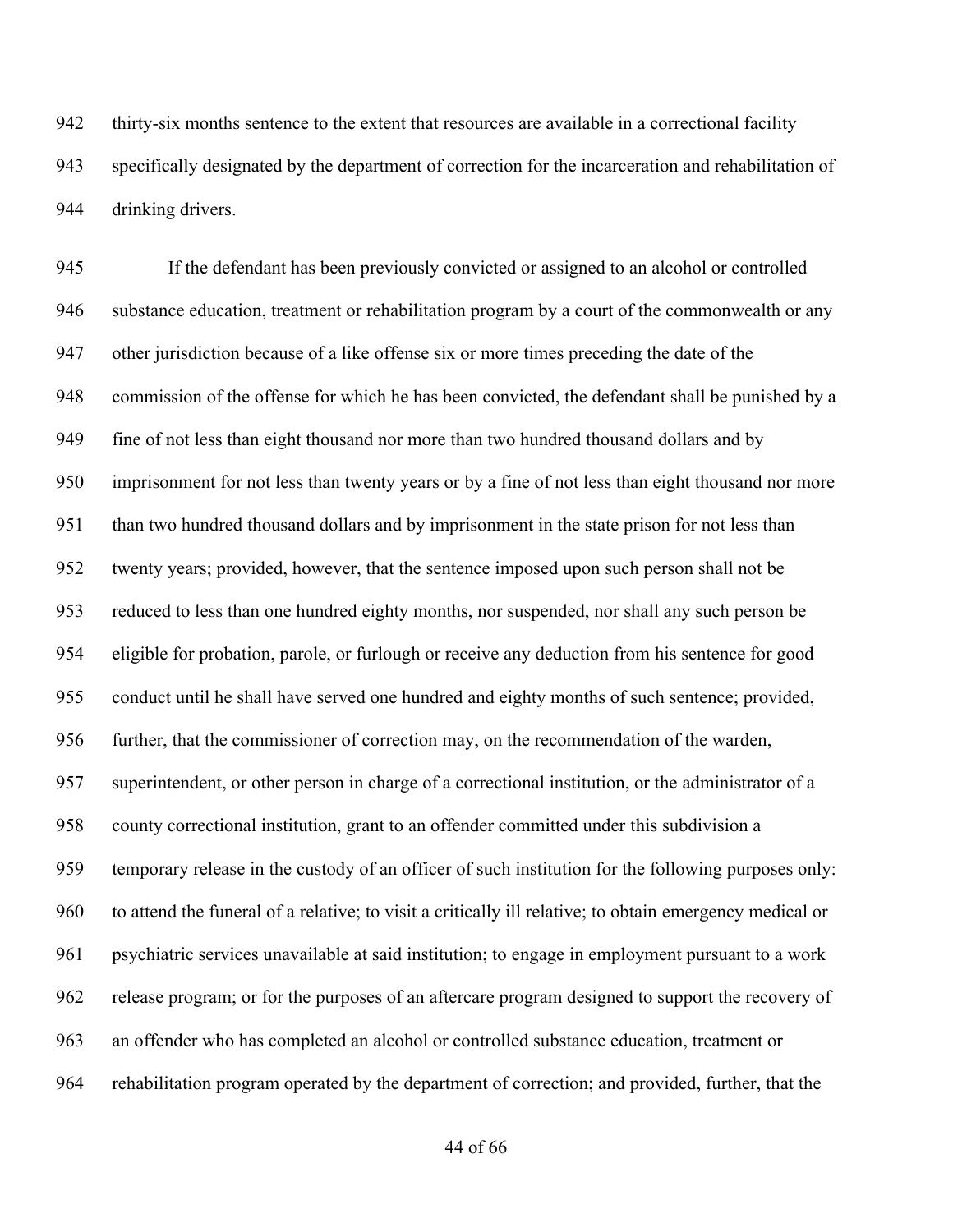thirty-six months sentence to the extent that resources are available in a correctional facility specifically designated by the department of correction for the incarceration and rehabilitation of drinking drivers.

If the defendant has been previously convicted or assigned to an alcohol or controlled substance education, treatment or rehabilitation program by a court of the commonwealth or any other jurisdiction because of a like offense six or more times preceding the date of the commission of the offense for which he has been convicted, the defendant shall be punished by a fine of not less than eight thousand nor more than two hundred thousand dollars and by imprisonment for not less than twenty years or by a fine of not less than eight thousand nor more than two hundred thousand dollars and by imprisonment in the state prison for not less than twenty years; provided, however, that the sentence imposed upon such person shall not be reduced to less than one hundred eighty months, nor suspended, nor shall any such person be eligible for probation, parole, or furlough or receive any deduction from his sentence for good conduct until he shall have served one hundred and eighty months of such sentence; provided, further, that the commissioner of correction may, on the recommendation of the warden, superintendent, or other person in charge of a correctional institution, or the administrator of a county correctional institution, grant to an offender committed under this subdivision a temporary release in the custody of an officer of such institution for the following purposes only: to attend the funeral of a relative; to visit a critically ill relative; to obtain emergency medical or psychiatric services unavailable at said institution; to engage in employment pursuant to a work release program; or for the purposes of an aftercare program designed to support the recovery of an offender who has completed an alcohol or controlled substance education, treatment or rehabilitation program operated by the department of correction; and provided, further, that the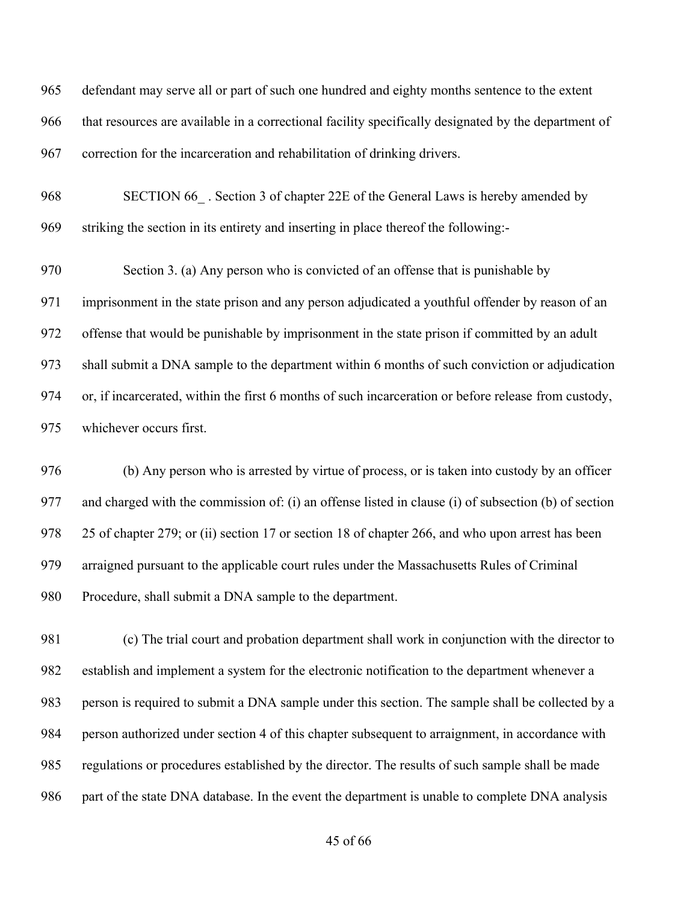defendant may serve all or part of such one hundred and eighty months sentence to the extent that resources are available in a correctional facility specifically designated by the department of correction for the incarceration and rehabilitation of drinking drivers.

SECTION 66_ . Section 3 of chapter 22E of the General Laws is hereby amended by striking the section in its entirety and inserting in place thereof the following:-

Section 3. (a) Any person who is convicted of an offense that is punishable by imprisonment in the state prison and any person adjudicated a youthful offender by reason of an offense that would be punishable by imprisonment in the state prison if committed by an adult shall submit a DNA sample to the department within 6 months of such conviction or adjudication or, if incarcerated, within the first 6 months of such incarceration or before release from custody, whichever occurs first.

(b) Any person who is arrested by virtue of process, or is taken into custody by an officer and charged with the commission of: (i) an offense listed in clause (i) of subsection (b) of section 25 of chapter 279; or (ii) section 17 or section 18 of chapter 266, and who upon arrest has been arraigned pursuant to the applicable court rules under the Massachusetts Rules of Criminal Procedure, shall submit a DNA sample to the department.

(c) The trial court and probation department shall work in conjunction with the director to establish and implement a system for the electronic notification to the department whenever a person is required to submit a DNA sample under this section. The sample shall be collected by a person authorized under section 4 of this chapter subsequent to arraignment, in accordance with regulations or procedures established by the director. The results of such sample shall be made part of the state DNA database. In the event the department is unable to complete DNA analysis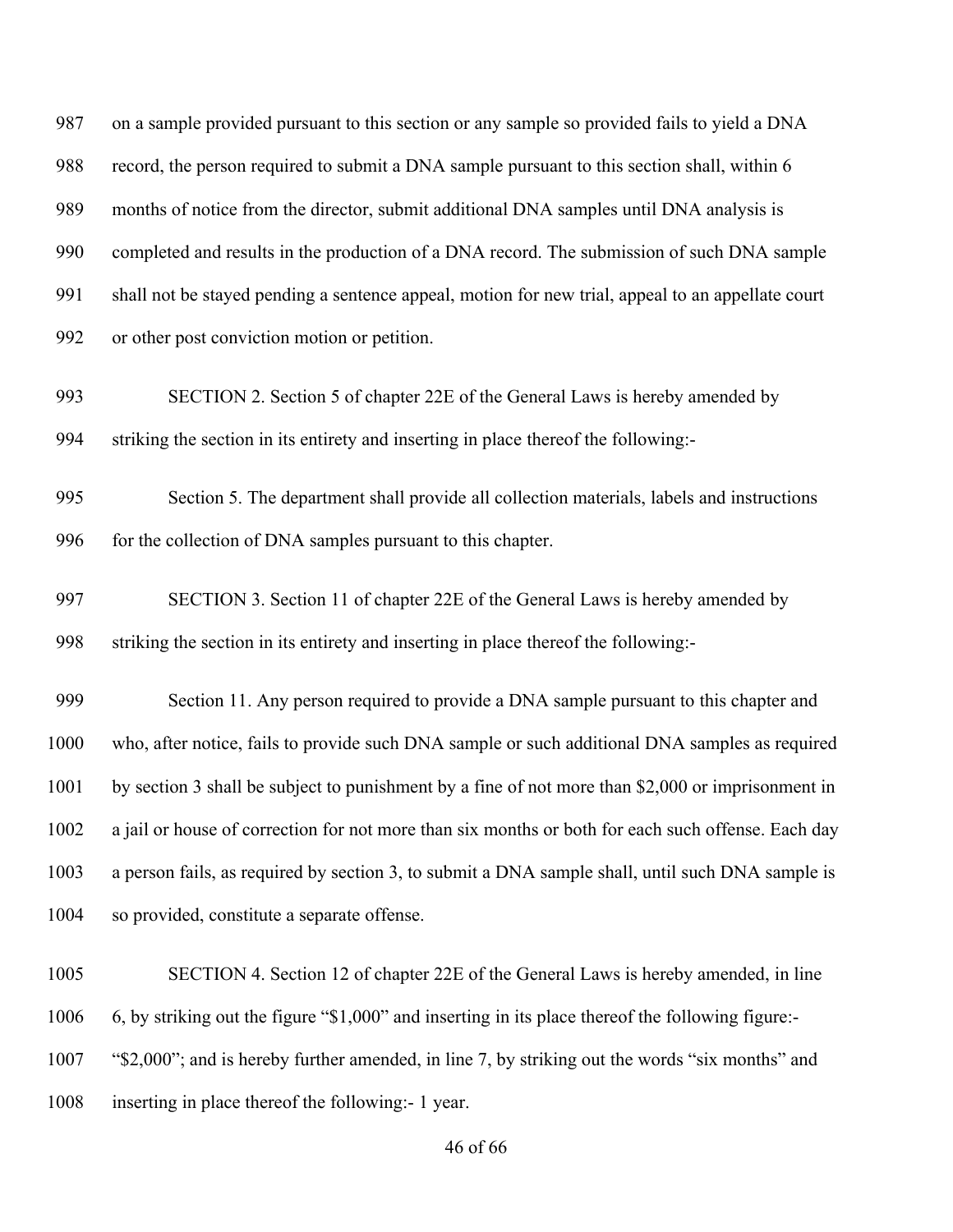on a sample provided pursuant to this section or any sample so provided fails to yield a DNA record, the person required to submit a DNA sample pursuant to this section shall, within 6 months of notice from the director, submit additional DNA samples until DNA analysis is completed and results in the production of a DNA record. The submission of such DNA sample shall not be stayed pending a sentence appeal, motion for new trial, appeal to an appellate court or other post conviction motion or petition.

SECTION 2. Section 5 of chapter 22E of the General Laws is hereby amended by striking the section in its entirety and inserting in place thereof the following:-

Section 5. The department shall provide all collection materials, labels and instructions for the collection of DNA samples pursuant to this chapter.

SECTION 3. Section 11 of chapter 22E of the General Laws is hereby amended by striking the section in its entirety and inserting in place thereof the following:-

Section 11. Any person required to provide a DNA sample pursuant to this chapter and who, after notice, fails to provide such DNA sample or such additional DNA samples as required by section 3 shall be subject to punishment by a fine of not more than $2,000 or imprisonment in a jail or house of correction for not more than six months or both for each such offense. Each day a person fails, as required by section 3, to submit a DNA sample shall, until such DNA sample is so provided, constitute a separate offense.

SECTION 4. Section 12 of chapter 22E of the General Laws is hereby amended, in line 6, by striking out the figure "$1,000" and inserting in its place thereof the following figure:- "$2,000"; and is hereby further amended, in line 7, by striking out the words "six months" and inserting in place thereof the following:- 1 year.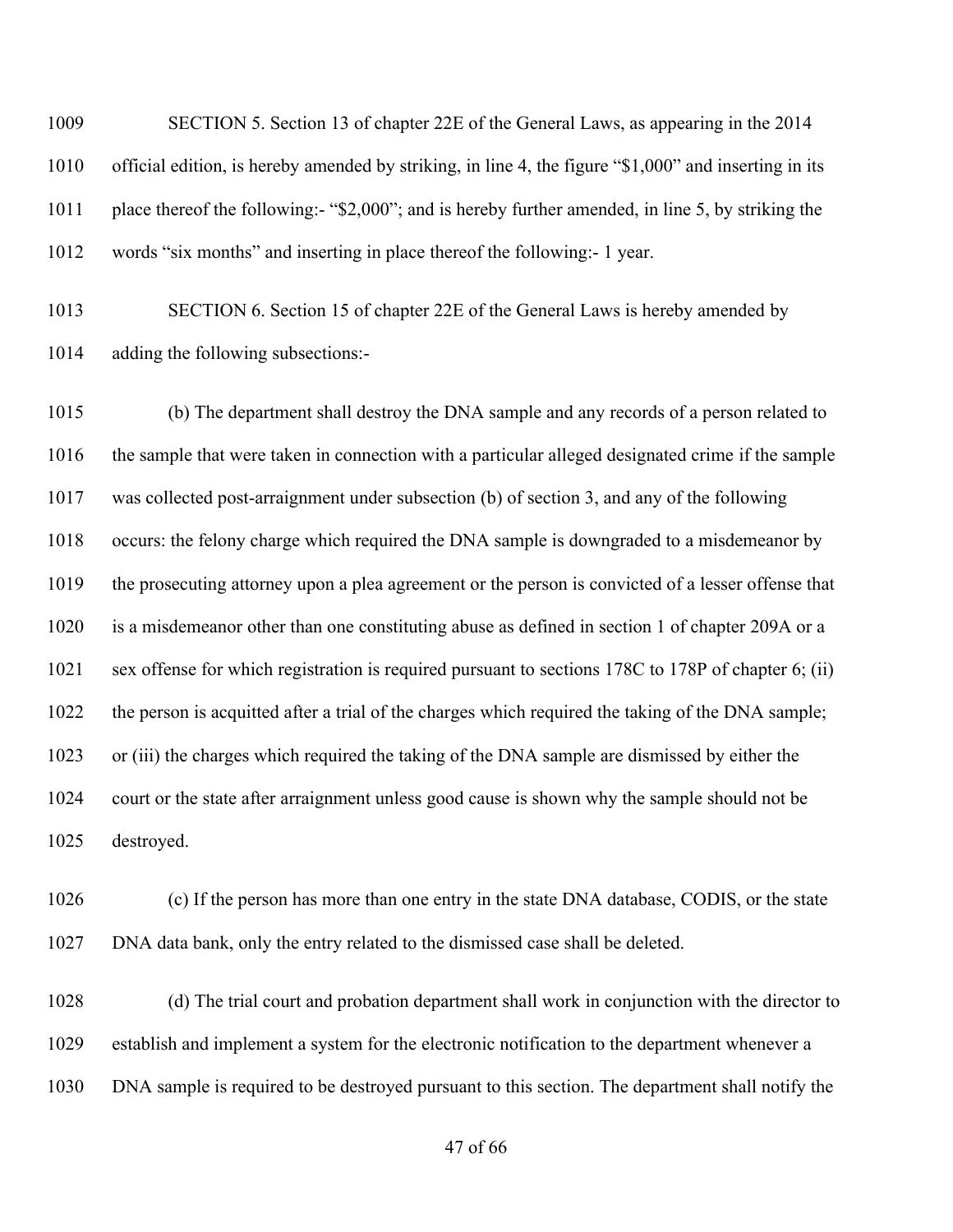SECTION 5. Section 13 of chapter 22E of the General Laws, as appearing in the 2014 official edition, is hereby amended by striking, in line 4, the figure "$1,000" and inserting in its place thereof the following:- "$2,000"; and is hereby further amended, in line 5, by striking the words "six months" and inserting in place thereof the following:- 1 year.

SECTION 6. Section 15 of chapter 22E of the General Laws is hereby amended by adding the following subsections:-

(b) The department shall destroy the DNA sample and any records of a person related to the sample that were taken in connection with a particular alleged designated crime if the sample was collected post-arraignment under subsection (b) of section 3, and any of the following occurs: the felony charge which required the DNA sample is downgraded to a misdemeanor by the prosecuting attorney upon a plea agreement or the person is convicted of a lesser offense that is a misdemeanor other than one constituting abuse as defined in section 1 of chapter 209A or a sex offense for which registration is required pursuant to sections 178C to 178P of chapter 6; (ii) the person is acquitted after a trial of the charges which required the taking of the DNA sample; or (iii) the charges which required the taking of the DNA sample are dismissed by either the court or the state after arraignment unless good cause is shown why the sample should not be destroyed.

(c) If the person has more than one entry in the state DNA database, CODIS, or the state DNA data bank, only the entry related to the dismissed case shall be deleted.

(d) The trial court and probation department shall work in conjunction with the director to establish and implement a system for the electronic notification to the department whenever a DNA sample is required to be destroyed pursuant to this section. The department shall notify the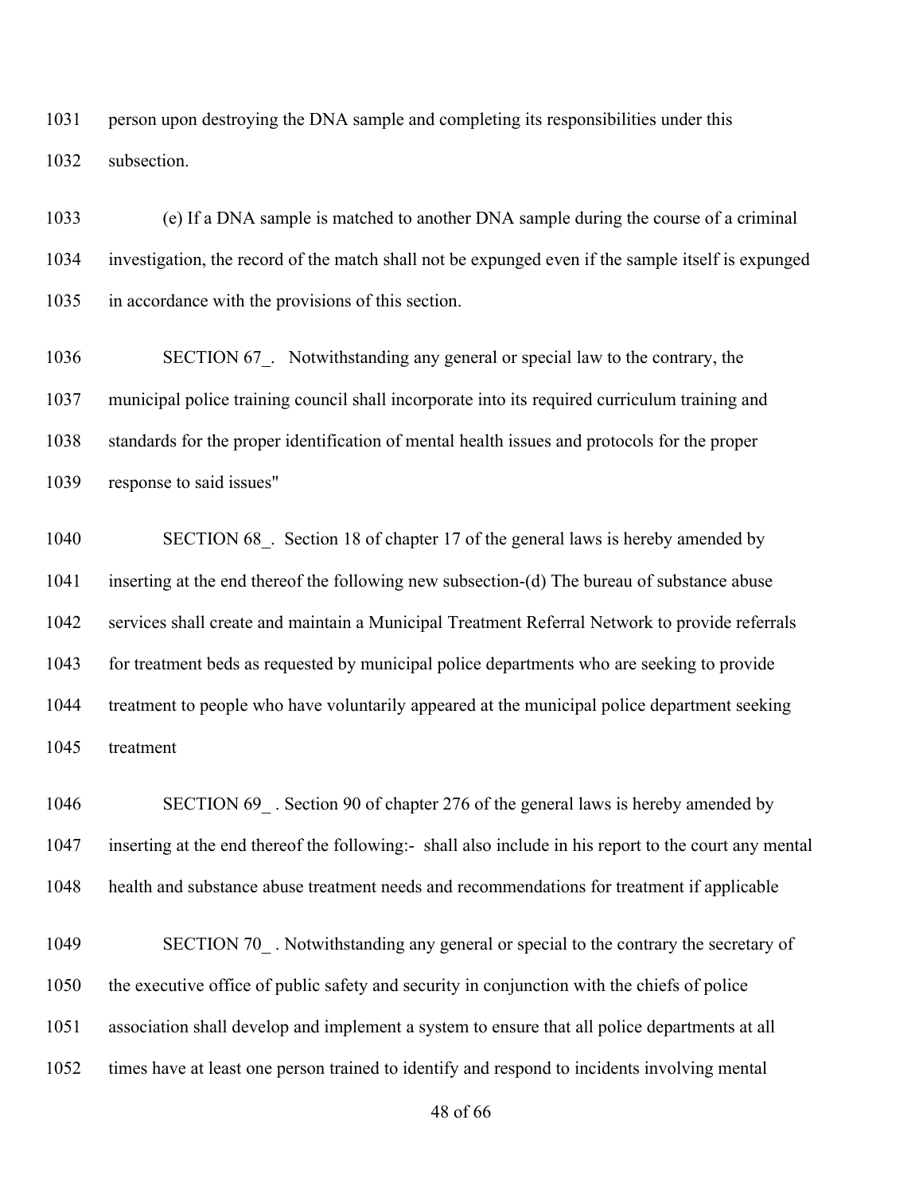1031 person upon destroying the DNA sample and completing its responsibilities under this
1032 subsection.

1033 (e) If a DNA sample is matched to another DNA sample during the course of a criminal
1034 investigation, the record of the match shall not be expunged even if the sample itself is expunged
1035 in accordance with the provisions of this section.

1036 SECTION 67_. Notwithstanding any general or special law to the contrary, the
1037 municipal police training council shall incorporate into its required curriculum training and
1038 standards for the proper identification of mental health issues and protocols for the proper
1039 response to said issues"

1040 SECTION 68_. Section 18 of chapter 17 of the general laws is hereby amended by
1041 inserting at the end thereof the following new subsection-(d) The bureau of substance abuse
1042 services shall create and maintain a Municipal Treatment Referral Network to provide referrals
1043 for treatment beds as requested by municipal police departments who are seeking to provide
1044 treatment to people who have voluntarily appeared at the municipal police department seeking
1045 treatment

1046 SECTION 69_ . Section 90 of chapter 276 of the general laws is hereby amended by
1047 inserting at the end thereof the following:- shall also include in his report to the court any mental
1048 health and substance abuse treatment needs and recommendations for treatment if applicable

1049 SECTION 70_ . Notwithstanding any general or special to the contrary the secretary of
1050 the executive office of public safety and security in conjunction with the chiefs of police
1051 association shall develop and implement a system to ensure that all police departments at all
1052 times have at least one person trained to identify and respond to incidents involving mental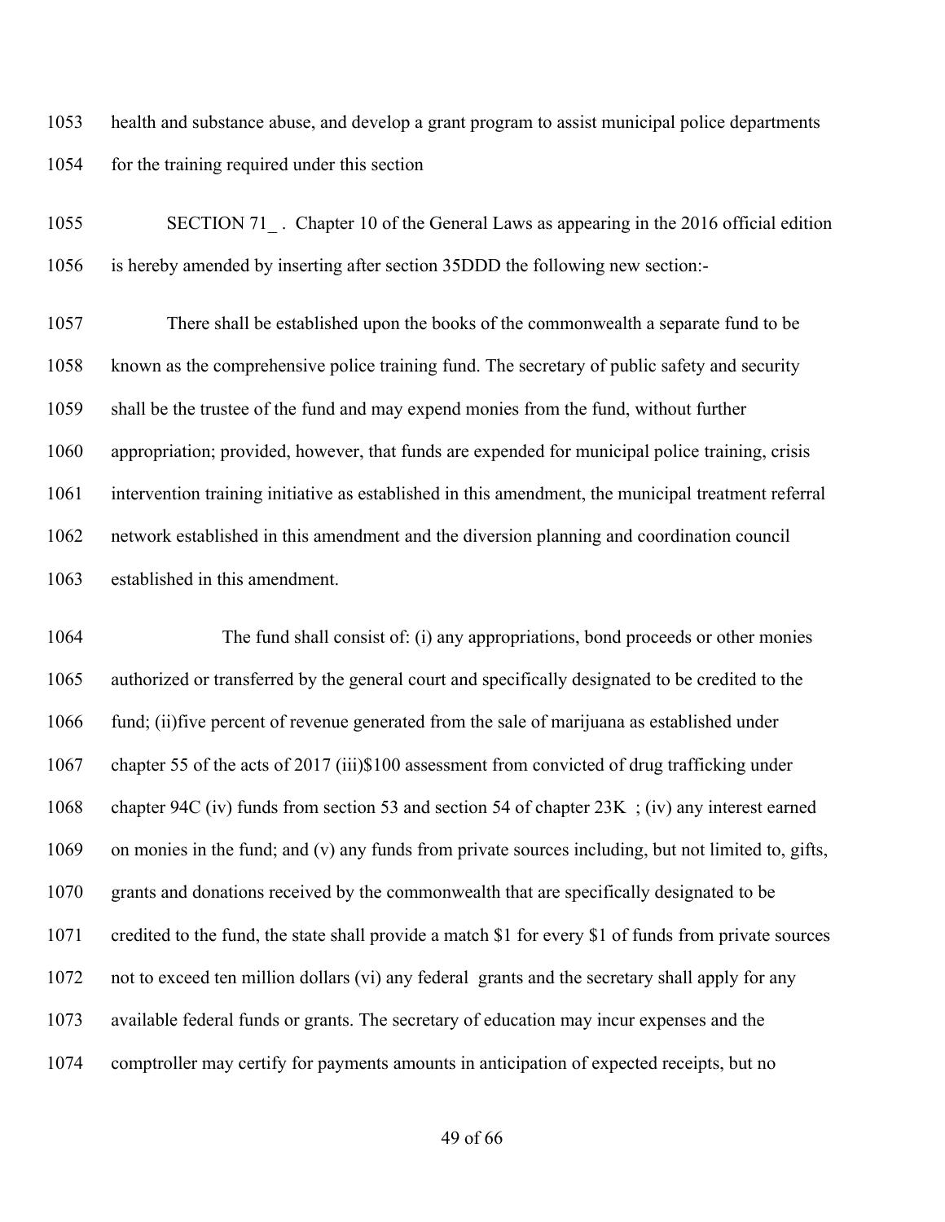health and substance abuse, and develop a grant program to assist municipal police departments for the training required under this section

SECTION 71_ . Chapter 10 of the General Laws as appearing in the 2016 official edition is hereby amended by inserting after section 35DDD the following new section:-

There shall be established upon the books of the commonwealth a separate fund to be known as the comprehensive police training fund. The secretary of public safety and security shall be the trustee of the fund and may expend monies from the fund, without further appropriation; provided, however, that funds are expended for municipal police training, crisis intervention training initiative as established in this amendment, the municipal treatment referral network established in this amendment and the diversion planning and coordination council established in this amendment.

The fund shall consist of: (i) any appropriations, bond proceeds or other monies authorized or transferred by the general court and specifically designated to be credited to the fund; (ii)five percent of revenue generated from the sale of marijuana as established under chapter 55 of the acts of 2017 (iii)$100 assessment from convicted of drug trafficking under chapter 94C (iv) funds from section 53 and section 54 of chapter 23K ; (iv) any interest earned on monies in the fund; and (v) any funds from private sources including, but not limited to, gifts, grants and donations received by the commonwealth that are specifically designated to be credited to the fund, the state shall provide a match $1 for every $1 of funds from private sources not to exceed ten million dollars (vi) any federal grants and the secretary shall apply for any available federal funds or grants. The secretary of education may incur expenses and the comptroller may certify for payments amounts in anticipation of expected receipts, but no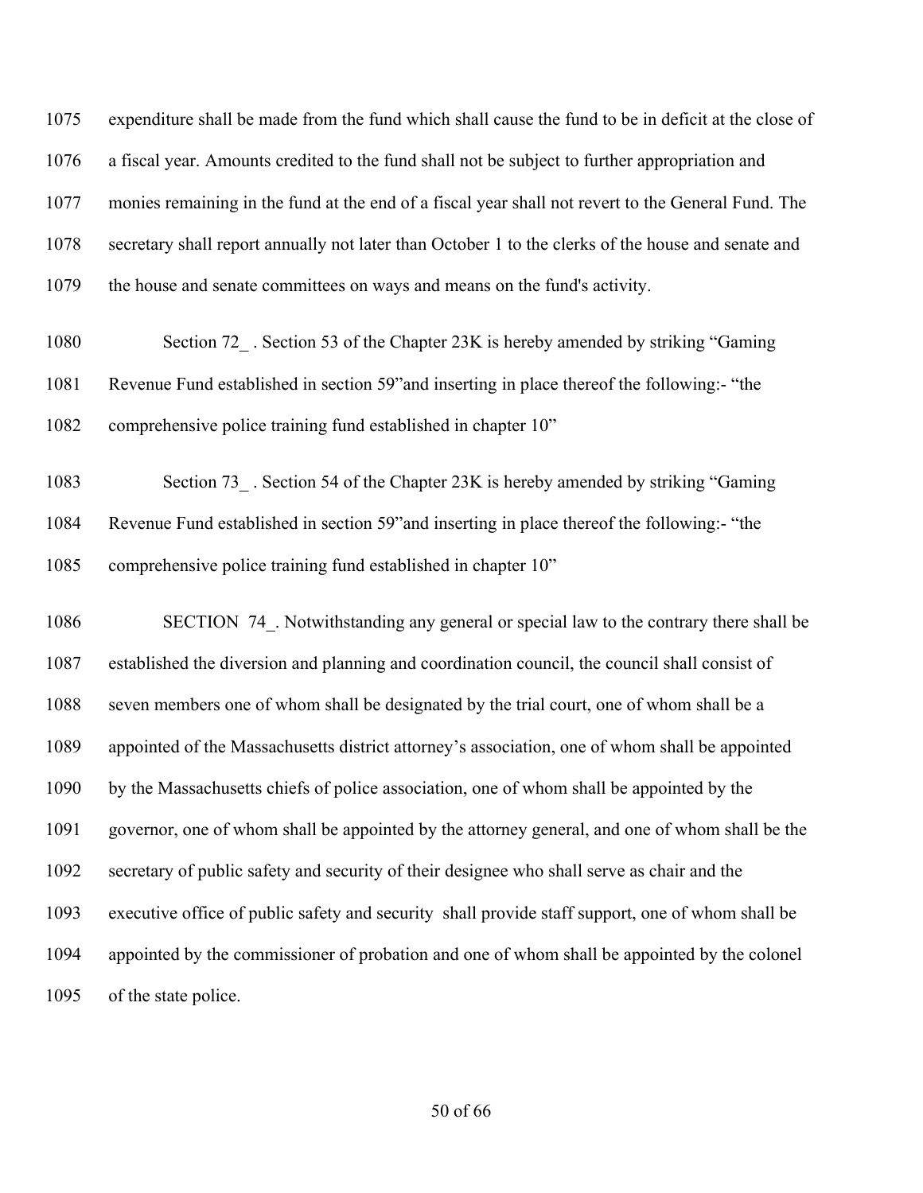expenditure shall be made from the fund which shall cause the fund to be in deficit at the close of a fiscal year. Amounts credited to the fund shall not be subject to further appropriation and monies remaining in the fund at the end of a fiscal year shall not revert to the General Fund. The secretary shall report annually not later than October 1 to the clerks of the house and senate and the house and senate committees on ways and means on the fund's activity.

Section 72_ . Section 53 of the Chapter 23K is hereby amended by striking "Gaming Revenue Fund established in section 59"and inserting in place thereof the following:- "the comprehensive police training fund established in chapter 10"

Section 73_ . Section 54 of the Chapter 23K is hereby amended by striking "Gaming Revenue Fund established in section 59"and inserting in place thereof the following:- "the comprehensive police training fund established in chapter 10"

SECTION 74_. Notwithstanding any general or special law to the contrary there shall be established the diversion and planning and coordination council, the council shall consist of seven members one of whom shall be designated by the trial court, one of whom shall be a appointed of the Massachusetts district attorney's association, one of whom shall be appointed by the Massachusetts chiefs of police association, one of whom shall be appointed by the governor, one of whom shall be appointed by the attorney general, and one of whom shall be the secretary of public safety and security of their designee who shall serve as chair and the executive office of public safety and security shall provide staff support, one of whom shall be appointed by the commissioner of probation and one of whom shall be appointed by the colonel of the state police.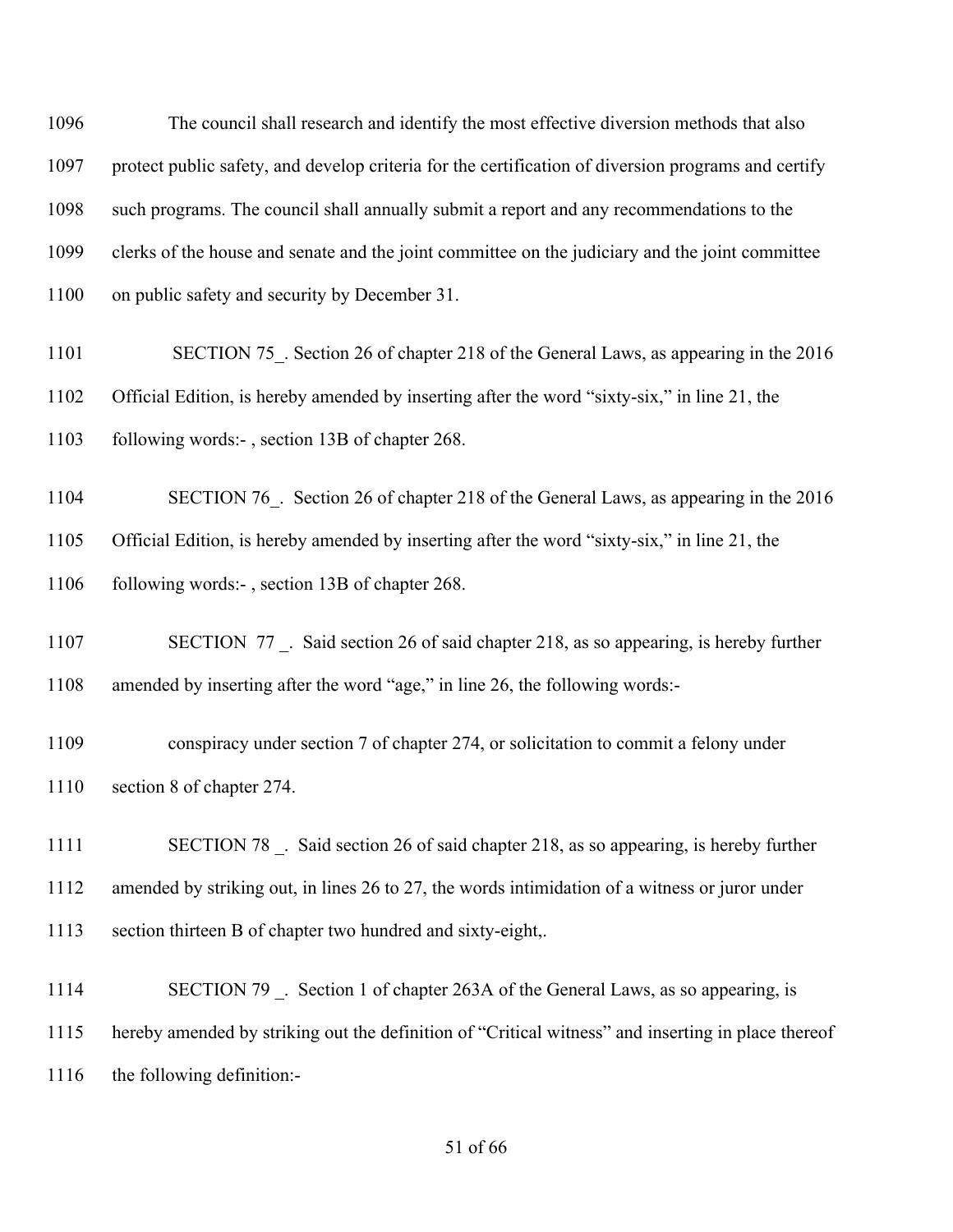The council shall research and identify the most effective diversion methods that also protect public safety, and develop criteria for the certification of diversion programs and certify such programs. The council shall annually submit a report and any recommendations to the clerks of the house and senate and the joint committee on the judiciary and the joint committee on public safety and security by December 31.

SECTION 75_. Section 26 of chapter 218 of the General Laws, as appearing in the 2016 Official Edition, is hereby amended by inserting after the word "sixty-six," in line 21, the following words:- , section 13B of chapter 268.

SECTION 76_. Section 26 of chapter 218 of the General Laws, as appearing in the 2016 Official Edition, is hereby amended by inserting after the word "sixty-six," in line 21, the following words:- , section 13B of chapter 268.

SECTION 77 _. Said section 26 of said chapter 218, as so appearing, is hereby further amended by inserting after the word "age," in line 26, the following words:-

conspiracy under section 7 of chapter 274, or solicitation to commit a felony under section 8 of chapter 274.

SECTION 78 _. Said section 26 of said chapter 218, as so appearing, is hereby further amended by striking out, in lines 26 to 27, the words intimidation of a witness or juror under section thirteen B of chapter two hundred and sixty-eight,.

SECTION 79 _. Section 1 of chapter 263A of the General Laws, as so appearing, is hereby amended by striking out the definition of "Critical witness" and inserting in place thereof the following definition:-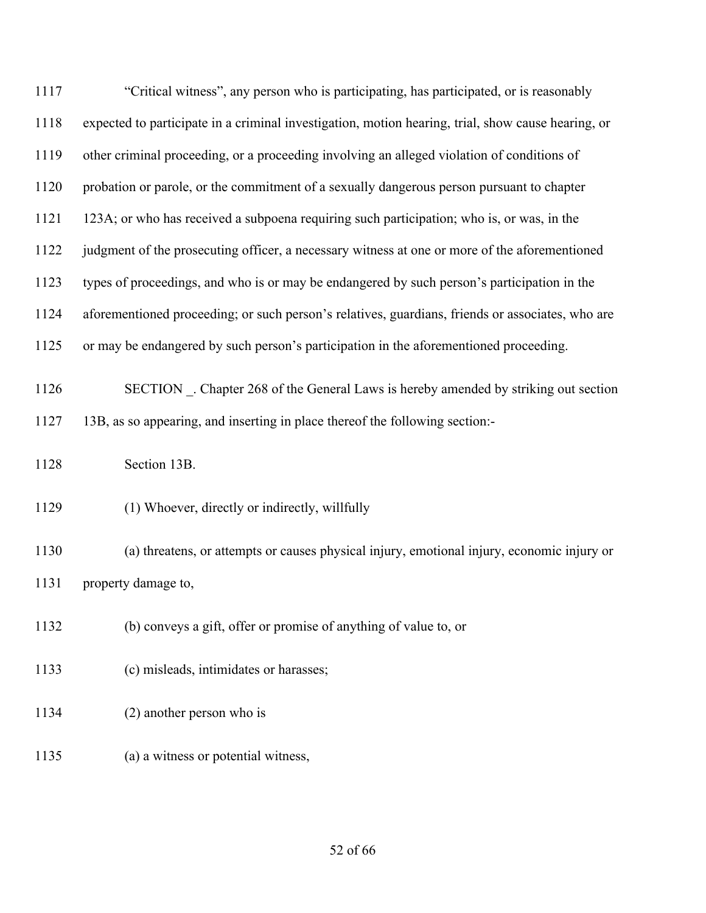"Critical witness", any person who is participating, has participated, or is reasonably expected to participate in a criminal investigation, motion hearing, trial, show cause hearing, or other criminal proceeding, or a proceeding involving an alleged violation of conditions of probation or parole, or the commitment of a sexually dangerous person pursuant to chapter 123A; or who has received a subpoena requiring such participation; who is, or was, in the judgment of the prosecuting officer, a necessary witness at one or more of the aforementioned types of proceedings, and who is or may be endangered by such person's participation in the aforementioned proceeding; or such person's relatives, guardians, friends or associates, who are or may be endangered by such person's participation in the aforementioned proceeding.

SECTION _. Chapter 268 of the General Laws is hereby amended by striking out section 13B, as so appearing, and inserting in place thereof the following section:-

Section 13B.

(1) Whoever, directly or indirectly, willfully

(a) threatens, or attempts or causes physical injury, emotional injury, economic injury or property damage to,

(b) conveys a gift, offer or promise of anything of value to, or

(c) misleads, intimidates or harasses;

(2) another person who is

(a) a witness or potential witness,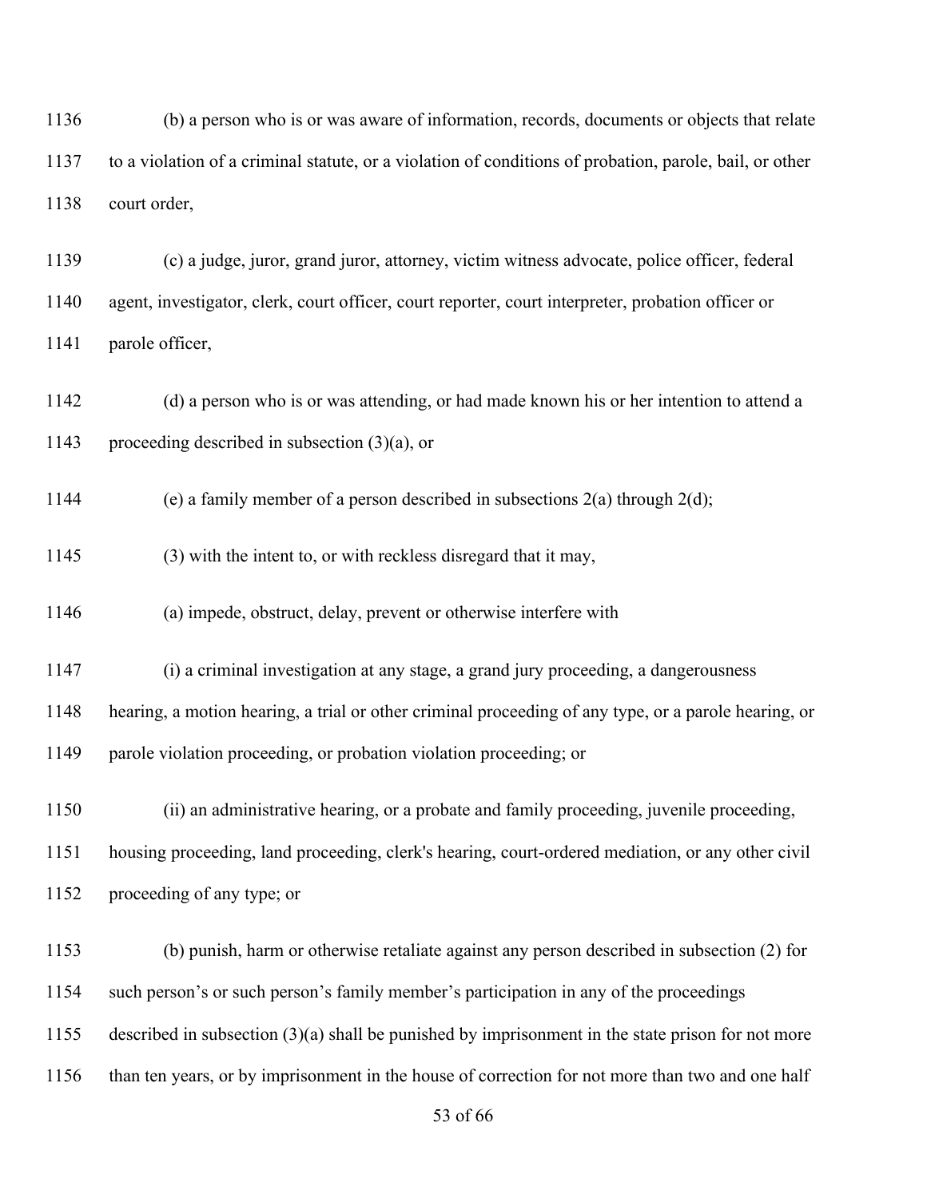1136 (b) a person who is or was aware of information, records, documents or objects that relate
1137 to a violation of a criminal statute, or a violation of conditions of probation, parole, bail, or other
1138 court order,

1139 (c) a judge, juror, grand juror, attorney, victim witness advocate, police officer, federal
1140 agent, investigator, clerk, court officer, court reporter, court interpreter, probation officer or
1141 parole officer,

1142 (d) a person who is or was attending, or had made known his or her intention to attend a
1143 proceeding described in subsection (3)(a), or

1144 (e) a family member of a person described in subsections 2(a) through 2(d);

1145 (3) with the intent to, or with reckless disregard that it may,

1146 (a) impede, obstruct, delay, prevent or otherwise interfere with

1147 (i) a criminal investigation at any stage, a grand jury proceeding, a dangerousness
1148 hearing, a motion hearing, a trial or other criminal proceeding of any type, or a parole hearing, or
1149 parole violation proceeding, or probation violation proceeding; or

1150 (ii) an administrative hearing, or a probate and family proceeding, juvenile proceeding,
1151 housing proceeding, land proceeding, clerk's hearing, court-ordered mediation, or any other civil
1152 proceeding of any type; or

1153 (b) punish, harm or otherwise retaliate against any person described in subsection (2) for
1154 such person's or such person's family member's participation in any of the proceedings
1155 described in subsection (3)(a) shall be punished by imprisonment in the state prison for not more
1156 than ten years, or by imprisonment in the house of correction for not more than two and one half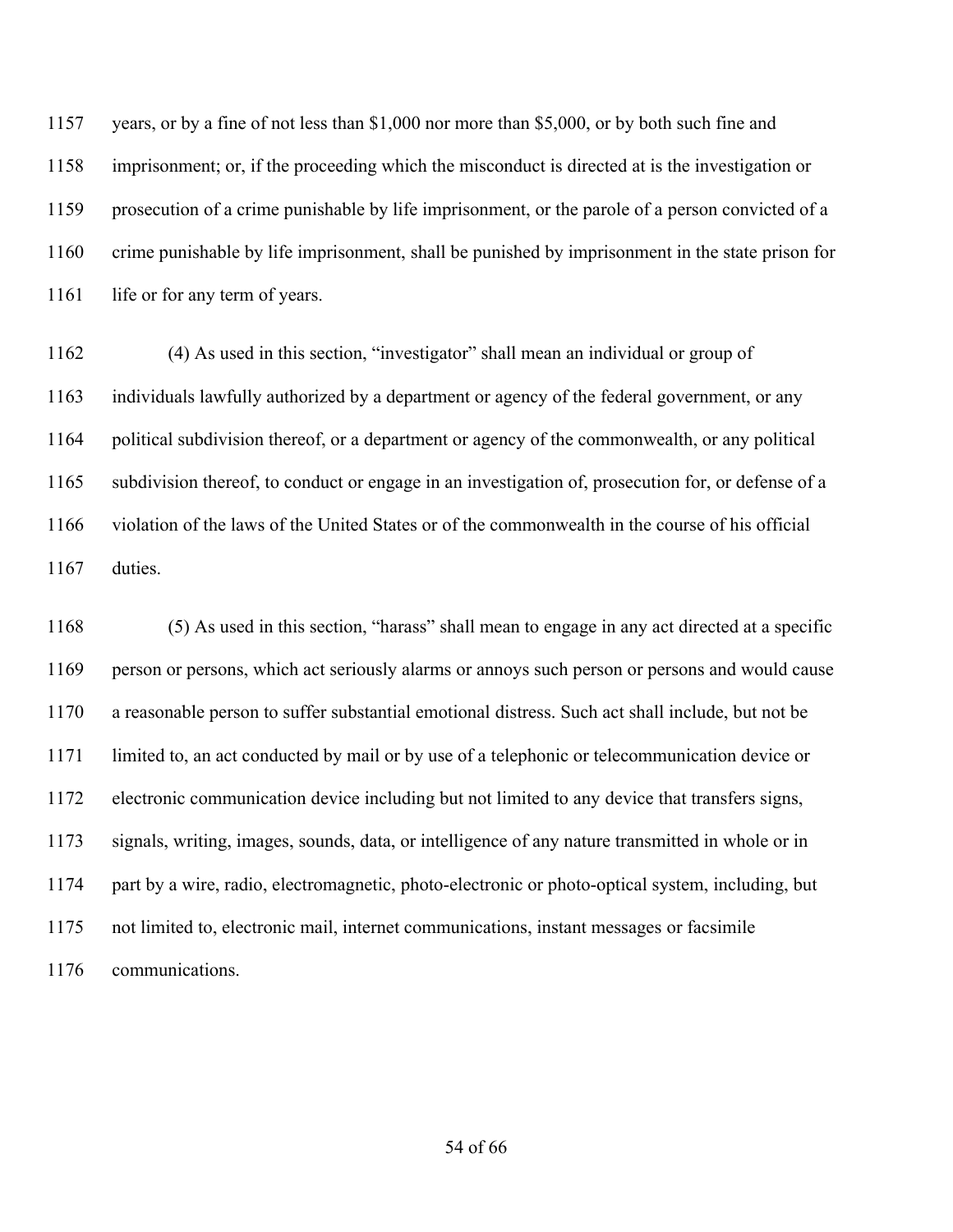years, or by a fine of not less than $1,000 nor more than $5,000, or by both such fine and imprisonment; or, if the proceeding which the misconduct is directed at is the investigation or prosecution of a crime punishable by life imprisonment, or the parole of a person convicted of a crime punishable by life imprisonment, shall be punished by imprisonment in the state prison for life or for any term of years.

(4) As used in this section, "investigator" shall mean an individual or group of individuals lawfully authorized by a department or agency of the federal government, or any political subdivision thereof, or a department or agency of the commonwealth, or any political subdivision thereof, to conduct or engage in an investigation of, prosecution for, or defense of a violation of the laws of the United States or of the commonwealth in the course of his official duties.

(5) As used in this section, "harass" shall mean to engage in any act directed at a specific person or persons, which act seriously alarms or annoys such person or persons and would cause a reasonable person to suffer substantial emotional distress. Such act shall include, but not be limited to, an act conducted by mail or by use of a telephonic or telecommunication device or electronic communication device including but not limited to any device that transfers signs, signals, writing, images, sounds, data, or intelligence of any nature transmitted in whole or in part by a wire, radio, electromagnetic, photo-electronic or photo-optical system, including, but not limited to, electronic mail, internet communications, instant messages or facsimile communications.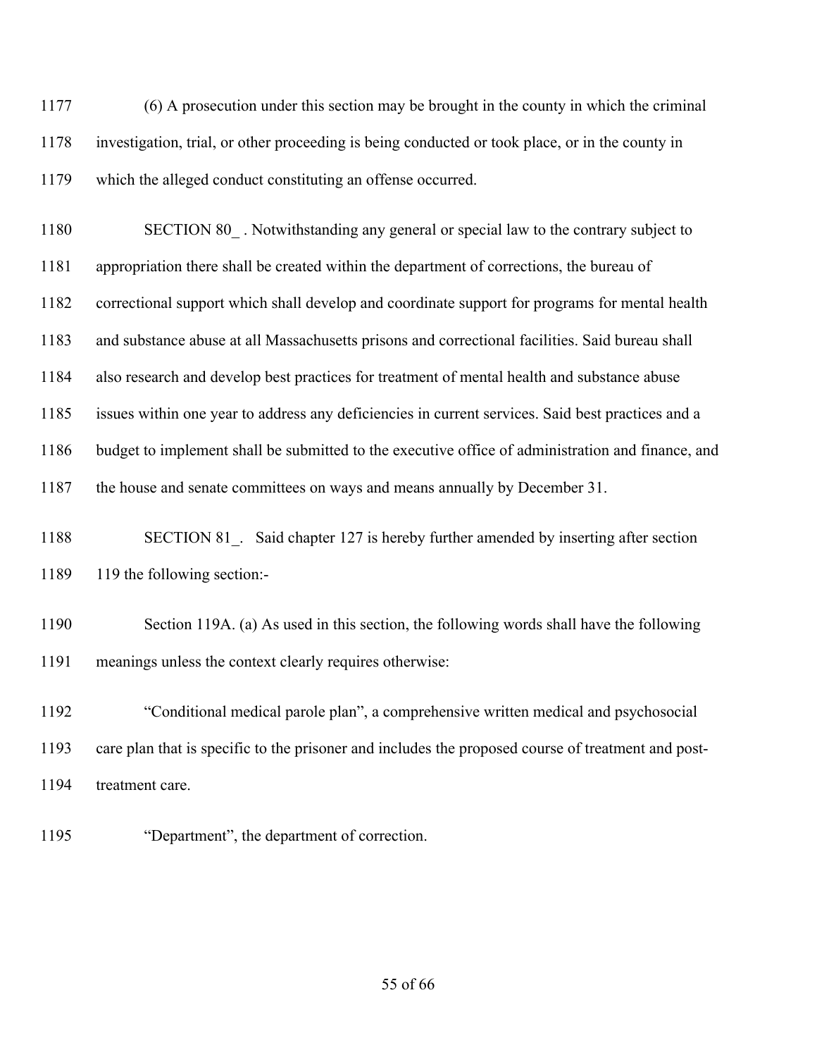(6) A prosecution under this section may be brought in the county in which the criminal investigation, trial, or other proceeding is being conducted or took place, or in the county in which the alleged conduct constituting an offense occurred.

SECTION 80_ . Notwithstanding any general or special law to the contrary subject to appropriation there shall be created within the department of corrections, the bureau of correctional support which shall develop and coordinate support for programs for mental health and substance abuse at all Massachusetts prisons and correctional facilities. Said bureau shall also research and develop best practices for treatment of mental health and substance abuse issues within one year to address any deficiencies in current services. Said best practices and a budget to implement shall be submitted to the executive office of administration and finance, and the house and senate committees on ways and means annually by December 31.

SECTION 81_. Said chapter 127 is hereby further amended by inserting after section 119 the following section:-

Section 119A. (a) As used in this section, the following words shall have the following meanings unless the context clearly requires otherwise:

"Conditional medical parole plan", a comprehensive written medical and psychosocial care plan that is specific to the prisoner and includes the proposed course of treatment and post-treatment care.

"Department", the department of correction.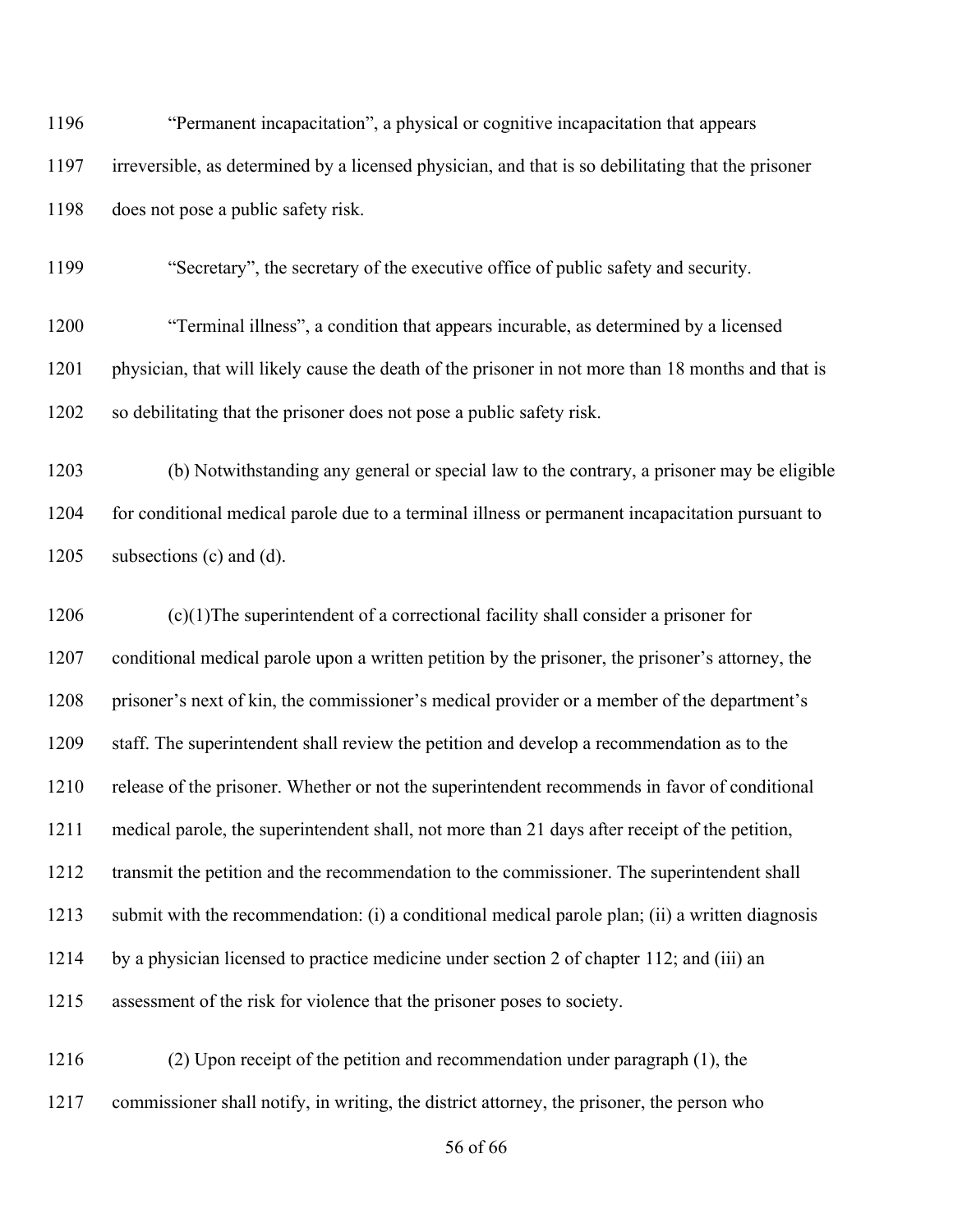"Permanent incapacitation", a physical or cognitive incapacitation that appears irreversible, as determined by a licensed physician, and that is so debilitating that the prisoner does not pose a public safety risk.

"Secretary", the secretary of the executive office of public safety and security.

"Terminal illness", a condition that appears incurable, as determined by a licensed physician, that will likely cause the death of the prisoner in not more than 18 months and that is so debilitating that the prisoner does not pose a public safety risk.

(b) Notwithstanding any general or special law to the contrary, a prisoner may be eligible for conditional medical parole due to a terminal illness or permanent incapacitation pursuant to subsections (c) and (d).

(c)(1)The superintendent of a correctional facility shall consider a prisoner for conditional medical parole upon a written petition by the prisoner, the prisoner's attorney, the prisoner's next of kin, the commissioner's medical provider or a member of the department's staff. The superintendent shall review the petition and develop a recommendation as to the release of the prisoner. Whether or not the superintendent recommends in favor of conditional medical parole, the superintendent shall, not more than 21 days after receipt of the petition, transmit the petition and the recommendation to the commissioner. The superintendent shall submit with the recommendation: (i) a conditional medical parole plan; (ii) a written diagnosis by a physician licensed to practice medicine under section 2 of chapter 112; and (iii) an assessment of the risk for violence that the prisoner poses to society.

(2) Upon receipt of the petition and recommendation under paragraph (1), the commissioner shall notify, in writing, the district attorney, the prisoner, the person who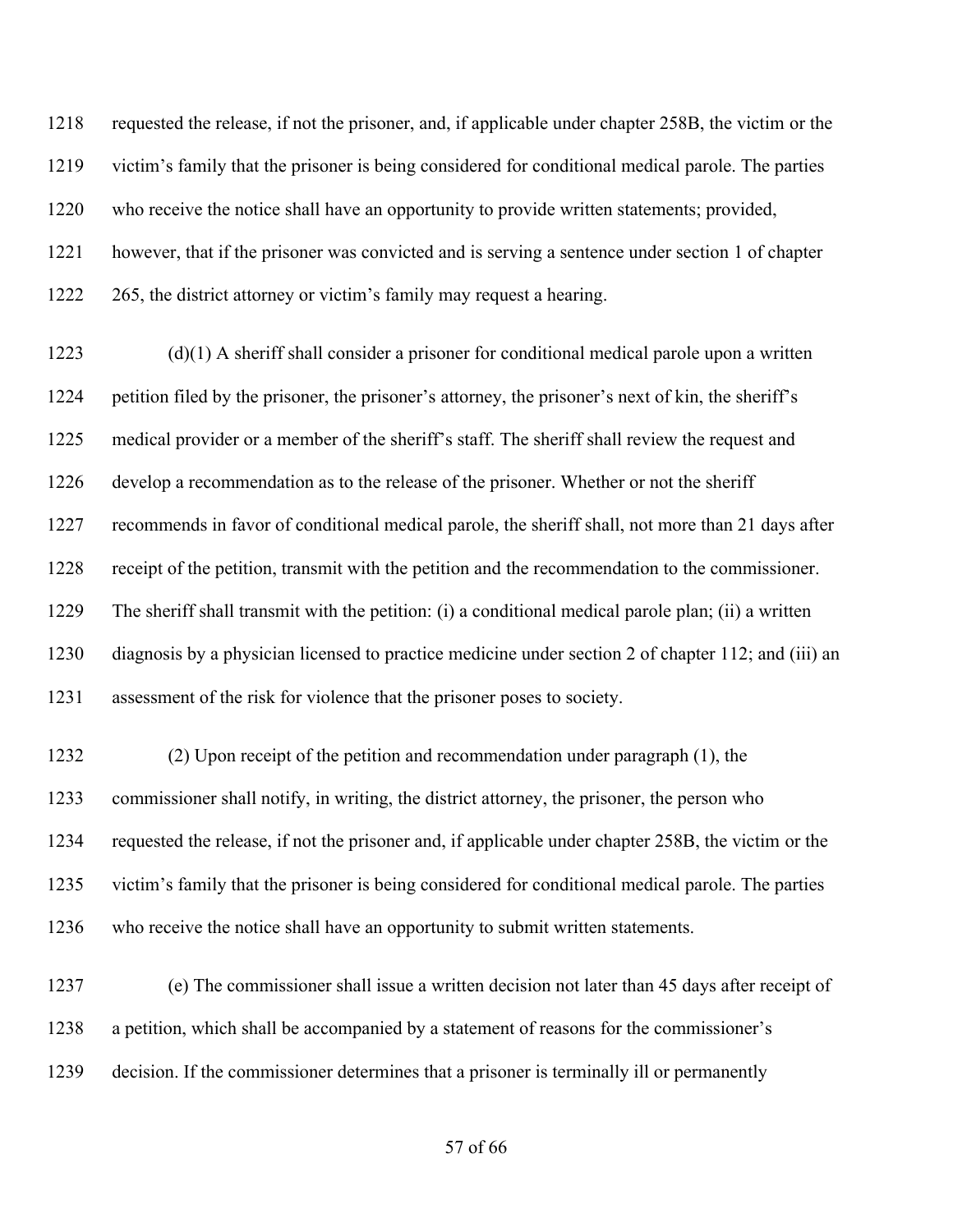requested the release, if not the prisoner, and, if applicable under chapter 258B, the victim or the victim's family that the prisoner is being considered for conditional medical parole. The parties who receive the notice shall have an opportunity to provide written statements; provided, however, that if the prisoner was convicted and is serving a sentence under section 1 of chapter 265, the district attorney or victim's family may request a hearing.

(d)(1) A sheriff shall consider a prisoner for conditional medical parole upon a written petition filed by the prisoner, the prisoner's attorney, the prisoner's next of kin, the sheriff's medical provider or a member of the sheriff's staff. The sheriff shall review the request and develop a recommendation as to the release of the prisoner. Whether or not the sheriff recommends in favor of conditional medical parole, the sheriff shall, not more than 21 days after receipt of the petition, transmit with the petition and the recommendation to the commissioner. The sheriff shall transmit with the petition: (i) a conditional medical parole plan; (ii) a written diagnosis by a physician licensed to practice medicine under section 2 of chapter 112; and (iii) an assessment of the risk for violence that the prisoner poses to society.

(2) Upon receipt of the petition and recommendation under paragraph (1), the commissioner shall notify, in writing, the district attorney, the prisoner, the person who requested the release, if not the prisoner and, if applicable under chapter 258B, the victim or the victim's family that the prisoner is being considered for conditional medical parole. The parties who receive the notice shall have an opportunity to submit written statements.

(e) The commissioner shall issue a written decision not later than 45 days after receipt of a petition, which shall be accompanied by a statement of reasons for the commissioner's decision. If the commissioner determines that a prisoner is terminally ill or permanently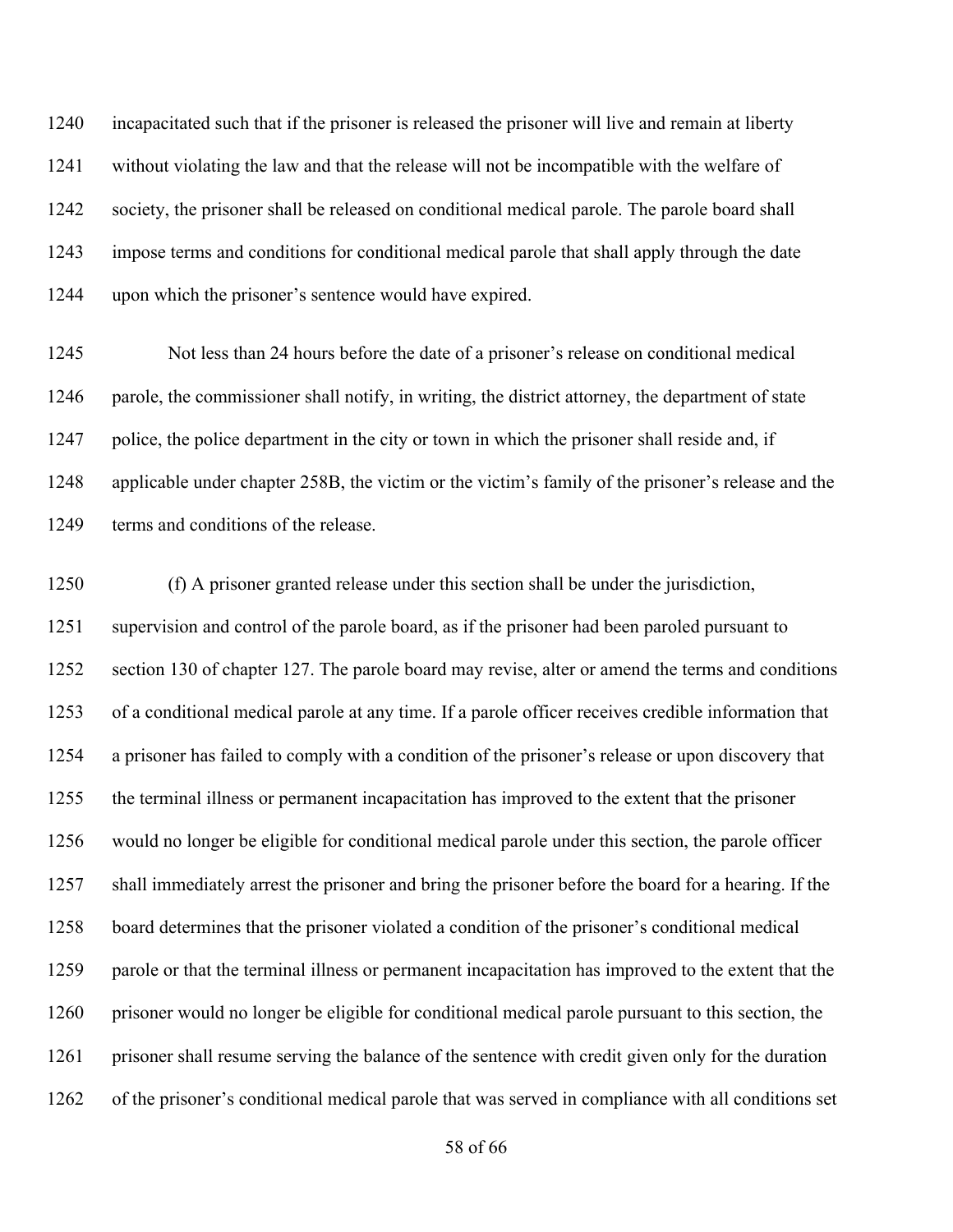incapacitated such that if the prisoner is released the prisoner will live and remain at liberty without violating the law and that the release will not be incompatible with the welfare of society, the prisoner shall be released on conditional medical parole. The parole board shall impose terms and conditions for conditional medical parole that shall apply through the date upon which the prisoner's sentence would have expired.

Not less than 24 hours before the date of a prisoner's release on conditional medical parole, the commissioner shall notify, in writing, the district attorney, the department of state police, the police department in the city or town in which the prisoner shall reside and, if applicable under chapter 258B, the victim or the victim's family of the prisoner's release and the terms and conditions of the release.

(f) A prisoner granted release under this section shall be under the jurisdiction, supervision and control of the parole board, as if the prisoner had been paroled pursuant to section 130 of chapter 127. The parole board may revise, alter or amend the terms and conditions of a conditional medical parole at any time. If a parole officer receives credible information that a prisoner has failed to comply with a condition of the prisoner's release or upon discovery that the terminal illness or permanent incapacitation has improved to the extent that the prisoner would no longer be eligible for conditional medical parole under this section, the parole officer shall immediately arrest the prisoner and bring the prisoner before the board for a hearing. If the board determines that the prisoner violated a condition of the prisoner's conditional medical parole or that the terminal illness or permanent incapacitation has improved to the extent that the prisoner would no longer be eligible for conditional medical parole pursuant to this section, the prisoner shall resume serving the balance of the sentence with credit given only for the duration of the prisoner's conditional medical parole that was served in compliance with all conditions set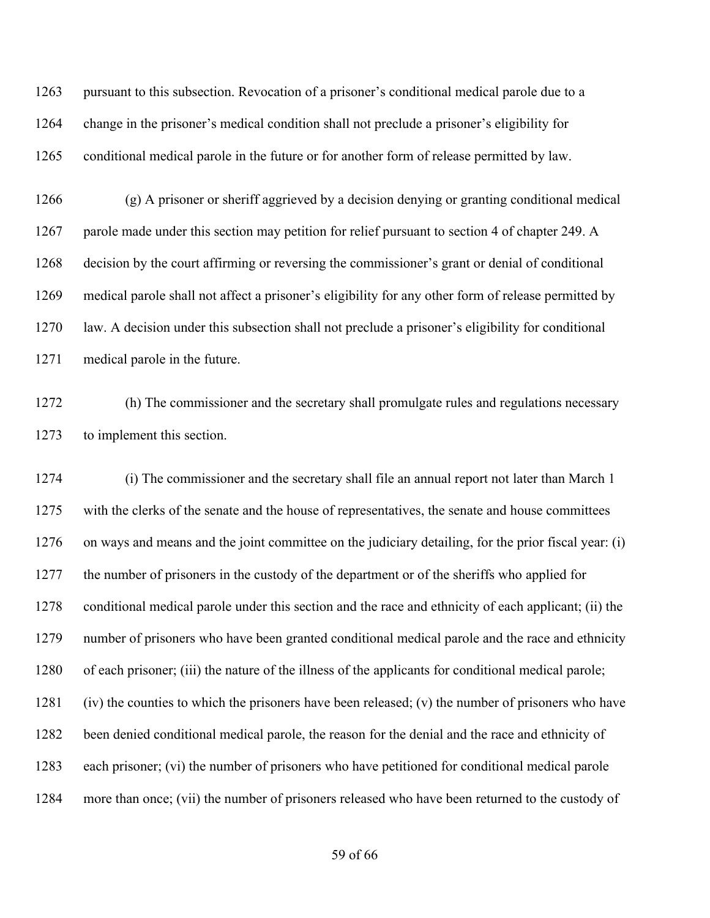pursuant to this subsection. Revocation of a prisoner's conditional medical parole due to a change in the prisoner's medical condition shall not preclude a prisoner's eligibility for conditional medical parole in the future or for another form of release permitted by law.

(g) A prisoner or sheriff aggrieved by a decision denying or granting conditional medical parole made under this section may petition for relief pursuant to section 4 of chapter 249. A decision by the court affirming or reversing the commissioner's grant or denial of conditional medical parole shall not affect a prisoner's eligibility for any other form of release permitted by law. A decision under this subsection shall not preclude a prisoner's eligibility for conditional medical parole in the future.

(h) The commissioner and the secretary shall promulgate rules and regulations necessary to implement this section.

(i) The commissioner and the secretary shall file an annual report not later than March 1 with the clerks of the senate and the house of representatives, the senate and house committees on ways and means and the joint committee on the judiciary detailing, for the prior fiscal year: (i) the number of prisoners in the custody of the department or of the sheriffs who applied for conditional medical parole under this section and the race and ethnicity of each applicant; (ii) the number of prisoners who have been granted conditional medical parole and the race and ethnicity of each prisoner; (iii) the nature of the illness of the applicants for conditional medical parole; (iv) the counties to which the prisoners have been released; (v) the number of prisoners who have been denied conditional medical parole, the reason for the denial and the race and ethnicity of each prisoner; (vi) the number of prisoners who have petitioned for conditional medical parole more than once; (vii) the number of prisoners released who have been returned to the custody of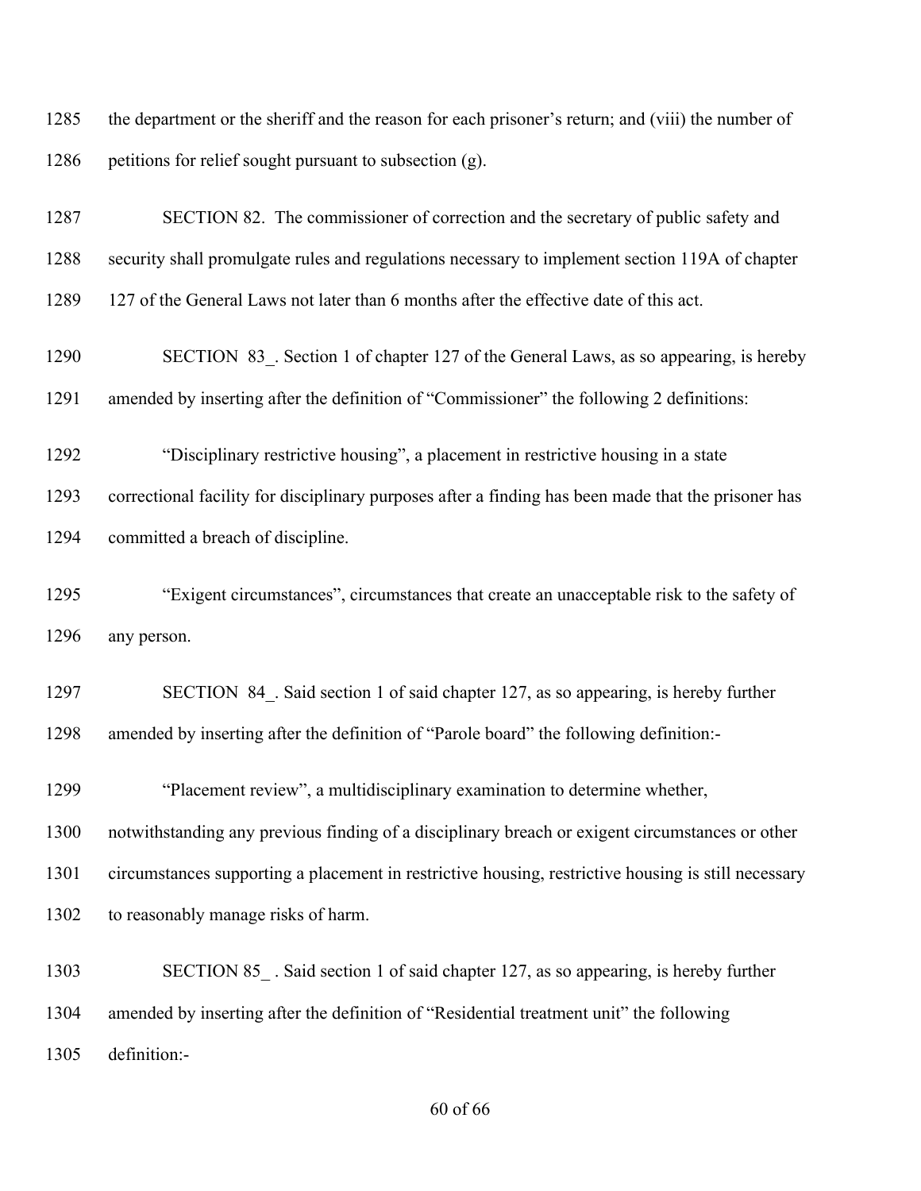the department or the sheriff and the reason for each prisoner's return; and (viii) the number of petitions for relief sought pursuant to subsection (g).

SECTION 82. The commissioner of correction and the secretary of public safety and security shall promulgate rules and regulations necessary to implement section 119A of chapter 127 of the General Laws not later than 6 months after the effective date of this act.

SECTION 83_. Section 1 of chapter 127 of the General Laws, as so appearing, is hereby amended by inserting after the definition of "Commissioner" the following 2 definitions:

"Disciplinary restrictive housing", a placement in restrictive housing in a state correctional facility for disciplinary purposes after a finding has been made that the prisoner has committed a breach of discipline.

"Exigent circumstances", circumstances that create an unacceptable risk to the safety of any person.

SECTION 84_. Said section 1 of said chapter 127, as so appearing, is hereby further amended by inserting after the definition of "Parole board" the following definition:-

"Placement review", a multidisciplinary examination to determine whether, notwithstanding any previous finding of a disciplinary breach or exigent circumstances or other circumstances supporting a placement in restrictive housing, restrictive housing is still necessary to reasonably manage risks of harm.

SECTION 85_ . Said section 1 of said chapter 127, as so appearing, is hereby further amended by inserting after the definition of "Residential treatment unit" the following definition:-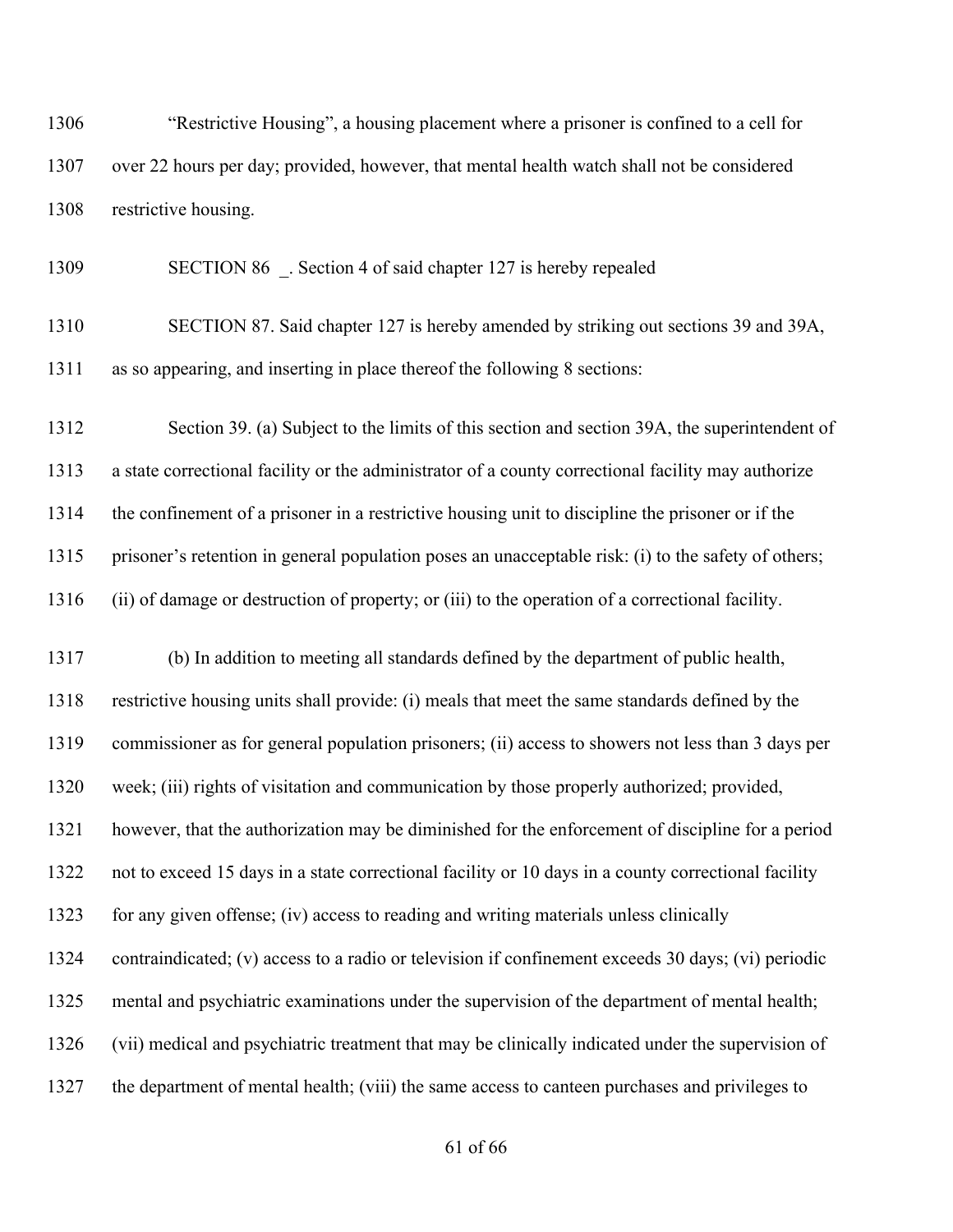"Restrictive Housing", a housing placement where a prisoner is confined to a cell for over 22 hours per day; provided, however, that mental health watch shall not be considered restrictive housing.

SECTION 86 _. Section 4 of said chapter 127 is hereby repealed

SECTION 87. Said chapter 127 is hereby amended by striking out sections 39 and 39A, as so appearing, and inserting in place thereof the following 8 sections:

Section 39. (a) Subject to the limits of this section and section 39A, the superintendent of a state correctional facility or the administrator of a county correctional facility may authorize the confinement of a prisoner in a restrictive housing unit to discipline the prisoner or if the prisoner's retention in general population poses an unacceptable risk: (i) to the safety of others; (ii) of damage or destruction of property; or (iii) to the operation of a correctional facility.

(b) In addition to meeting all standards defined by the department of public health, restrictive housing units shall provide: (i) meals that meet the same standards defined by the commissioner as for general population prisoners; (ii) access to showers not less than 3 days per week; (iii) rights of visitation and communication by those properly authorized; provided, however, that the authorization may be diminished for the enforcement of discipline for a period not to exceed 15 days in a state correctional facility or 10 days in a county correctional facility for any given offense; (iv) access to reading and writing materials unless clinically contraindicated; (v) access to a radio or television if confinement exceeds 30 days; (vi) periodic mental and psychiatric examinations under the supervision of the department of mental health; (vii) medical and psychiatric treatment that may be clinically indicated under the supervision of the department of mental health; (viii) the same access to canteen purchases and privileges to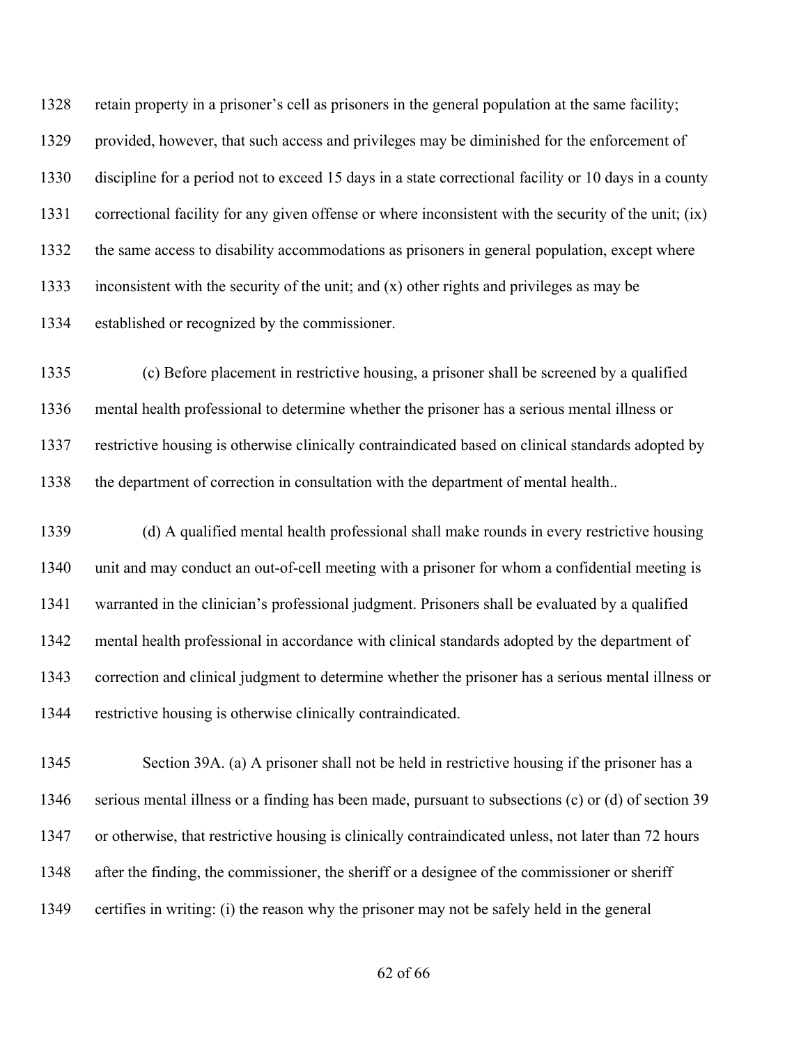retain property in a prisoner's cell as prisoners in the general population at the same facility; provided, however, that such access and privileges may be diminished for the enforcement of discipline for a period not to exceed 15 days in a state correctional facility or 10 days in a county correctional facility for any given offense or where inconsistent with the security of the unit; (ix) the same access to disability accommodations as prisoners in general population, except where inconsistent with the security of the unit; and (x) other rights and privileges as may be established or recognized by the commissioner.

(c) Before placement in restrictive housing, a prisoner shall be screened by a qualified mental health professional to determine whether the prisoner has a serious mental illness or restrictive housing is otherwise clinically contraindicated based on clinical standards adopted by the department of correction in consultation with the department of mental health..

(d) A qualified mental health professional shall make rounds in every restrictive housing unit and may conduct an out-of-cell meeting with a prisoner for whom a confidential meeting is warranted in the clinician's professional judgment. Prisoners shall be evaluated by a qualified mental health professional in accordance with clinical standards adopted by the department of correction and clinical judgment to determine whether the prisoner has a serious mental illness or restrictive housing is otherwise clinically contraindicated.

Section 39A. (a) A prisoner shall not be held in restrictive housing if the prisoner has a serious mental illness or a finding has been made, pursuant to subsections (c) or (d) of section 39 or otherwise, that restrictive housing is clinically contraindicated unless, not later than 72 hours after the finding, the commissioner, the sheriff or a designee of the commissioner or sheriff certifies in writing: (i) the reason why the prisoner may not be safely held in the general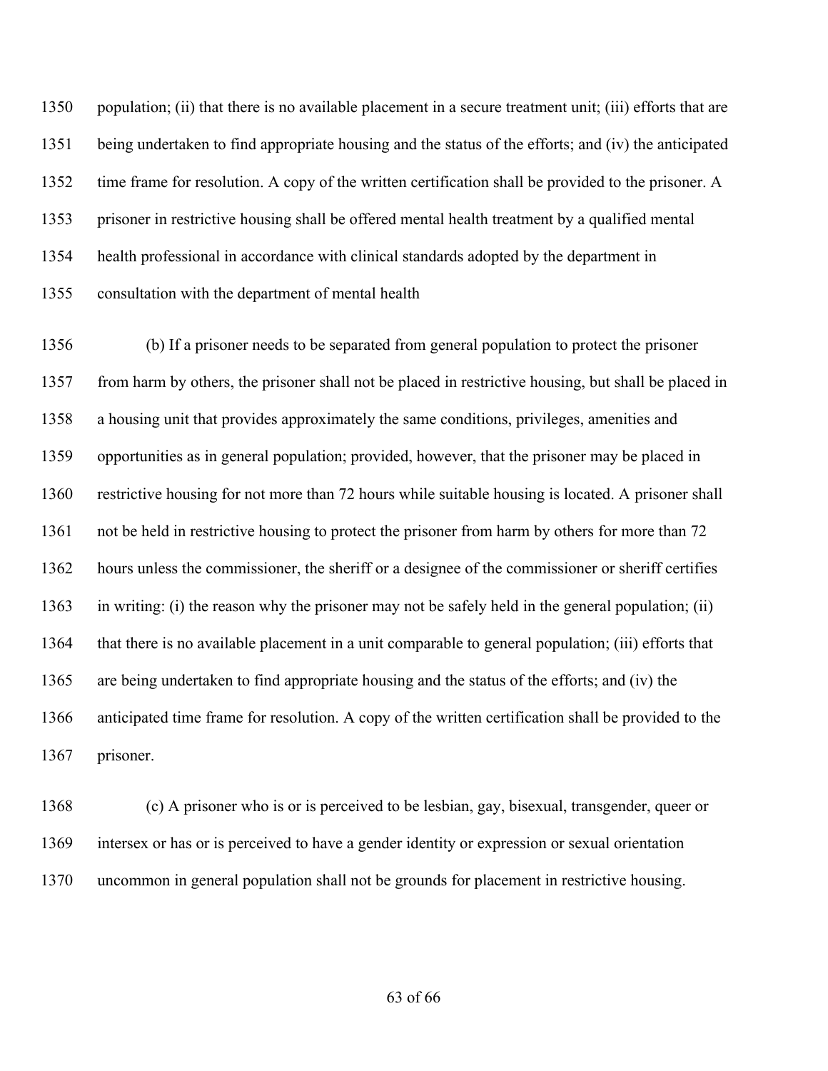population; (ii) that there is no available placement in a secure treatment unit; (iii) efforts that are being undertaken to find appropriate housing and the status of the efforts; and (iv) the anticipated time frame for resolution. A copy of the written certification shall be provided to the prisoner. A prisoner in restrictive housing shall be offered mental health treatment by a qualified mental health professional in accordance with clinical standards adopted by the department in consultation with the department of mental health

(b) If a prisoner needs to be separated from general population to protect the prisoner from harm by others, the prisoner shall not be placed in restrictive housing, but shall be placed in a housing unit that provides approximately the same conditions, privileges, amenities and opportunities as in general population; provided, however, that the prisoner may be placed in restrictive housing for not more than 72 hours while suitable housing is located. A prisoner shall not be held in restrictive housing to protect the prisoner from harm by others for more than 72 hours unless the commissioner, the sheriff or a designee of the commissioner or sheriff certifies in writing: (i) the reason why the prisoner may not be safely held in the general population; (ii) that there is no available placement in a unit comparable to general population; (iii) efforts that are being undertaken to find appropriate housing and the status of the efforts; and (iv) the anticipated time frame for resolution. A copy of the written certification shall be provided to the prisoner.

(c) A prisoner who is or is perceived to be lesbian, gay, bisexual, transgender, queer or intersex or has or is perceived to have a gender identity or expression or sexual orientation uncommon in general population shall not be grounds for placement in restrictive housing.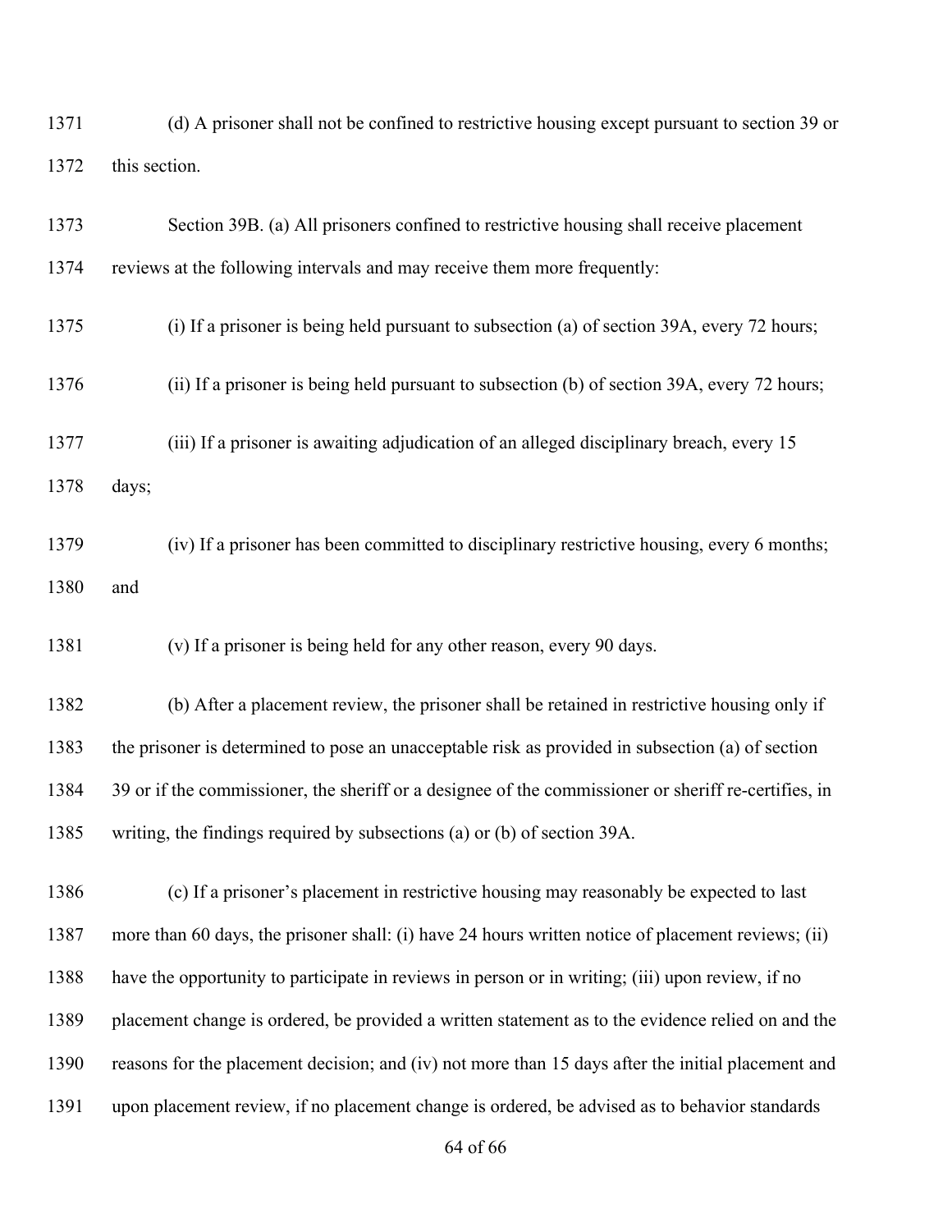(d) A prisoner shall not be confined to restrictive housing except pursuant to section 39 or this section.

Section 39B. (a) All prisoners confined to restrictive housing shall receive placement reviews at the following intervals and may receive them more frequently:

(i) If a prisoner is being held pursuant to subsection (a) of section 39A, every 72 hours;

(ii) If a prisoner is being held pursuant to subsection (b) of section 39A, every 72 hours;

(iii) If a prisoner is awaiting adjudication of an alleged disciplinary breach, every 15 days;

(iv) If a prisoner has been committed to disciplinary restrictive housing, every 6 months; and

(v) If a prisoner is being held for any other reason, every 90 days.

(b) After a placement review, the prisoner shall be retained in restrictive housing only if the prisoner is determined to pose an unacceptable risk as provided in subsection (a) of section 39 or if the commissioner, the sheriff or a designee of the commissioner or sheriff re-certifies, in writing, the findings required by subsections (a) or (b) of section 39A.

(c) If a prisoner's placement in restrictive housing may reasonably be expected to last more than 60 days, the prisoner shall: (i) have 24 hours written notice of placement reviews; (ii) have the opportunity to participate in reviews in person or in writing; (iii) upon review, if no placement change is ordered, be provided a written statement as to the evidence relied on and the reasons for the placement decision; and (iv) not more than 15 days after the initial placement and upon placement review, if no placement change is ordered, be advised as to behavior standards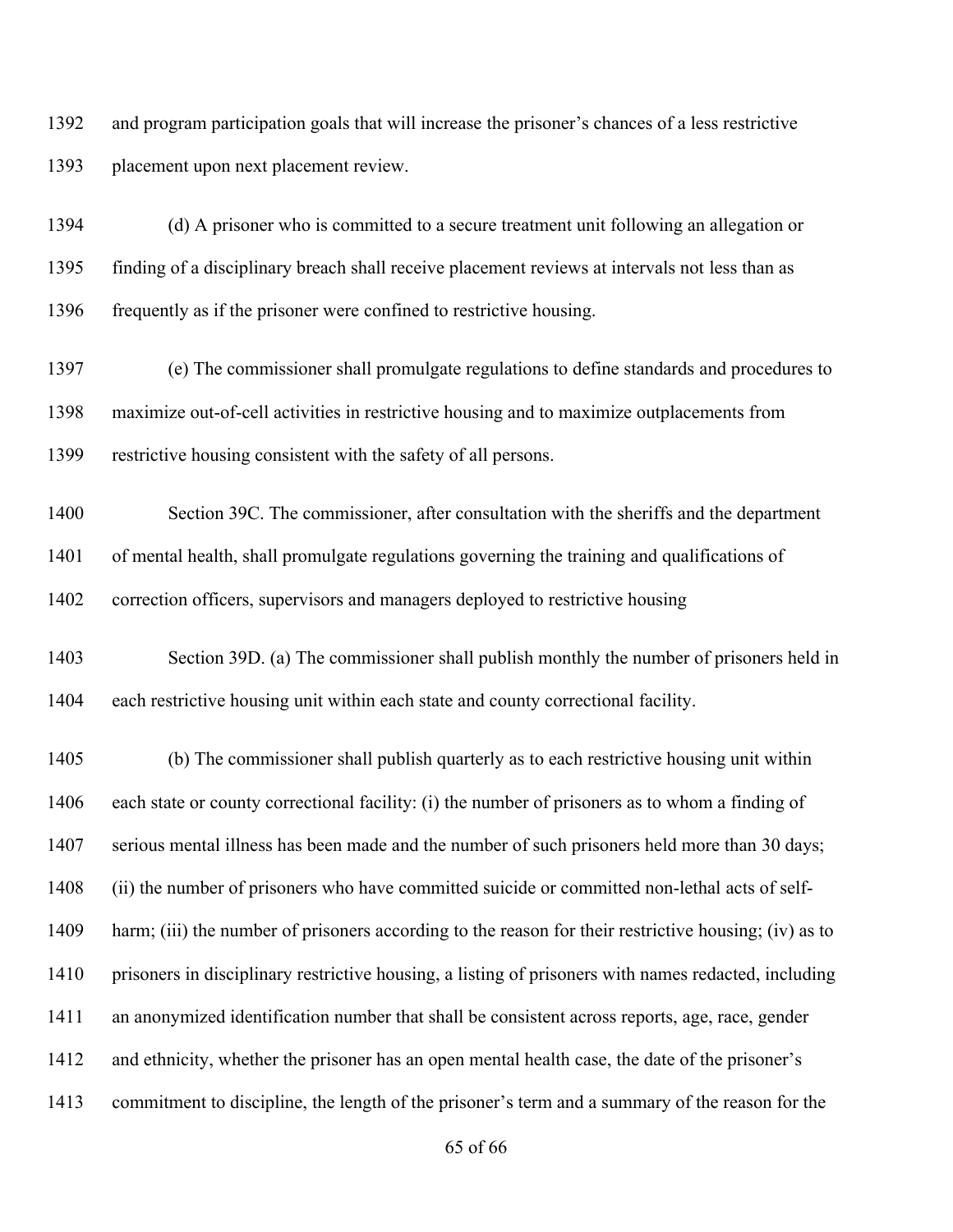and program participation goals that will increase the prisoner's chances of a less restrictive placement upon next placement review.

(d) A prisoner who is committed to a secure treatment unit following an allegation or finding of a disciplinary breach shall receive placement reviews at intervals not less than as frequently as if the prisoner were confined to restrictive housing.

(e) The commissioner shall promulgate regulations to define standards and procedures to maximize out-of-cell activities in restrictive housing and to maximize outplacements from restrictive housing consistent with the safety of all persons.

Section 39C. The commissioner, after consultation with the sheriffs and the department of mental health, shall promulgate regulations governing the training and qualifications of correction officers, supervisors and managers deployed to restrictive housing

Section 39D. (a) The commissioner shall publish monthly the number of prisoners held in each restrictive housing unit within each state and county correctional facility.

(b) The commissioner shall publish quarterly as to each restrictive housing unit within each state or county correctional facility: (i) the number of prisoners as to whom a finding of serious mental illness has been made and the number of such prisoners held more than 30 days; (ii) the number of prisoners who have committed suicide or committed non-lethal acts of self-harm; (iii) the number of prisoners according to the reason for their restrictive housing; (iv) as to prisoners in disciplinary restrictive housing, a listing of prisoners with names redacted, including an anonymized identification number that shall be consistent across reports, age, race, gender and ethnicity, whether the prisoner has an open mental health case, the date of the prisoner's commitment to discipline, the length of the prisoner's term and a summary of the reason for the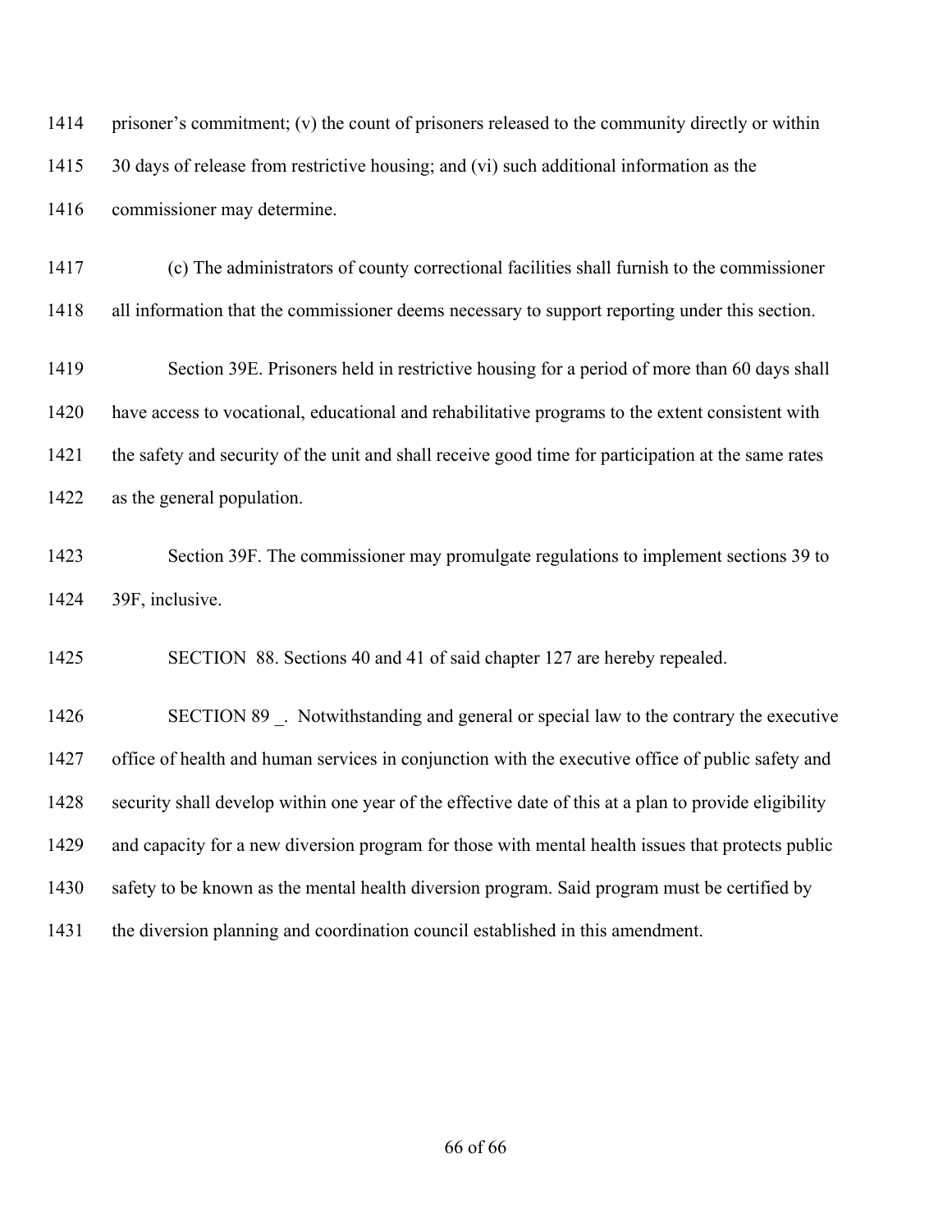prisoner's commitment; (v) the count of prisoners released to the community directly or within 30 days of release from restrictive housing; and (vi) such additional information as the commissioner may determine.

(c) The administrators of county correctional facilities shall furnish to the commissioner all information that the commissioner deems necessary to support reporting under this section.

Section 39E. Prisoners held in restrictive housing for a period of more than 60 days shall have access to vocational, educational and rehabilitative programs to the extent consistent with the safety and security of the unit and shall receive good time for participation at the same rates as the general population.

Section 39F. The commissioner may promulgate regulations to implement sections 39 to 39F, inclusive.

SECTION 88. Sections 40 and 41 of said chapter 127 are hereby repealed.

SECTION 89 _. Notwithstanding and general or special law to the contrary the executive office of health and human services in conjunction with the executive office of public safety and security shall develop within one year of the effective date of this at a plan to provide eligibility and capacity for a new diversion program for those with mental health issues that protects public safety to be known as the mental health diversion program. Said program must be certified by the diversion planning and coordination council established in this amendment.